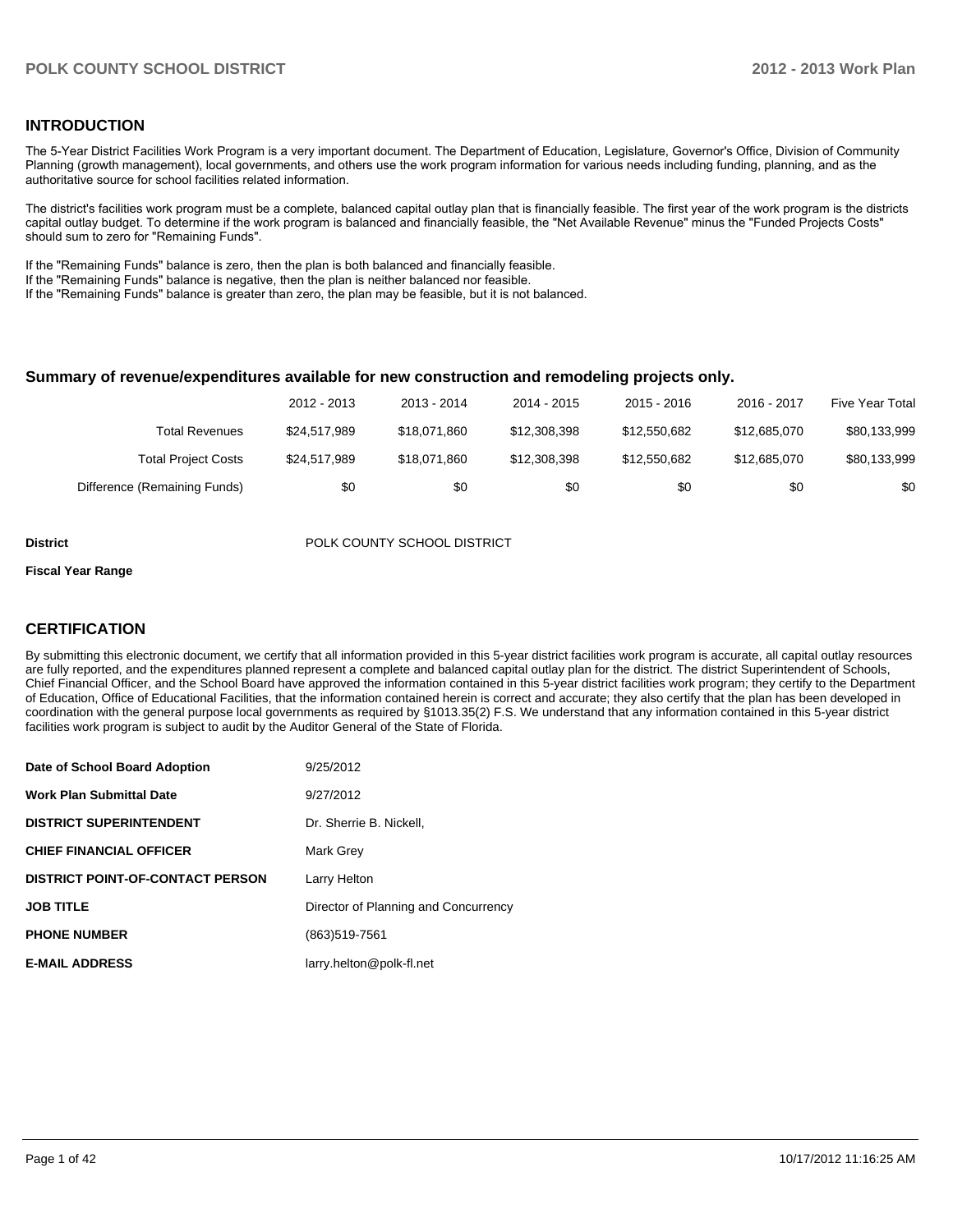## INTRODUCTION

The 5-Year District Facilities Work Program is a very important document. The Department of Education, Legislature, Governor's Office, Division of Community Planning (growth management), local governments, and others use the work program information for various needs including funding, planning, and as the authoritative source for school facilities related information.

The district's facilities work program must be a complete, balanced capital outlay plan that is financially feasible. The first year of the work program is the districts capital outlay budget. To determine if the work program is balanced and financially feasible, the "Net Available Revenue" minus the "Funded Projects Costs" should sum to zero for "Remaining Funds".

If the "Remaining Funds" balance is zero, then the plan is both balanced and financially feasible.
If the "Remaining Funds" balance is negative, then the plan is neither balanced nor feasible.
If the "Remaining Funds" balance is greater than zero, the plan may be feasible, but it is not balanced.

### Summary of revenue/expenditures available for new construction and remodeling projects only.

| | 2012 - 2013 | 2013 - 2014 | 2014 - 2015 | 2015 - 2016 | 2016 - 2017 | Five Year Total |
|---|---|---|---|---|---|---|
| Total Revenues | $24,517,989 | $18,071,860 | $12,308,398 | $12,550,682 | $12,685,070 | $80,133,999 |
| Total Project Costs | $24,517,989 | $18,071,860 | $12,308,398 | $12,550,682 | $12,685,070 | $80,133,999 |
| Difference (Remaining Funds) | $0 | $0 | $0 | $0 | $0 | $0 |

**District** POLK COUNTY SCHOOL DISTRICT

**Fiscal Year Range**

## CERTIFICATION

By submitting this electronic document, we certify that all information provided in this 5-year district facilities work program is accurate, all capital outlay resources are fully reported, and the expenditures planned represent a complete and balanced capital outlay plan for the district. The district Superintendent of Schools, Chief Financial Officer, and the School Board have approved the information contained in this 5-year district facilities work program; they certify to the Department of Education, Office of Educational Facilities, that the information contained herein is correct and accurate; they also certify that the plan has been developed in coordination with the general purpose local governments as required by §1013.35(2) F.S. We understand that any information contained in this 5-year district facilities work program is subject to audit by the Auditor General of the State of Florida.

| | |
|---|---|
| **Date of School Board Adoption** | 9/25/2012 |
| **Work Plan Submittal Date** | 9/27/2012 |
| **DISTRICT SUPERINTENDENT** | Dr. Sherrie B. Nickell, |
| **CHIEF FINANCIAL OFFICER** | Mark Grey |
| **DISTRICT POINT-OF-CONTACT PERSON** | Larry Helton |
| **JOB TITLE** | Director of Planning and Concurrency |
| **PHONE NUMBER** | (863)519-7561 |
| **E-MAIL ADDRESS** | larry.helton@polk-fl.net |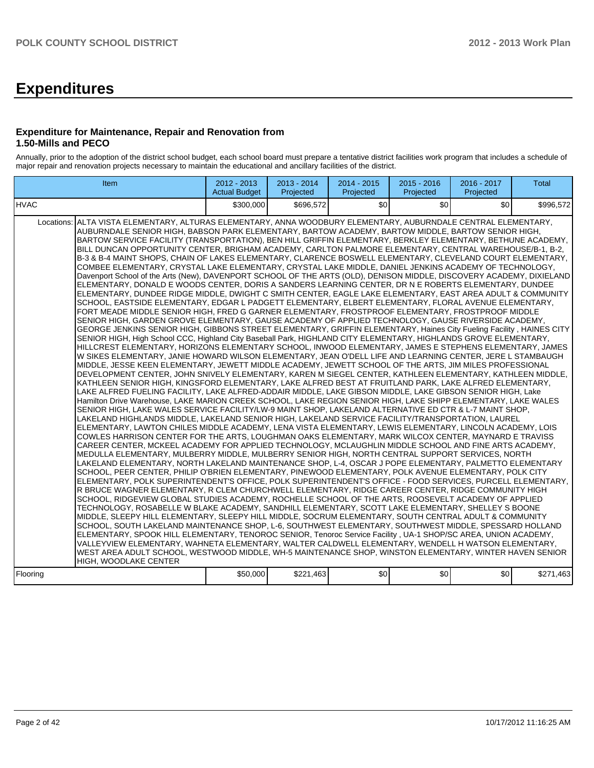# Expenditures

### Expenditure for Maintenance, Repair and Renovation from 1.50-Mills and PECO

Annually, prior to the adoption of the district school budget, each school board must prepare a tentative district facilities work program that includes a schedule of major repair and renovation projects necessary to maintain the educational and ancillary facilities of the district.

| Item | | 2012 - 2013 Actual Budget | 2013 - 2014 Projected | 2014 - 2015 Projected | 2015 - 2016 Projected | 2016 - 2017 Projected | Total |
|---|---|---|---|---|---|---|---|
| HVAC | | $300,000 | $696,572 | $0 | $0 | $0 | $996,572 |
| Locations: | ALTA VISTA ELEMENTARY, ALTURAS ELEMENTARY, ANNA WOODBURY ELEMENTARY, AUBURNDALE CENTRAL ELEMENTARY, AUBURNDALE SENIOR HIGH, BABSON PARK ELEMENTARY, BARTOW ACADEMY, BARTOW MIDDLE, BARTOW SENIOR HIGH, BARTOW SERVICE FACILITY (TRANSPORTATION), BEN HILL GRIFFIN ELEMENTARY, BERKLEY ELEMENTARY, BETHUNE ACADEMY, BILL DUNCAN OPPORTUNITY CENTER, BRIGHAM ACADEMY, CARLTON PALMORE ELEMENTARY, CENTRAL WAREHOUSE/B-1, B-2, B-3 & B-4 MAINT SHOPS, CHAIN OF LAKES ELEMENTARY, CLARENCE BOSWELL ELEMENTARY, CLEVELAND COURT ELEMENTARY, COMBEE ELEMENTARY, CRYSTAL LAKE ELEMENTARY, CRYSTAL LAKE MIDDLE, DANIEL JENKINS ACADEMY OF TECHNOLOGY, Davenport School of the Arts (New), DAVENPORT SCHOOL OF THE ARTS (OLD), DENISON MIDDLE, DISCOVERY ACADEMY, DIXIELAND ELEMENTARY, DONALD E WOODS CENTER, DORIS A SANDERS LEARNING CENTER, DR N E ROBERTS ELEMENTARY, DUNDEE ELEMENTARY, DUNDEE RIDGE MIDDLE, DWIGHT C SMITH CENTER, EAGLE LAKE ELEMENTARY, EAST AREA ADULT & COMMUNITY SCHOOL, EASTSIDE ELEMENTARY, EDGAR L PADGETT ELEMENTARY, ELBERT ELEMENTARY, FLORAL AVENUE ELEMENTARY, FORT MEADE MIDDLE SENIOR HIGH, FRED G GARNER ELEMENTARY, FROSTPROOF ELEMENTARY, FROSTPROOF MIDDLE SENIOR HIGH, GARDEN GROVE ELEMENTARY, GAUSE ACADEMY OF APPLIED TECHNOLOGY, GAUSE RIVERSIDE ACADEMY, GEORGE JENKINS SENIOR HIGH, GIBBONS STREET ELEMENTARY, GRIFFIN ELEMENTARY, Haines City Fueling Facility , HAINES CITY SENIOR HIGH, High School CCC, Highland City Baseball Park, HIGHLAND CITY ELEMENTARY, HIGHLANDS GROVE ELEMENTARY, HILLCREST ELEMENTARY, HORIZONS ELEMENTARY SCHOOL, INWOOD ELEMENTARY, JAMES E STEPHENS ELEMENTARY, JAMES W SIKES ELEMENTARY, JANIE HOWARD WILSON ELEMENTARY, JEAN O'DELL LIFE AND LEARNING CENTER, JERE L STAMBAUGH MIDDLE, JESSE KEEN ELEMENTARY, JEWETT MIDDLE ACADEMY, JEWETT SCHOOL OF THE ARTS, JIM MILES PROFESSIONAL DEVELOPMENT CENTER, JOHN SNIVELY ELEMENTARY, KAREN M SIEGEL CENTER, KATHLEEN ELEMENTARY, KATHLEEN MIDDLE, KATHLEEN SENIOR HIGH, KINGSFORD ELEMENTARY, LAKE ALFRED BEST AT FRUITLAND PARK, LAKE ALFRED ELEMENTARY, LAKE ALFRED FUELING FACILITY, LAKE ALFRED-ADDAIR MIDDLE, LAKE GIBSON MIDDLE, LAKE GIBSON SENIOR HIGH, Lake Hamilton Drive Warehouse, LAKE MARION CREEK SCHOOL, LAKE REGION SENIOR HIGH, LAKE SHIPP ELEMENTARY, LAKE WALES SENIOR HIGH, LAKE WALES SERVICE FACILITY/LW-9 MAINT SHOP, LAKELAND ALTERNATIVE ED CTR & L-7 MAINT SHOP, LAKELAND HIGHLANDS MIDDLE, LAKELAND SENIOR HIGH, LAKELAND SERVICE FACILITY/TRANSPORTATION, LAUREL ELEMENTARY, LAWTON CHILES MIDDLE ACADEMY, LENA VISTA ELEMENTARY, LEWIS ELEMENTARY, LINCOLN ACADEMY, LOIS COWLES HARRISON CENTER FOR THE ARTS, LOUGHMAN OAKS ELEMENTARY, MARK WILCOX CENTER, MAYNARD E TRAVISS CAREER CENTER, MCKEEL ACADEMY FOR APPLIED TECHNOLOGY, MCLAUGHLIN MIDDLE SCHOOL AND FINE ARTS ACADEMY, MEDULLA ELEMENTARY, MULBERRY MIDDLE, MULBERRY SENIOR HIGH, NORTH CENTRAL SUPPORT SERVICES, NORTH LAKELAND ELEMENTARY, NORTH LAKELAND MAINTENANCE SHOP, L-4, OSCAR J POPE ELEMENTARY, PALMETTO ELEMENTARY SCHOOL, PEER CENTER, PHILIP O'BRIEN ELEMENTARY, PINEWOOD ELEMENTARY, POLK AVENUE ELEMENTARY, POLK CITY ELEMENTARY, POLK SUPERINTENDENT'S OFFICE, POLK SUPERINTENDENT'S OFFICE - FOOD SERVICES, PURCELL ELEMENTARY, R BRUCE WAGNER ELEMENTARY, R CLEM CHURCHWELL ELEMENTARY, RIDGE CAREER CENTER, RIDGE COMMUNITY HIGH SCHOOL, RIDGEVIEW GLOBAL STUDIES ACADEMY, ROCHELLE SCHOOL OF THE ARTS, ROOSEVELT ACADEMY OF APPLIED TECHNOLOGY, ROSABELLE W BLAKE ACADEMY, SANDHILL ELEMENTARY, SCOTT LAKE ELEMENTARY, SHELLEY S BOONE MIDDLE, SLEEPY HILL ELEMENTARY, SLEEPY HILL MIDDLE, SOCRUM ELEMENTARY, SOUTH CENTRAL ADULT & COMMUNITY SCHOOL, SOUTH LAKELAND MAINTENANCE SHOP, L-6, SOUTHWEST ELEMENTARY, SOUTHWEST MIDDLE, SPESSARD HOLLAND ELEMENTARY, SPOOK HILL ELEMENTARY, TENOROC SENIOR, Tenoroc Service Facility , UA-1 SHOP/SC AREA, UNION ACADEMY, VALLEYVIEW ELEMENTARY, WAHNETA ELEMENTARY, WALTER CALDWELL ELEMENTARY, WENDELL H WATSON ELEMENTARY, WEST AREA ADULT SCHOOL, WESTWOOD MIDDLE, WH-5 MAINTENANCE SHOP, WINSTON ELEMENTARY, WINTER HAVEN SENIOR HIGH, WOODLAKE CENTER | | | | | | |
| Flooring | | $50,000 | $221,463 | $0 | $0 | $0 | $271,463 |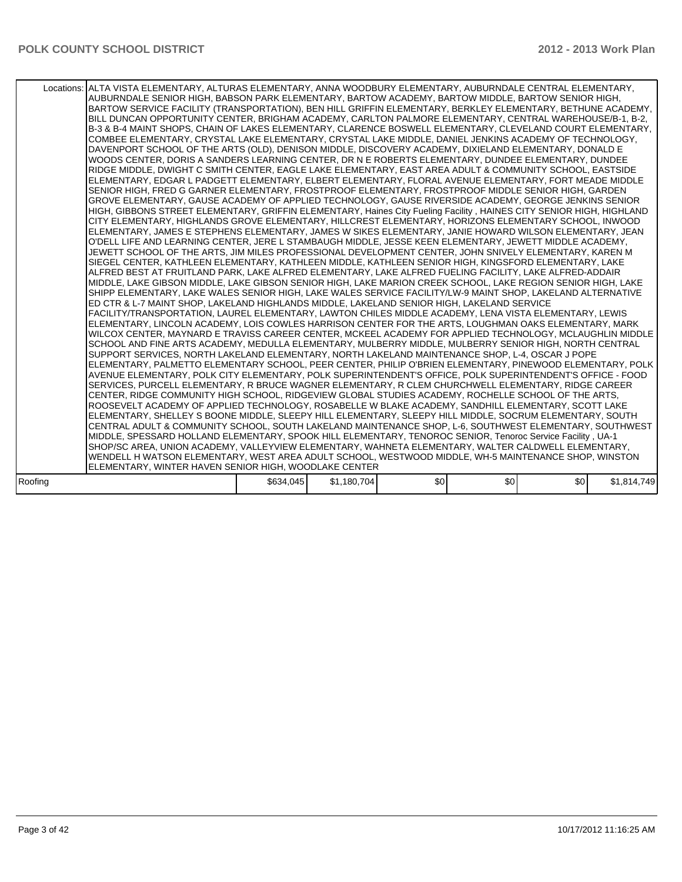| | | | | | | |
|---|---|---|---|---|---|---|
| Locations: | ALTA VISTA ELEMENTARY, ALTURAS ELEMENTARY, ANNA WOODBURY ELEMENTARY, AUBURNDALE CENTRAL ELEMENTARY, AUBURNDALE SENIOR HIGH, BABSON PARK ELEMENTARY, BARTOW ACADEMY, BARTOW MIDDLE, BARTOW SENIOR HIGH, BARTOW SERVICE FACILITY (TRANSPORTATION), BEN HILL GRIFFIN ELEMENTARY, BERKLEY ELEMENTARY, BETHUNE ACADEMY, BILL DUNCAN OPPORTUNITY CENTER, BRIGHAM ACADEMY, CARLTON PALMORE ELEMENTARY, CENTRAL WAREHOUSE/B-1, B-2, B-3 & B-4 MAINT SHOPS, CHAIN OF LAKES ELEMENTARY, CLARENCE BOSWELL ELEMENTARY, CLEVELAND COURT ELEMENTARY, COMBEE ELEMENTARY, CRYSTAL LAKE ELEMENTARY, CRYSTAL LAKE MIDDLE, DANIEL JENKINS ACADEMY OF TECHNOLOGY, DAVENPORT SCHOOL OF THE ARTS (OLD), DENISON MIDDLE, DISCOVERY ACADEMY, DIXIELAND ELEMENTARY, DONALD E WOODS CENTER, DORIS A SANDERS LEARNING CENTER, DR N E ROBERTS ELEMENTARY, DUNDEE ELEMENTARY, DUNDEE RIDGE MIDDLE, DWIGHT C SMITH CENTER, EAGLE LAKE ELEMENTARY, EAST AREA ADULT & COMMUNITY SCHOOL, EASTSIDE ELEMENTARY, EDGAR L PADGETT ELEMENTARY, ELBERT ELEMENTARY, FLORAL AVENUE ELEMENTARY, FORT MEADE MIDDLE SENIOR HIGH, FRED G GARNER ELEMENTARY, FROSTPROOF ELEMENTARY, FROSTPROOF MIDDLE SENIOR HIGH, GARDEN GROVE ELEMENTARY, GAUSE ACADEMY OF APPLIED TECHNOLOGY, GAUSE RIVERSIDE ACADEMY, GEORGE JENKINS SENIOR HIGH, GIBBONS STREET ELEMENTARY, GRIFFIN ELEMENTARY, Haines City Fueling Facility , HAINES CITY SENIOR HIGH, HIGHLAND CITY ELEMENTARY, HIGHLANDS GROVE ELEMENTARY, HILLCREST ELEMENTARY, HORIZONS ELEMENTARY SCHOOL, INWOOD ELEMENTARY, JAMES E STEPHENS ELEMENTARY, JAMES W SIKES ELEMENTARY, JANIE HOWARD WILSON ELEMENTARY, JEAN O'DELL LIFE AND LEARNING CENTER, JERE L STAMBAUGH MIDDLE, JESSE KEEN ELEMENTARY, JEWETT MIDDLE ACADEMY, JEWETT SCHOOL OF THE ARTS, JIM MILES PROFESSIONAL DEVELOPMENT CENTER, JOHN SNIVELY ELEMENTARY, KAREN M SIEGEL CENTER, KATHLEEN ELEMENTARY, KATHLEEN MIDDLE, KATHLEEN SENIOR HIGH, KINGSFORD ELEMENTARY, LAKE ALFRED BEST AT FRUITLAND PARK, LAKE ALFRED ELEMENTARY, LAKE ALFRED FUELING FACILITY, LAKE ALFRED-ADDAIR MIDDLE, LAKE GIBSON MIDDLE, LAKE GIBSON SENIOR HIGH, LAKE MARION CREEK SCHOOL, LAKE REGION SENIOR HIGH, LAKE SHIPP ELEMENTARY, LAKE WALES SENIOR HIGH, LAKE WALES SERVICE FACILITY/LW-9 MAINT SHOP, LAKELAND ALTERNATIVE ED CTR & L-7 MAINT SHOP, LAKELAND HIGHLANDS MIDDLE, LAKELAND SENIOR HIGH, LAKELAND SERVICE FACILITY/TRANSPORTATION, LAUREL ELEMENTARY, LAWTON CHILES MIDDLE ACADEMY, LENA VISTA ELEMENTARY, LEWIS ELEMENTARY, LINCOLN ACADEMY, LOIS COWLES HARRISON CENTER FOR THE ARTS, LOUGHMAN OAKS ELEMENTARY, MARK WILCOX CENTER, MAYNARD E TRAVISS CAREER CENTER, MCKEEL ACADEMY FOR APPLIED TECHNOLOGY, MCLAUGHLIN MIDDLE SCHOOL AND FINE ARTS ACADEMY, MEDULLA ELEMENTARY, MULBERRY MIDDLE, MULBERRY SENIOR HIGH, NORTH CENTRAL SUPPORT SERVICES, NORTH LAKELAND ELEMENTARY, NORTH LAKELAND MAINTENANCE SHOP, L-4, OSCAR J POPE ELEMENTARY, PALMETTO ELEMENTARY SCHOOL, PEER CENTER, PHILIP O'BRIEN ELEMENTARY, PINEWOOD ELEMENTARY, POLK AVENUE ELEMENTARY, POLK CITY ELEMENTARY, POLK SUPERINTENDENT'S OFFICE, POLK SUPERINTENDENT'S OFFICE - FOOD SERVICES, PURCELL ELEMENTARY, R BRUCE WAGNER ELEMENTARY, R CLEM CHURCHWELL ELEMENTARY, RIDGE CAREER CENTER, RIDGE COMMUNITY HIGH SCHOOL, RIDGEVIEW GLOBAL STUDIES ACADEMY, ROCHELLE SCHOOL OF THE ARTS, ROOSEVELT ACADEMY OF APPLIED TECHNOLOGY, ROSABELLE W BLAKE ACADEMY, SANDHILL ELEMENTARY, SCOTT LAKE ELEMENTARY, SHELLEY S BOONE MIDDLE, SLEEPY HILL ELEMENTARY, SLEEPY HILL MIDDLE, SOCRUM ELEMENTARY, SOUTH CENTRAL ADULT & COMMUNITY SCHOOL, SOUTH LAKELAND MAINTENANCE SHOP, L-6, SOUTHWEST ELEMENTARY, SOUTHWEST MIDDLE, SPESSARD HOLLAND ELEMENTARY, SPOOK HILL ELEMENTARY, TENOROC SENIOR, Tenoroc Service Facility , UA-1 SHOP/SC AREA, UNION ACADEMY, VALLEYVIEW ELEMENTARY, WAHNETA ELEMENTARY, WALTER CALDWELL ELEMENTARY, WENDELL H WATSON ELEMENTARY, WEST AREA ADULT SCHOOL, WESTWOOD MIDDLE, WH-5 MAINTENANCE SHOP, WINSTON ELEMENTARY, WINTER HAVEN SENIOR HIGH, WOODLAKE CENTER | | | | | |
| Roofing | | $634,045 | $1,180,704 | $0 | $0 | $0 | $1,814,749 |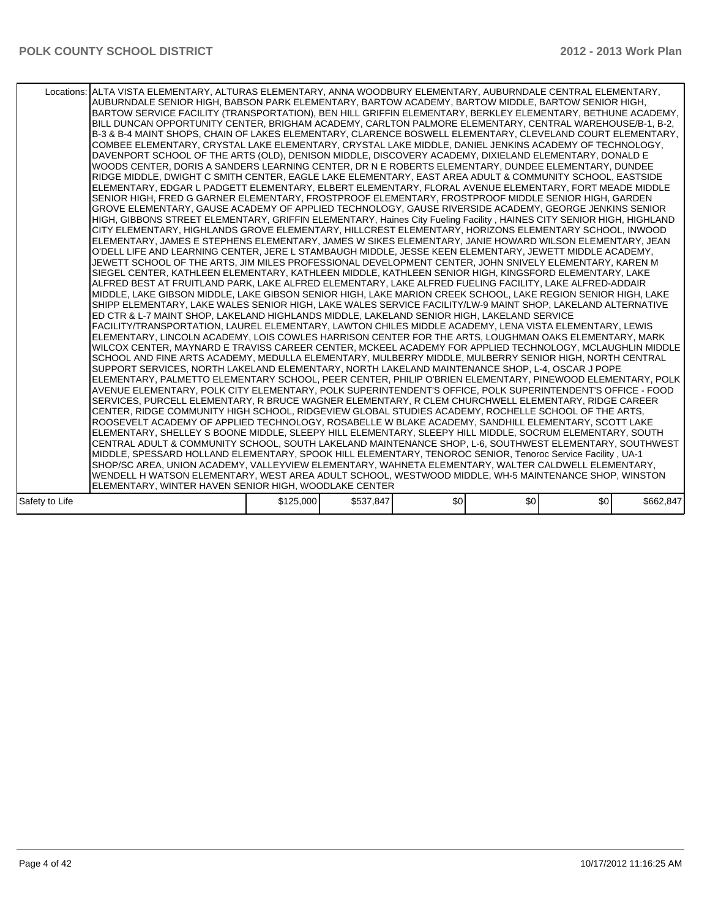| | | | | | | |
|---|---|---|---|---|---|---|
| Locations: | ALTA VISTA ELEMENTARY, ALTURAS ELEMENTARY, ANNA WOODBURY ELEMENTARY, AUBURNDALE CENTRAL ELEMENTARY, AUBURNDALE SENIOR HIGH, BABSON PARK ELEMENTARY, BARTOW ACADEMY, BARTOW MIDDLE, BARTOW SENIOR HIGH, BARTOW SERVICE FACILITY (TRANSPORTATION), BEN HILL GRIFFIN ELEMENTARY, BERKLEY ELEMENTARY, BETHUNE ACADEMY, BILL DUNCAN OPPORTUNITY CENTER, BRIGHAM ACADEMY, CARLTON PALMORE ELEMENTARY, CENTRAL WAREHOUSE/B-1, B-2, B-3 & B-4 MAINT SHOPS, CHAIN OF LAKES ELEMENTARY, CLARENCE BOSWELL ELEMENTARY, CLEVELAND COURT ELEMENTARY, COMBEE ELEMENTARY, CRYSTAL LAKE ELEMENTARY, CRYSTAL LAKE MIDDLE, DANIEL JENKINS ACADEMY OF TECHNOLOGY, DAVENPORT SCHOOL OF THE ARTS (OLD), DENISON MIDDLE, DISCOVERY ACADEMY, DIXIELAND ELEMENTARY, DONALD E WOODS CENTER, DORIS A SANDERS LEARNING CENTER, DR N E ROBERTS ELEMENTARY, DUNDEE ELEMENTARY, DUNDEE RIDGE MIDDLE, DWIGHT C SMITH CENTER, EAGLE LAKE ELEMENTARY, EAST AREA ADULT & COMMUNITY SCHOOL, EASTSIDE ELEMENTARY, EDGAR L PADGETT ELEMENTARY, ELBERT ELEMENTARY, FLORAL AVENUE ELEMENTARY, FORT MEADE MIDDLE SENIOR HIGH, FRED G GARNER ELEMENTARY, FROSTPROOF ELEMENTARY, FROSTPROOF MIDDLE SENIOR HIGH, GARDEN GROVE ELEMENTARY, GAUSE ACADEMY OF APPLIED TECHNOLOGY, GAUSE RIVERSIDE ACADEMY, GEORGE JENKINS SENIOR HIGH, GIBBONS STREET ELEMENTARY, GRIFFIN ELEMENTARY, Haines City Fueling Facility , HAINES CITY SENIOR HIGH, HIGHLAND CITY ELEMENTARY, HIGHLANDS GROVE ELEMENTARY, HILLCREST ELEMENTARY, HORIZONS ELEMENTARY SCHOOL, INWOOD ELEMENTARY, JAMES E STEPHENS ELEMENTARY, JAMES W SIKES ELEMENTARY, JANIE HOWARD WILSON ELEMENTARY, JEAN O'DELL LIFE AND LEARNING CENTER, JERE L STAMBAUGH MIDDLE, JESSE KEEN ELEMENTARY, JEWETT MIDDLE ACADEMY, JEWETT SCHOOL OF THE ARTS, JIM MILES PROFESSIONAL DEVELOPMENT CENTER, JOHN SNIVELY ELEMENTARY, KAREN M SIEGEL CENTER, KATHLEEN ELEMENTARY, KATHLEEN MIDDLE, KATHLEEN SENIOR HIGH, KINGSFORD ELEMENTARY, LAKE ALFRED BEST AT FRUITLAND PARK, LAKE ALFRED ELEMENTARY, LAKE ALFRED FUELING FACILITY, LAKE ALFRED-ADDAIR MIDDLE, LAKE GIBSON MIDDLE, LAKE GIBSON SENIOR HIGH, LAKE MARION CREEK SCHOOL, LAKE REGION SENIOR HIGH, LAKE SHIPP ELEMENTARY, LAKE WALES SENIOR HIGH, LAKE WALES SERVICE FACILITY/LW-9 MAINT SHOP, LAKELAND ALTERNATIVE ED CTR & L-7 MAINT SHOP, LAKELAND HIGHLANDS MIDDLE, LAKELAND SENIOR HIGH, LAKELAND SERVICE FACILITY/TRANSPORTATION, LAUREL ELEMENTARY, LAWTON CHILES MIDDLE ACADEMY, LENA VISTA ELEMENTARY, LEWIS ELEMENTARY, LINCOLN ACADEMY, LOIS COWLES HARRISON CENTER FOR THE ARTS, LOUGHMAN OAKS ELEMENTARY, MARK WILCOX CENTER, MAYNARD E TRAVISS CAREER CENTER, MCKEEL ACADEMY FOR APPLIED TECHNOLOGY, MCLAUGHLIN MIDDLE SCHOOL AND FINE ARTS ACADEMY, MEDULLA ELEMENTARY, MULBERRY MIDDLE, MULBERRY SENIOR HIGH, NORTH CENTRAL SUPPORT SERVICES, NORTH LAKELAND ELEMENTARY, NORTH LAKELAND MAINTENANCE SHOP, L-4, OSCAR J POPE ELEMENTARY, PALMETTO ELEMENTARY SCHOOL, PEER CENTER, PHILIP O'BRIEN ELEMENTARY, PINEWOOD ELEMENTARY, POLK AVENUE ELEMENTARY, POLK CITY ELEMENTARY, POLK SUPERINTENDENT'S OFFICE, POLK SUPERINTENDENT'S OFFICE - FOOD SERVICES, PURCELL ELEMENTARY, R BRUCE WAGNER ELEMENTARY, R CLEM CHURCHWELL ELEMENTARY, RIDGE CAREER CENTER, RIDGE COMMUNITY HIGH SCHOOL, RIDGEVIEW GLOBAL STUDIES ACADEMY, ROCHELLE SCHOOL OF THE ARTS, ROOSEVELT ACADEMY OF APPLIED TECHNOLOGY, ROSABELLE W BLAKE ACADEMY, SANDHILL ELEMENTARY, SCOTT LAKE ELEMENTARY, SHELLEY S BOONE MIDDLE, SLEEPY HILL ELEMENTARY, SLEEPY HILL MIDDLE, SOCRUM ELEMENTARY, SOUTH CENTRAL ADULT & COMMUNITY SCHOOL, SOUTH LAKELAND MAINTENANCE SHOP, L-6, SOUTHWEST ELEMENTARY, SOUTHWEST MIDDLE, SPESSARD HOLLAND ELEMENTARY, SPOOK HILL ELEMENTARY, TENOROC SENIOR, Tenoroc Service Facility , UA-1 SHOP/SC AREA, UNION ACADEMY, VALLEYVIEW ELEMENTARY, WAHNETA ELEMENTARY, WALTER CALDWELL ELEMENTARY, WENDELL H WATSON ELEMENTARY, WEST AREA ADULT SCHOOL, WESTWOOD MIDDLE, WH-5 MAINTENANCE SHOP, WINSTON ELEMENTARY, WINTER HAVEN SENIOR HIGH, WOODLAKE CENTER | | | | | |
| Safety to Life | | $125,000 | $537,847 | $0 | $0 | $0 | $662,847 |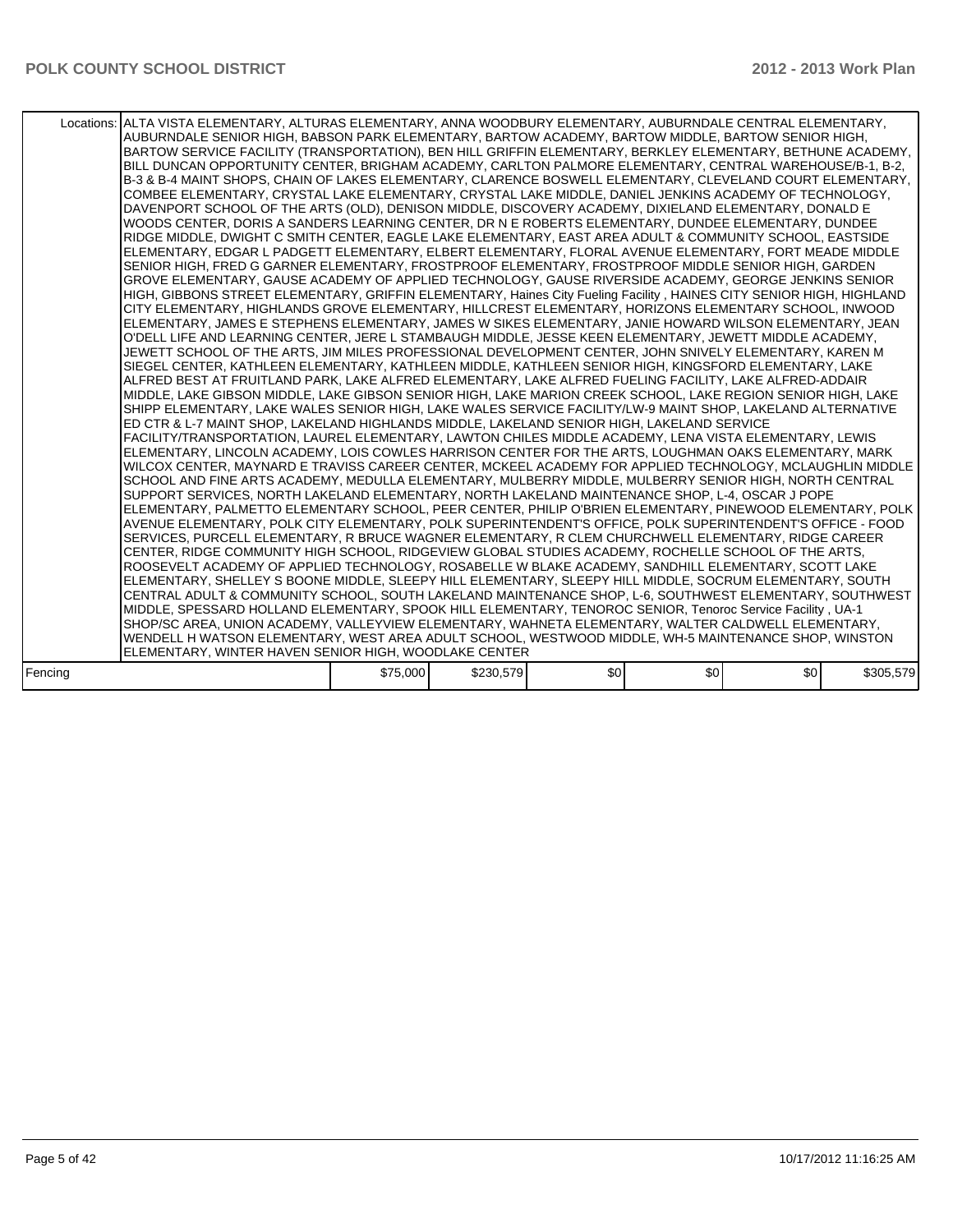| | | | | | | |
|---|---|---|---|---|---|---|
| Locations: | ALTA VISTA ELEMENTARY, ALTURAS ELEMENTARY, ANNA WOODBURY ELEMENTARY, AUBURNDALE CENTRAL ELEMENTARY, AUBURNDALE SENIOR HIGH, BABSON PARK ELEMENTARY, BARTOW ACADEMY, BARTOW MIDDLE, BARTOW SENIOR HIGH, BARTOW SERVICE FACILITY (TRANSPORTATION), BEN HILL GRIFFIN ELEMENTARY, BERKLEY ELEMENTARY, BETHUNE ACADEMY, BILL DUNCAN OPPORTUNITY CENTER, BRIGHAM ACADEMY, CARLTON PALMORE ELEMENTARY, CENTRAL WAREHOUSE/B-1, B-2, B-3 & B-4 MAINT SHOPS, CHAIN OF LAKES ELEMENTARY, CLARENCE BOSWELL ELEMENTARY, CLEVELAND COURT ELEMENTARY, COMBEE ELEMENTARY, CRYSTAL LAKE ELEMENTARY, CRYSTAL LAKE MIDDLE, DANIEL JENKINS ACADEMY OF TECHNOLOGY, DAVENPORT SCHOOL OF THE ARTS (OLD), DENISON MIDDLE, DISCOVERY ACADEMY, DIXIELAND ELEMENTARY, DONALD E WOODS CENTER, DORIS A SANDERS LEARNING CENTER, DR N E ROBERTS ELEMENTARY, DUNDEE ELEMENTARY, DUNDEE RIDGE MIDDLE, DWIGHT C SMITH CENTER, EAGLE LAKE ELEMENTARY, EAST AREA ADULT & COMMUNITY SCHOOL, EASTSIDE ELEMENTARY, EDGAR L PADGETT ELEMENTARY, ELBERT ELEMENTARY, FLORAL AVENUE ELEMENTARY, FORT MEADE MIDDLE SENIOR HIGH, FRED G GARNER ELEMENTARY, FROSTPROOF ELEMENTARY, FROSTPROOF MIDDLE SENIOR HIGH, GARDEN GROVE ELEMENTARY, GAUSE ACADEMY OF APPLIED TECHNOLOGY, GAUSE RIVERSIDE ACADEMY, GEORGE JENKINS SENIOR HIGH, GIBBONS STREET ELEMENTARY, GRIFFIN ELEMENTARY, Haines City Fueling Facility , HAINES CITY SENIOR HIGH, HIGHLAND CITY ELEMENTARY, HIGHLANDS GROVE ELEMENTARY, HILLCREST ELEMENTARY, HORIZONS ELEMENTARY SCHOOL, INWOOD ELEMENTARY, JAMES E STEPHENS ELEMENTARY, JAMES W SIKES ELEMENTARY, JANIE HOWARD WILSON ELEMENTARY, JEAN O'DELL LIFE AND LEARNING CENTER, JERE L STAMBAUGH MIDDLE, JESSE KEEN ELEMENTARY, JEWETT MIDDLE ACADEMY, JEWETT SCHOOL OF THE ARTS, JIM MILES PROFESSIONAL DEVELOPMENT CENTER, JOHN SNIVELY ELEMENTARY, KAREN M SIEGEL CENTER, KATHLEEN ELEMENTARY, KATHLEEN MIDDLE, KATHLEEN SENIOR HIGH, KINGSFORD ELEMENTARY, LAKE ALFRED BEST AT FRUITLAND PARK, LAKE ALFRED ELEMENTARY, LAKE ALFRED FUELING FACILITY, LAKE ALFRED-ADDAIR MIDDLE, LAKE GIBSON MIDDLE, LAKE GIBSON SENIOR HIGH, LAKE MARION CREEK SCHOOL, LAKE REGION SENIOR HIGH, LAKE SHIPP ELEMENTARY, LAKE WALES SENIOR HIGH, LAKE WALES SERVICE FACILITY/LW-9 MAINT SHOP, LAKELAND ALTERNATIVE ED CTR & L-7 MAINT SHOP, LAKELAND HIGHLANDS MIDDLE, LAKELAND SENIOR HIGH, LAKELAND SERVICE FACILITY/TRANSPORTATION, LAUREL ELEMENTARY, LAWTON CHILES MIDDLE ACADEMY, LENA VISTA ELEMENTARY, LEWIS ELEMENTARY, LINCOLN ACADEMY, LOIS COWLES HARRISON CENTER FOR THE ARTS, LOUGHMAN OAKS ELEMENTARY, MARK WILCOX CENTER, MAYNARD E TRAVISS CAREER CENTER, MCKEEL ACADEMY FOR APPLIED TECHNOLOGY, MCLAUGHLIN MIDDLE SCHOOL AND FINE ARTS ACADEMY, MEDULLA ELEMENTARY, MULBERRY MIDDLE, MULBERRY SENIOR HIGH, NORTH CENTRAL SUPPORT SERVICES, NORTH LAKELAND ELEMENTARY, NORTH LAKELAND MAINTENANCE SHOP, L-4, OSCAR J POPE ELEMENTARY, PALMETTO ELEMENTARY SCHOOL, PEER CENTER, PHILIP O'BRIEN ELEMENTARY, PINEWOOD ELEMENTARY, POLK AVENUE ELEMENTARY, POLK CITY ELEMENTARY, POLK SUPERINTENDENT'S OFFICE, POLK SUPERINTENDENT'S OFFICE - FOOD SERVICES, PURCELL ELEMENTARY, R BRUCE WAGNER ELEMENTARY, R CLEM CHURCHWELL ELEMENTARY, RIDGE CAREER CENTER, RIDGE COMMUNITY HIGH SCHOOL, RIDGEVIEW GLOBAL STUDIES ACADEMY, ROCHELLE SCHOOL OF THE ARTS, ROOSEVELT ACADEMY OF APPLIED TECHNOLOGY, ROSABELLE W BLAKE ACADEMY, SANDHILL ELEMENTARY, SCOTT LAKE ELEMENTARY, SHELLEY S BOONE MIDDLE, SLEEPY HILL ELEMENTARY, SLEEPY HILL MIDDLE, SOCRUM ELEMENTARY, SOUTH CENTRAL ADULT & COMMUNITY SCHOOL, SOUTH LAKELAND MAINTENANCE SHOP, L-6, SOUTHWEST ELEMENTARY, SOUTHWEST MIDDLE, SPESSARD HOLLAND ELEMENTARY, SPOOK HILL ELEMENTARY, TENOROC SENIOR, Tenoroc Service Facility , UA-1 SHOP/SC AREA, UNION ACADEMY, VALLEYVIEW ELEMENTARY, WAHNETA ELEMENTARY, WALTER CALDWELL ELEMENTARY, WENDELL H WATSON ELEMENTARY, WEST AREA ADULT SCHOOL, WESTWOOD MIDDLE, WH-5 MAINTENANCE SHOP, WINSTON ELEMENTARY, WINTER HAVEN SENIOR HIGH, WOODLAKE CENTER | | | | | |
| Fencing | | $75,000 | $230,579 | $0 | $0 | $0 | $305,579 |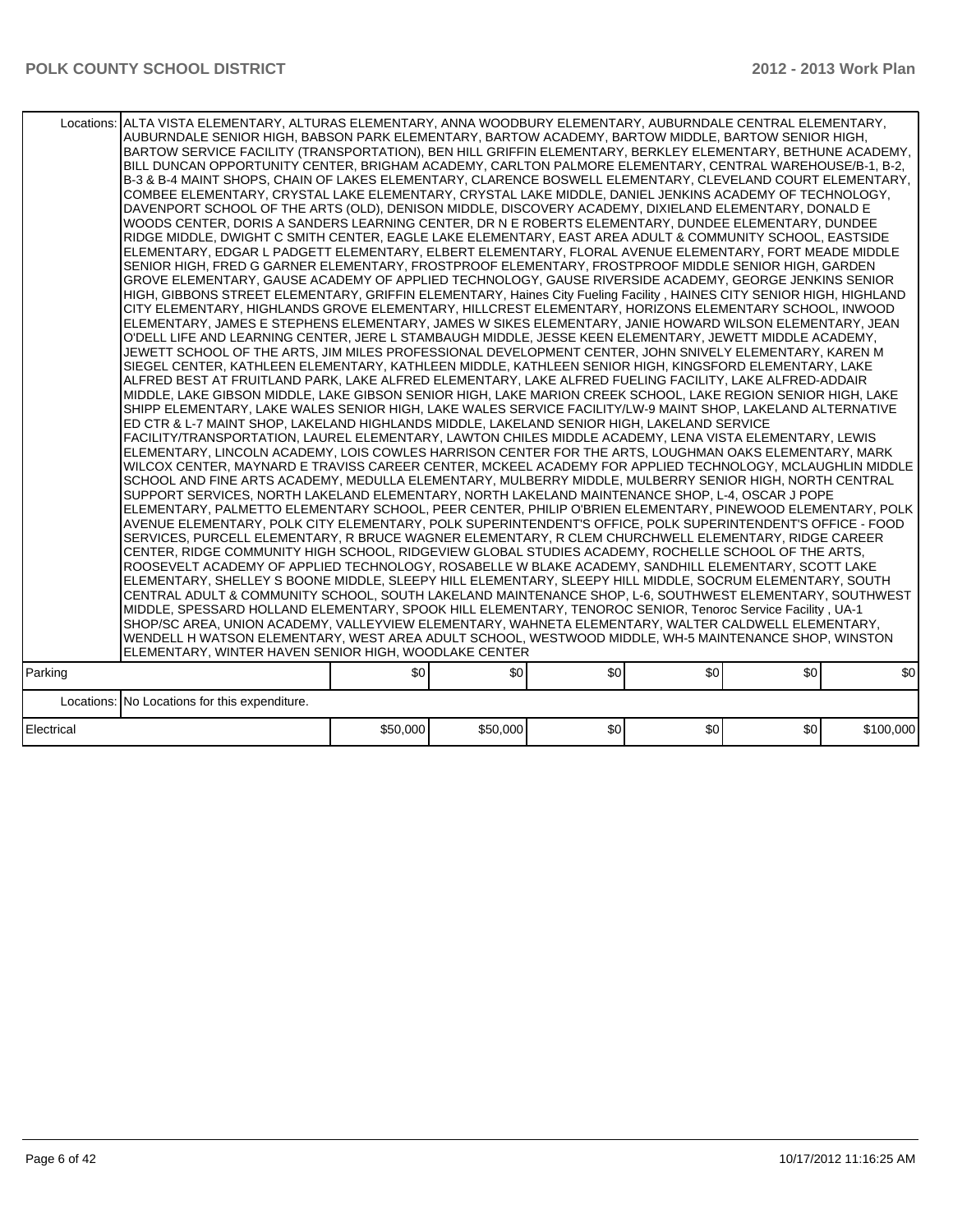| | | | | | | | |
|---|---|---|---|---|---|---|---|
| | Locations: | ALTA VISTA ELEMENTARY, ALTURAS ELEMENTARY, ANNA WOODBURY ELEMENTARY, AUBURNDALE CENTRAL ELEMENTARY, AUBURNDALE SENIOR HIGH, BABSON PARK ELEMENTARY, BARTOW ACADEMY, BARTOW MIDDLE, BARTOW SENIOR HIGH, BARTOW SERVICE FACILITY (TRANSPORTATION), BEN HILL GRIFFIN ELEMENTARY, BERKLEY ELEMENTARY, BETHUNE ACADEMY, BILL DUNCAN OPPORTUNITY CENTER, BRIGHAM ACADEMY, CARLTON PALMORE ELEMENTARY, CENTRAL WAREHOUSE/B-1, B-2, B-3 & B-4 MAINT SHOPS, CHAIN OF LAKES ELEMENTARY, CLARENCE BOSWELL ELEMENTARY, CLEVELAND COURT ELEMENTARY, COMBEE ELEMENTARY, CRYSTAL LAKE ELEMENTARY, CRYSTAL LAKE MIDDLE, DANIEL JENKINS ACADEMY OF TECHNOLOGY, DAVENPORT SCHOOL OF THE ARTS (OLD), DENISON MIDDLE, DISCOVERY ACADEMY, DIXIELAND ELEMENTARY, DONALD E WOODS CENTER, DORIS A SANDERS LEARNING CENTER, DR N E ROBERTS ELEMENTARY, DUNDEE ELEMENTARY, DUNDEE RIDGE MIDDLE, DWIGHT C SMITH CENTER, EAGLE LAKE ELEMENTARY, EAST AREA ADULT & COMMUNITY SCHOOL, EASTSIDE ELEMENTARY, EDGAR L PADGETT ELEMENTARY, ELBERT ELEMENTARY, FLORAL AVENUE ELEMENTARY, FORT MEADE MIDDLE SENIOR HIGH, FRED G GARNER ELEMENTARY, FROSTPROOF ELEMENTARY, FROSTPROOF MIDDLE SENIOR HIGH, GARDEN GROVE ELEMENTARY, GAUSE ACADEMY OF APPLIED TECHNOLOGY, GAUSE RIVERSIDE ACADEMY, GEORGE JENKINS SENIOR HIGH, GIBBONS STREET ELEMENTARY, GRIFFIN ELEMENTARY, Haines City Fueling Facility , HAINES CITY SENIOR HIGH, HIGHLAND CITY ELEMENTARY, HIGHLANDS GROVE ELEMENTARY, HILLCREST ELEMENTARY, HORIZONS ELEMENTARY SCHOOL, INWOOD ELEMENTARY, JAMES E STEPHENS ELEMENTARY, JAMES W SIKES ELEMENTARY, JANIE HOWARD WILSON ELEMENTARY, JEAN O'DELL LIFE AND LEARNING CENTER, JERE L STAMBAUGH MIDDLE, JESSE KEEN ELEMENTARY, JEWETT MIDDLE ACADEMY, JEWETT SCHOOL OF THE ARTS, JIM MILES PROFESSIONAL DEVELOPMENT CENTER, JOHN SNIVELY ELEMENTARY, KAREN M SIEGEL CENTER, KATHLEEN ELEMENTARY, KATHLEEN MIDDLE, KATHLEEN SENIOR HIGH, KINGSFORD ELEMENTARY, LAKE ALFRED BEST AT FRUITLAND PARK, LAKE ALFRED ELEMENTARY, LAKE ALFRED FUELING FACILITY, LAKE ALFRED-ADDAIR MIDDLE, LAKE GIBSON MIDDLE, LAKE GIBSON SENIOR HIGH, LAKE MARION CREEK SCHOOL, LAKE REGION SENIOR HIGH, LAKE SHIPP ELEMENTARY, LAKE WALES SENIOR HIGH, LAKE WALES SERVICE FACILITY/LW-9 MAINT SHOP, LAKELAND ALTERNATIVE ED CTR & L-7 MAINT SHOP, LAKELAND HIGHLANDS MIDDLE, LAKELAND SENIOR HIGH, LAKELAND SERVICE FACILITY/TRANSPORTATION, LAUREL ELEMENTARY, LAWTON CHILES MIDDLE ACADEMY, LENA VISTA ELEMENTARY, LEWIS ELEMENTARY, LINCOLN ACADEMY, LOIS COWLES HARRISON CENTER FOR THE ARTS, LOUGHMAN OAKS ELEMENTARY, MARK WILCOX CENTER, MAYNARD E TRAVISS CAREER CENTER, MCKEEL ACADEMY FOR APPLIED TECHNOLOGY, MCLAUGHLIN MIDDLE SCHOOL AND FINE ARTS ACADEMY, MEDULLA ELEMENTARY, MULBERRY MIDDLE, MULBERRY SENIOR HIGH, NORTH CENTRAL SUPPORT SERVICES, NORTH LAKELAND ELEMENTARY, NORTH LAKELAND MAINTENANCE SHOP, L-4, OSCAR J POPE ELEMENTARY, PALMETTO ELEMENTARY SCHOOL, PEER CENTER, PHILIP O'BRIEN ELEMENTARY, PINEWOOD ELEMENTARY, POLK AVENUE ELEMENTARY, POLK CITY ELEMENTARY, POLK SUPERINTENDENT'S OFFICE, POLK SUPERINTENDENT'S OFFICE - FOOD SERVICES, PURCELL ELEMENTARY, R BRUCE WAGNER ELEMENTARY, R CLEM CHURCHWELL ELEMENTARY, RIDGE CAREER CENTER, RIDGE COMMUNITY HIGH SCHOOL, RIDGEVIEW GLOBAL STUDIES ACADEMY, ROCHELLE SCHOOL OF THE ARTS, ROOSEVELT ACADEMY OF APPLIED TECHNOLOGY, ROSABELLE W BLAKE ACADEMY, SANDHILL ELEMENTARY, SCOTT LAKE ELEMENTARY, SHELLEY S BOONE MIDDLE, SLEEPY HILL ELEMENTARY, SLEEPY HILL MIDDLE, SOCRUM ELEMENTARY, SOUTH CENTRAL ADULT & COMMUNITY SCHOOL, SOUTH LAKELAND MAINTENANCE SHOP, L-6, SOUTHWEST ELEMENTARY, SOUTHWEST MIDDLE, SPESSARD HOLLAND ELEMENTARY, SPOOK HILL ELEMENTARY, TENOROC SENIOR, Tenoroc Service Facility , UA-1 SHOP/SC AREA, UNION ACADEMY, VALLEYVIEW ELEMENTARY, WAHNETA ELEMENTARY, WALTER CALDWELL ELEMENTARY, WENDELL H WATSON ELEMENTARY, WEST AREA ADULT SCHOOL, WESTWOOD MIDDLE, WH-5 MAINTENANCE SHOP, WINSTON ELEMENTARY, WINTER HAVEN SENIOR HIGH, WOODLAKE CENTER | | | | | |
| Parking | | $0 | $0 | $0 | $0 | $0 | $0 |
| | Locations: | No Locations for this expenditure. | | | | | |
| Electrical | | $50,000 | $50,000 | $0 | $0 | $0 | $100,000 |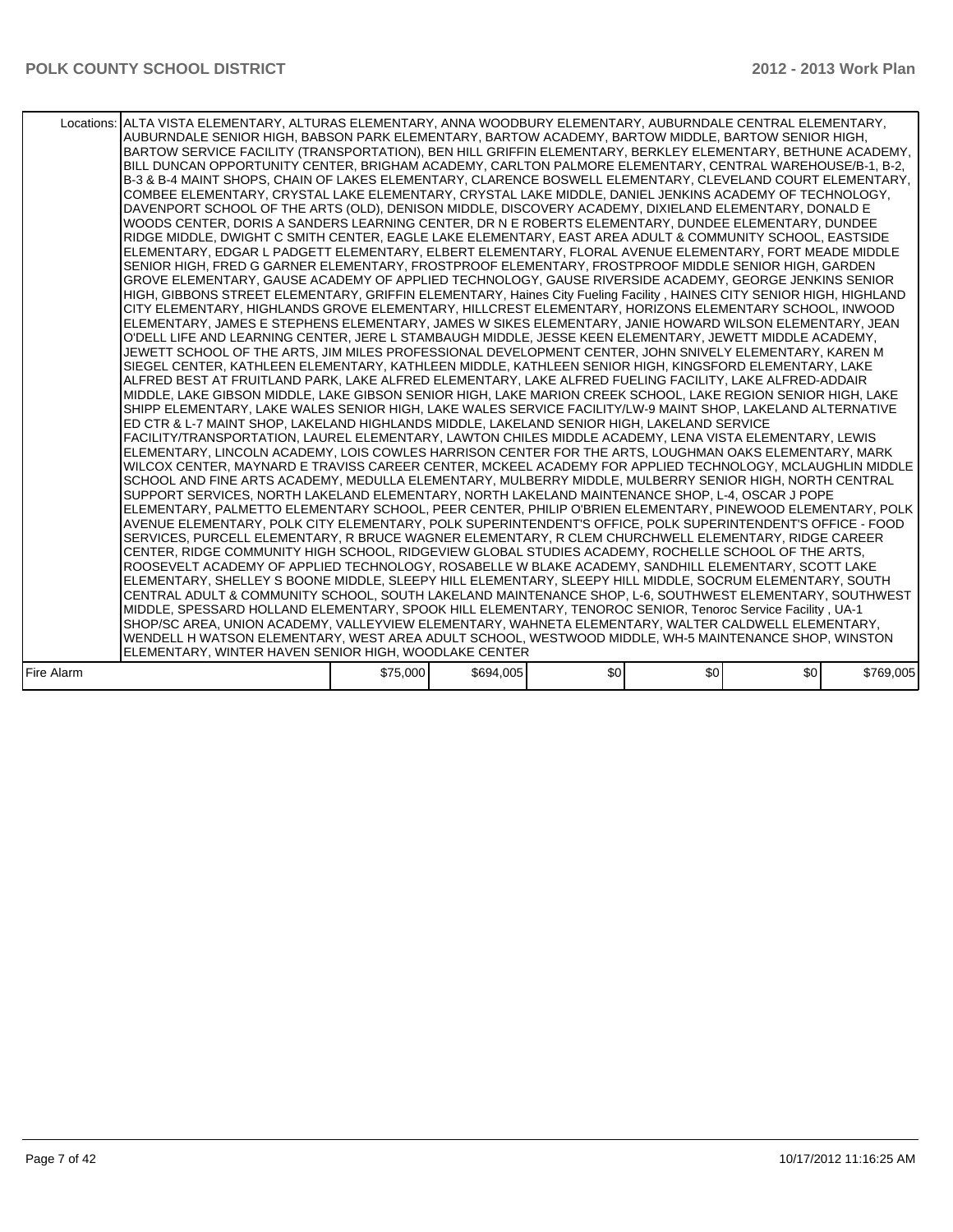| | | | | | | |
|---|---|---|---|---|---|---|
| Locations: | ALTA VISTA ELEMENTARY, ALTURAS ELEMENTARY, ANNA WOODBURY ELEMENTARY, AUBURNDALE CENTRAL ELEMENTARY, AUBURNDALE SENIOR HIGH, BABSON PARK ELEMENTARY, BARTOW ACADEMY, BARTOW MIDDLE, BARTOW SENIOR HIGH, BARTOW SERVICE FACILITY (TRANSPORTATION), BEN HILL GRIFFIN ELEMENTARY, BERKLEY ELEMENTARY, BETHUNE ACADEMY, BILL DUNCAN OPPORTUNITY CENTER, BRIGHAM ACADEMY, CARLTON PALMORE ELEMENTARY, CENTRAL WAREHOUSE/B-1, B-2, B-3 & B-4 MAINT SHOPS, CHAIN OF LAKES ELEMENTARY, CLARENCE BOSWELL ELEMENTARY, CLEVELAND COURT ELEMENTARY, COMBEE ELEMENTARY, CRYSTAL LAKE ELEMENTARY, CRYSTAL LAKE MIDDLE, DANIEL JENKINS ACADEMY OF TECHNOLOGY, DAVENPORT SCHOOL OF THE ARTS (OLD), DENISON MIDDLE, DISCOVERY ACADEMY, DIXIELAND ELEMENTARY, DONALD E WOODS CENTER, DORIS A SANDERS LEARNING CENTER, DR N E ROBERTS ELEMENTARY, DUNDEE ELEMENTARY, DUNDEE RIDGE MIDDLE, DWIGHT C SMITH CENTER, EAGLE LAKE ELEMENTARY, EAST AREA ADULT & COMMUNITY SCHOOL, EASTSIDE ELEMENTARY, EDGAR L PADGETT ELEMENTARY, ELBERT ELEMENTARY, FLORAL AVENUE ELEMENTARY, FORT MEADE MIDDLE SENIOR HIGH, FRED G GARNER ELEMENTARY, FROSTPROOF ELEMENTARY, FROSTPROOF MIDDLE SENIOR HIGH, GARDEN GROVE ELEMENTARY, GAUSE ACADEMY OF APPLIED TECHNOLOGY, GAUSE RIVERSIDE ACADEMY, GEORGE JENKINS SENIOR HIGH, GIBBONS STREET ELEMENTARY, GRIFFIN ELEMENTARY, Haines City Fueling Facility , HAINES CITY SENIOR HIGH, HIGHLAND CITY ELEMENTARY, HIGHLANDS GROVE ELEMENTARY, HILLCREST ELEMENTARY, HORIZONS ELEMENTARY SCHOOL, INWOOD ELEMENTARY, JAMES E STEPHENS ELEMENTARY, JAMES W SIKES ELEMENTARY, JANIE HOWARD WILSON ELEMENTARY, JEAN O'DELL LIFE AND LEARNING CENTER, JERE L STAMBAUGH MIDDLE, JESSE KEEN ELEMENTARY, JEWETT MIDDLE ACADEMY, JEWETT SCHOOL OF THE ARTS, JIM MILES PROFESSIONAL DEVELOPMENT CENTER, JOHN SNIVELY ELEMENTARY, KAREN M SIEGEL CENTER, KATHLEEN ELEMENTARY, KATHLEEN MIDDLE, KATHLEEN SENIOR HIGH, KINGSFORD ELEMENTARY, LAKE ALFRED BEST AT FRUITLAND PARK, LAKE ALFRED ELEMENTARY, LAKE ALFRED FUELING FACILITY, LAKE ALFRED-ADDAIR MIDDLE, LAKE GIBSON MIDDLE, LAKE GIBSON SENIOR HIGH, LAKE MARION CREEK SCHOOL, LAKE REGION SENIOR HIGH, LAKE SHIPP ELEMENTARY, LAKE WALES SENIOR HIGH, LAKE WALES SERVICE FACILITY/LW-9 MAINT SHOP, LAKELAND ALTERNATIVE ED CTR & L-7 MAINT SHOP, LAKELAND HIGHLANDS MIDDLE, LAKELAND SENIOR HIGH, LAKELAND SERVICE FACILITY/TRANSPORTATION, LAUREL ELEMENTARY, LAWTON CHILES MIDDLE ACADEMY, LENA VISTA ELEMENTARY, LEWIS ELEMENTARY, LINCOLN ACADEMY, LOIS COWLES HARRISON CENTER FOR THE ARTS, LOUGHMAN OAKS ELEMENTARY, MARK WILCOX CENTER, MAYNARD E TRAVISS CAREER CENTER, MCKEEL ACADEMY FOR APPLIED TECHNOLOGY, MCLAUGHLIN MIDDLE SCHOOL AND FINE ARTS ACADEMY, MEDULLA ELEMENTARY, MULBERRY MIDDLE, MULBERRY SENIOR HIGH, NORTH CENTRAL SUPPORT SERVICES, NORTH LAKELAND ELEMENTARY, NORTH LAKELAND MAINTENANCE SHOP, L-4, OSCAR J POPE ELEMENTARY, PALMETTO ELEMENTARY SCHOOL, PEER CENTER, PHILIP O'BRIEN ELEMENTARY, PINEWOOD ELEMENTARY, POLK AVENUE ELEMENTARY, POLK CITY ELEMENTARY, POLK SUPERINTENDENT'S OFFICE, POLK SUPERINTENDENT'S OFFICE - FOOD SERVICES, PURCELL ELEMENTARY, R BRUCE WAGNER ELEMENTARY, R CLEM CHURCHWELL ELEMENTARY, RIDGE CAREER CENTER, RIDGE COMMUNITY HIGH SCHOOL, RIDGEVIEW GLOBAL STUDIES ACADEMY, ROCHELLE SCHOOL OF THE ARTS, ROOSEVELT ACADEMY OF APPLIED TECHNOLOGY, ROSABELLE W BLAKE ACADEMY, SANDHILL ELEMENTARY, SCOTT LAKE ELEMENTARY, SHELLEY S BOONE MIDDLE, SLEEPY HILL ELEMENTARY, SLEEPY HILL MIDDLE, SOCRUM ELEMENTARY, SOUTH CENTRAL ADULT & COMMUNITY SCHOOL, SOUTH LAKELAND MAINTENANCE SHOP, L-6, SOUTHWEST ELEMENTARY, SOUTHWEST MIDDLE, SPESSARD HOLLAND ELEMENTARY, SPOOK HILL ELEMENTARY, TENOROC SENIOR, Tenoroc Service Facility , UA-1 SHOP/SC AREA, UNION ACADEMY, VALLEYVIEW ELEMENTARY, WAHNETA ELEMENTARY, WALTER CALDWELL ELEMENTARY, WENDELL H WATSON ELEMENTARY, WEST AREA ADULT SCHOOL, WESTWOOD MIDDLE, WH-5 MAINTENANCE SHOP, WINSTON ELEMENTARY, WINTER HAVEN SENIOR HIGH, WOODLAKE CENTER | | | | | |
| Fire Alarm | $75,000 | $694,005 | $0 | $0 | $0 | $769,005 |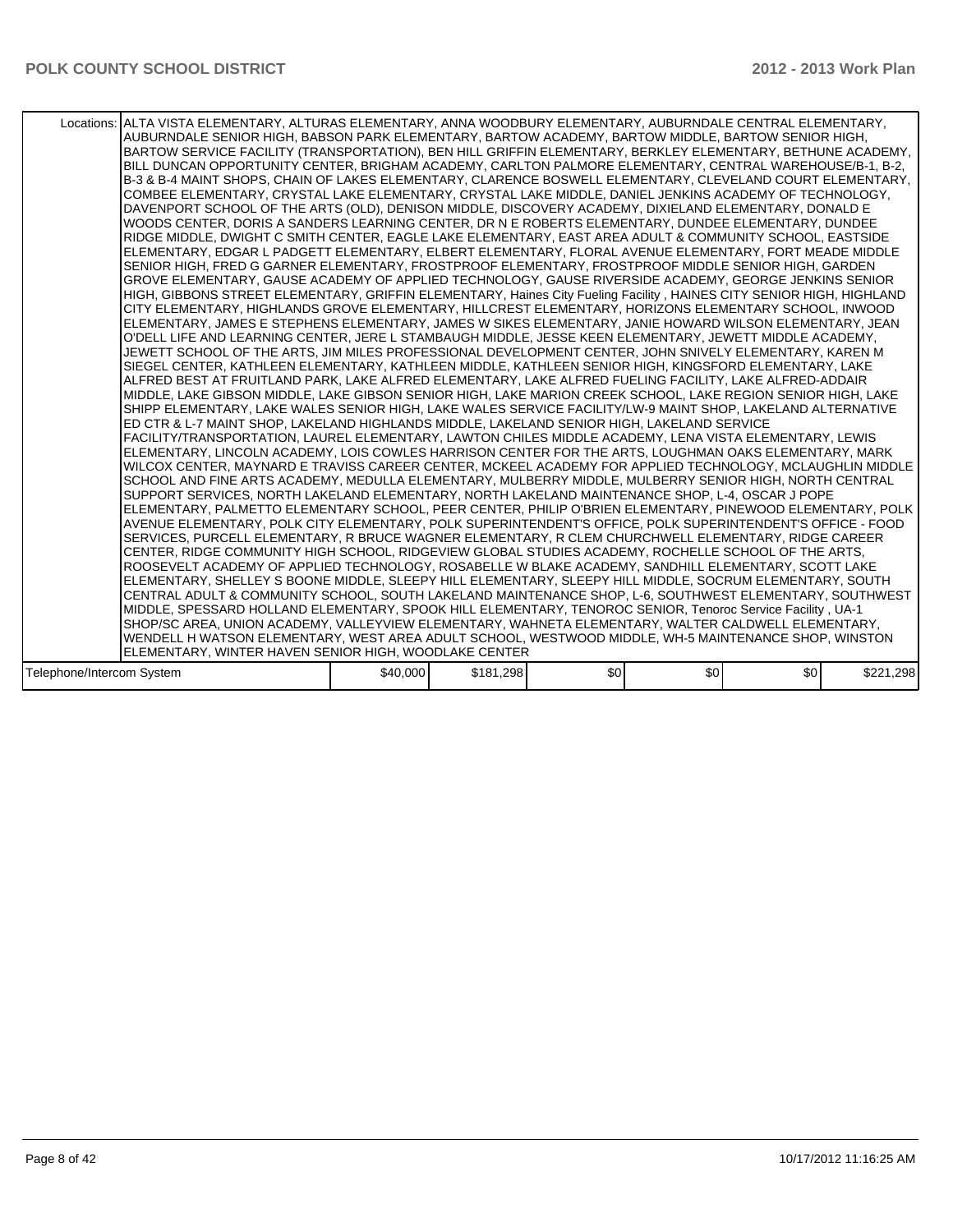| | | | | | | |
|---|---|---|---|---|---|---|
| Locations: | ALTA VISTA ELEMENTARY, ALTURAS ELEMENTARY, ANNA WOODBURY ELEMENTARY, AUBURNDALE CENTRAL ELEMENTARY, AUBURNDALE SENIOR HIGH, BABSON PARK ELEMENTARY, BARTOW ACADEMY, BARTOW MIDDLE, BARTOW SENIOR HIGH, BARTOW SERVICE FACILITY (TRANSPORTATION), BEN HILL GRIFFIN ELEMENTARY, BERKLEY ELEMENTARY, BETHUNE ACADEMY, BILL DUNCAN OPPORTUNITY CENTER, BRIGHAM ACADEMY, CARLTON PALMORE ELEMENTARY, CENTRAL WAREHOUSE/B-1, B-2, B-3 & B-4 MAINT SHOPS, CHAIN OF LAKES ELEMENTARY, CLARENCE BOSWELL ELEMENTARY, CLEVELAND COURT ELEMENTARY, COMBEE ELEMENTARY, CRYSTAL LAKE ELEMENTARY, CRYSTAL LAKE MIDDLE, DANIEL JENKINS ACADEMY OF TECHNOLOGY, DAVENPORT SCHOOL OF THE ARTS (OLD), DENISON MIDDLE, DISCOVERY ACADEMY, DIXIELAND ELEMENTARY, DONALD E WOODS CENTER, DORIS A SANDERS LEARNING CENTER, DR N E ROBERTS ELEMENTARY, DUNDEE ELEMENTARY, DUNDEE RIDGE MIDDLE, DWIGHT C SMITH CENTER, EAGLE LAKE ELEMENTARY, EAST AREA ADULT & COMMUNITY SCHOOL, EASTSIDE ELEMENTARY, EDGAR L PADGETT ELEMENTARY, ELBERT ELEMENTARY, FLORAL AVENUE ELEMENTARY, FORT MEADE MIDDLE SENIOR HIGH, FRED G GARNER ELEMENTARY, FROSTPROOF ELEMENTARY, FROSTPROOF MIDDLE SENIOR HIGH, GARDEN GROVE ELEMENTARY, GAUSE ACADEMY OF APPLIED TECHNOLOGY, GAUSE RIVERSIDE ACADEMY, GEORGE JENKINS SENIOR HIGH, GIBBONS STREET ELEMENTARY, GRIFFIN ELEMENTARY, Haines City Fueling Facility , HAINES CITY SENIOR HIGH, HIGHLAND CITY ELEMENTARY, HIGHLANDS GROVE ELEMENTARY, HILLCREST ELEMENTARY, HORIZONS ELEMENTARY SCHOOL, INWOOD ELEMENTARY, JAMES E STEPHENS ELEMENTARY, JAMES W SIKES ELEMENTARY, JANIE HOWARD WILSON ELEMENTARY, JEAN O'DELL LIFE AND LEARNING CENTER, JERE L STAMBAUGH MIDDLE, JESSE KEEN ELEMENTARY, JEWETT MIDDLE ACADEMY, JEWETT SCHOOL OF THE ARTS, JIM MILES PROFESSIONAL DEVELOPMENT CENTER, JOHN SNIVELY ELEMENTARY, KAREN M SIEGEL CENTER, KATHLEEN ELEMENTARY, KATHLEEN MIDDLE, KATHLEEN SENIOR HIGH, KINGSFORD ELEMENTARY, LAKE ALFRED BEST AT FRUITLAND PARK, LAKE ALFRED ELEMENTARY, LAKE ALFRED FUELING FACILITY, LAKE ALFRED-ADDAIR MIDDLE, LAKE GIBSON MIDDLE, LAKE GIBSON SENIOR HIGH, LAKE MARION CREEK SCHOOL, LAKE REGION SENIOR HIGH, LAKE SHIPP ELEMENTARY, LAKE WALES SENIOR HIGH, LAKE WALES SERVICE FACILITY/LW-9 MAINT SHOP, LAKELAND ALTERNATIVE ED CTR & L-7 MAINT SHOP, LAKELAND HIGHLANDS MIDDLE, LAKELAND SENIOR HIGH, LAKELAND SERVICE FACILITY/TRANSPORTATION, LAUREL ELEMENTARY, LAWTON CHILES MIDDLE ACADEMY, LENA VISTA ELEMENTARY, LEWIS ELEMENTARY, LINCOLN ACADEMY, LOIS COWLES HARRISON CENTER FOR THE ARTS, LOUGHMAN OAKS ELEMENTARY, MARK WILCOX CENTER, MAYNARD E TRAVISS CAREER CENTER, MCKEEL ACADEMY FOR APPLIED TECHNOLOGY, MCLAUGHLIN MIDDLE SCHOOL AND FINE ARTS ACADEMY, MEDULLA ELEMENTARY, MULBERRY MIDDLE, MULBERRY SENIOR HIGH, NORTH CENTRAL SUPPORT SERVICES, NORTH LAKELAND ELEMENTARY, NORTH LAKELAND MAINTENANCE SHOP, L-4, OSCAR J POPE ELEMENTARY, PALMETTO ELEMENTARY SCHOOL, PEER CENTER, PHILIP O'BRIEN ELEMENTARY, PINEWOOD ELEMENTARY, POLK AVENUE ELEMENTARY, POLK CITY ELEMENTARY, POLK SUPERINTENDENT'S OFFICE, POLK SUPERINTENDENT'S OFFICE - FOOD SERVICES, PURCELL ELEMENTARY, R BRUCE WAGNER ELEMENTARY, R CLEM CHURCHWELL ELEMENTARY, RIDGE CAREER CENTER, RIDGE COMMUNITY HIGH SCHOOL, RIDGEVIEW GLOBAL STUDIES ACADEMY, ROCHELLE SCHOOL OF THE ARTS, ROOSEVELT ACADEMY OF APPLIED TECHNOLOGY, ROSABELLE W BLAKE ACADEMY, SANDHILL ELEMENTARY, SCOTT LAKE ELEMENTARY, SHELLEY S BOONE MIDDLE, SLEEPY HILL ELEMENTARY, SLEEPY HILL MIDDLE, SOCRUM ELEMENTARY, SOUTH CENTRAL ADULT & COMMUNITY SCHOOL, SOUTH LAKELAND MAINTENANCE SHOP, L-6, SOUTHWEST ELEMENTARY, SOUTHWEST MIDDLE, SPESSARD HOLLAND ELEMENTARY, SPOOK HILL ELEMENTARY, TENOROC SENIOR, Tenoroc Service Facility , UA-1 SHOP/SC AREA, UNION ACADEMY, VALLEYVIEW ELEMENTARY, WAHNETA ELEMENTARY, WALTER CALDWELL ELEMENTARY, WENDELL H WATSON ELEMENTARY, WEST AREA ADULT SCHOOL, WESTWOOD MIDDLE, WH-5 MAINTENANCE SHOP, WINSTON ELEMENTARY, WINTER HAVEN SENIOR HIGH, WOODLAKE CENTER | | | | | |
| Telephone/Intercom System | | $40,000 | $181,298 | $0 | $0 | $0 | $221,298 |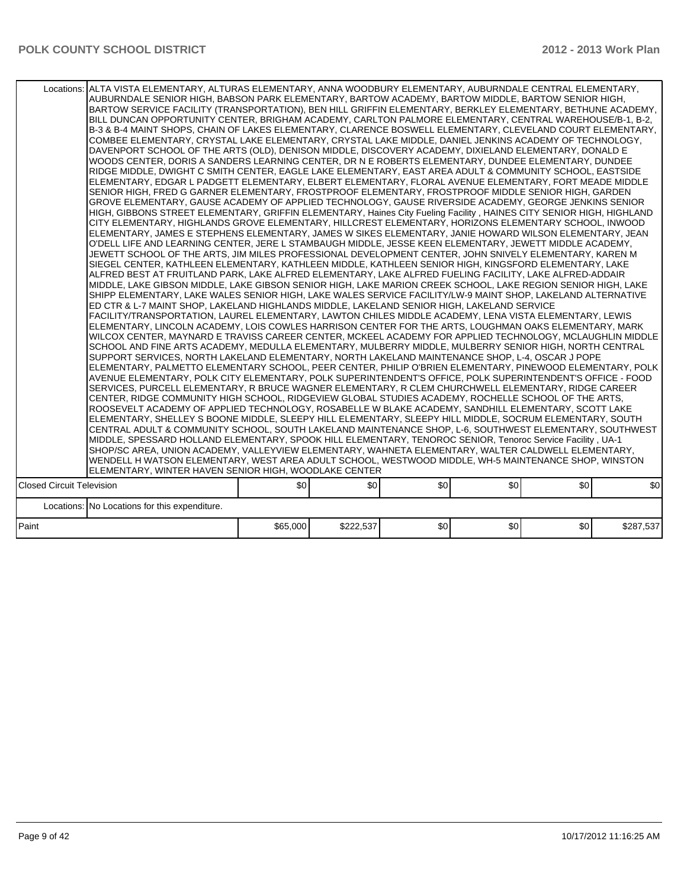| | | | | | | |
|---|---|---|---|---|---|---|
| Locations: | ALTA VISTA ELEMENTARY, ALTURAS ELEMENTARY, ANNA WOODBURY ELEMENTARY, AUBURNDALE CENTRAL ELEMENTARY, AUBURNDALE SENIOR HIGH, BABSON PARK ELEMENTARY, BARTOW ACADEMY, BARTOW MIDDLE, BARTOW SENIOR HIGH, BARTOW SERVICE FACILITY (TRANSPORTATION), BEN HILL GRIFFIN ELEMENTARY, BERKLEY ELEMENTARY, BETHUNE ACADEMY, BILL DUNCAN OPPORTUNITY CENTER, BRIGHAM ACADEMY, CARLTON PALMORE ELEMENTARY, CENTRAL WAREHOUSE/B-1, B-2, B-3 & B-4 MAINT SHOPS, CHAIN OF LAKES ELEMENTARY, CLARENCE BOSWELL ELEMENTARY, CLEVELAND COURT ELEMENTARY, COMBEE ELEMENTARY, CRYSTAL LAKE ELEMENTARY, CRYSTAL LAKE MIDDLE, DANIEL JENKINS ACADEMY OF TECHNOLOGY, DAVENPORT SCHOOL OF THE ARTS (OLD), DENISON MIDDLE, DISCOVERY ACADEMY, DIXIELAND ELEMENTARY, DONALD E WOODS CENTER, DORIS A SANDERS LEARNING CENTER, DR N E ROBERTS ELEMENTARY, DUNDEE ELEMENTARY, DUNDEE RIDGE MIDDLE, DWIGHT C SMITH CENTER, EAGLE LAKE ELEMENTARY, EAST AREA ADULT & COMMUNITY SCHOOL, EASTSIDE ELEMENTARY, EDGAR L PADGETT ELEMENTARY, ELBERT ELEMENTARY, FLORAL AVENUE ELEMENTARY, FORT MEADE MIDDLE SENIOR HIGH, FRED G GARNER ELEMENTARY, FROSTPROOF ELEMENTARY, FROSTPROOF MIDDLE SENIOR HIGH, GARDEN GROVE ELEMENTARY, GAUSE ACADEMY OF APPLIED TECHNOLOGY, GAUSE RIVERSIDE ACADEMY, GEORGE JENKINS SENIOR HIGH, GIBBONS STREET ELEMENTARY, GRIFFIN ELEMENTARY, Haines City Fueling Facility , HAINES CITY SENIOR HIGH, HIGHLAND CITY ELEMENTARY, HIGHLANDS GROVE ELEMENTARY, HILLCREST ELEMENTARY, HORIZONS ELEMENTARY SCHOOL, INWOOD ELEMENTARY, JAMES E STEPHENS ELEMENTARY, JAMES W SIKES ELEMENTARY, JANIE HOWARD WILSON ELEMENTARY, JEAN O'DELL LIFE AND LEARNING CENTER, JERE L STAMBAUGH MIDDLE, JESSE KEEN ELEMENTARY, JEWETT MIDDLE ACADEMY, JEWETT SCHOOL OF THE ARTS, JIM MILES PROFESSIONAL DEVELOPMENT CENTER, JOHN SNIVELY ELEMENTARY, KAREN M SIEGEL CENTER, KATHLEEN ELEMENTARY, KATHLEEN MIDDLE, KATHLEEN SENIOR HIGH, KINGSFORD ELEMENTARY, LAKE ALFRED BEST AT FRUITLAND PARK, LAKE ALFRED ELEMENTARY, LAKE ALFRED FUELING FACILITY, LAKE ALFRED-ADDAIR MIDDLE, LAKE GIBSON MIDDLE, LAKE GIBSON SENIOR HIGH, LAKE MARION CREEK SCHOOL, LAKE REGION SENIOR HIGH, LAKE SHIPP ELEMENTARY, LAKE WALES SENIOR HIGH, LAKE WALES SERVICE FACILITY/LW-9 MAINT SHOP, LAKELAND ALTERNATIVE ED CTR & L-7 MAINT SHOP, LAKELAND HIGHLANDS MIDDLE, LAKELAND SENIOR HIGH, LAKELAND SERVICE FACILITY/TRANSPORTATION, LAUREL ELEMENTARY, LAWTON CHILES MIDDLE ACADEMY, LENA VISTA ELEMENTARY, LEWIS ELEMENTARY, LINCOLN ACADEMY, LOIS COWLES HARRISON CENTER FOR THE ARTS, LOUGHMAN OAKS ELEMENTARY, MARK WILCOX CENTER, MAYNARD E TRAVISS CAREER CENTER, MCKEEL ACADEMY FOR APPLIED TECHNOLOGY, MCLAUGHLIN MIDDLE SCHOOL AND FINE ARTS ACADEMY, MEDULLA ELEMENTARY, MULBERRY MIDDLE, MULBERRY SENIOR HIGH, NORTH CENTRAL SUPPORT SERVICES, NORTH LAKELAND ELEMENTARY, NORTH LAKELAND MAINTENANCE SHOP, L-4, OSCAR J POPE ELEMENTARY, PALMETTO ELEMENTARY SCHOOL, PEER CENTER, PHILIP O'BRIEN ELEMENTARY, PINEWOOD ELEMENTARY, POLK AVENUE ELEMENTARY, POLK CITY ELEMENTARY, POLK SUPERINTENDENT'S OFFICE, POLK SUPERINTENDENT'S OFFICE - FOOD SERVICES, PURCELL ELEMENTARY, R BRUCE WAGNER ELEMENTARY, R CLEM CHURCHWELL ELEMENTARY, RIDGE CAREER CENTER, RIDGE COMMUNITY HIGH SCHOOL, RIDGEVIEW GLOBAL STUDIES ACADEMY, ROCHELLE SCHOOL OF THE ARTS, ROOSEVELT ACADEMY OF APPLIED TECHNOLOGY, ROSABELLE W BLAKE ACADEMY, SANDHILL ELEMENTARY, SCOTT LAKE ELEMENTARY, SHELLEY S BOONE MIDDLE, SLEEPY HILL ELEMENTARY, SLEEPY HILL MIDDLE, SOCRUM ELEMENTARY, SOUTH CENTRAL ADULT & COMMUNITY SCHOOL, SOUTH LAKELAND MAINTENANCE SHOP, L-6, SOUTHWEST ELEMENTARY, SOUTHWEST MIDDLE, SPESSARD HOLLAND ELEMENTARY, SPOOK HILL ELEMENTARY, TENOROC SENIOR, Tenoroc Service Facility , UA-1 SHOP/SC AREA, UNION ACADEMY, VALLEYVIEW ELEMENTARY, WAHNETA ELEMENTARY, WALTER CALDWELL ELEMENTARY, WENDELL H WATSON ELEMENTARY, WEST AREA ADULT SCHOOL, WESTWOOD MIDDLE, WH-5 MAINTENANCE SHOP, WINSTON ELEMENTARY, WINTER HAVEN SENIOR HIGH, WOODLAKE CENTER | | | | | |
| Closed Circuit Television | | $0 | $0 | $0 | $0 | $0 | $0 |
| Locations: | No Locations for this expenditure. | | | | | |
| Paint | | $65,000 | $222,537 | $0 | $0 | $0 | $287,537 |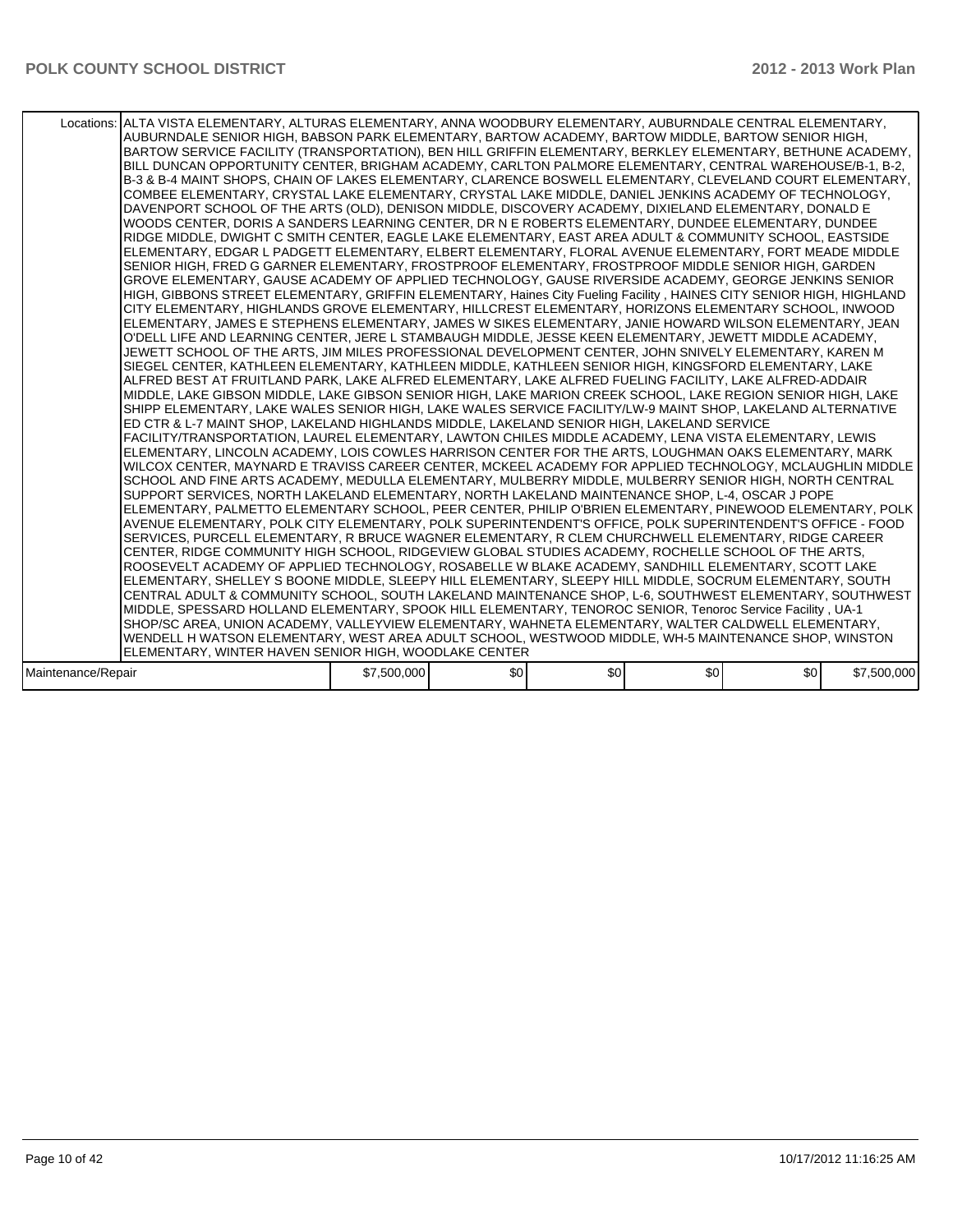| | | | | | | |
|---|---|---|---|---|---|---|
| Locations: | ALTA VISTA ELEMENTARY, ALTURAS ELEMENTARY, ANNA WOODBURY ELEMENTARY, AUBURNDALE CENTRAL ELEMENTARY, AUBURNDALE SENIOR HIGH, BABSON PARK ELEMENTARY, BARTOW ACADEMY, BARTOW MIDDLE, BARTOW SENIOR HIGH, BARTOW SERVICE FACILITY (TRANSPORTATION), BEN HILL GRIFFIN ELEMENTARY, BERKLEY ELEMENTARY, BETHUNE ACADEMY, BILL DUNCAN OPPORTUNITY CENTER, BRIGHAM ACADEMY, CARLTON PALMORE ELEMENTARY, CENTRAL WAREHOUSE/B-1, B-2, B-3 & B-4 MAINT SHOPS, CHAIN OF LAKES ELEMENTARY, CLARENCE BOSWELL ELEMENTARY, CLEVELAND COURT ELEMENTARY, COMBEE ELEMENTARY, CRYSTAL LAKE ELEMENTARY, CRYSTAL LAKE MIDDLE, DANIEL JENKINS ACADEMY OF TECHNOLOGY, DAVENPORT SCHOOL OF THE ARTS (OLD), DENISON MIDDLE, DISCOVERY ACADEMY, DIXIELAND ELEMENTARY, DONALD E WOODS CENTER, DORIS A SANDERS LEARNING CENTER, DR N E ROBERTS ELEMENTARY, DUNDEE ELEMENTARY, DUNDEE RIDGE MIDDLE, DWIGHT C SMITH CENTER, EAGLE LAKE ELEMENTARY, EAST AREA ADULT & COMMUNITY SCHOOL, EASTSIDE ELEMENTARY, EDGAR L PADGETT ELEMENTARY, ELBERT ELEMENTARY, FLORAL AVENUE ELEMENTARY, FORT MEADE MIDDLE SENIOR HIGH, FRED G GARNER ELEMENTARY, FROSTPROOF ELEMENTARY, FROSTPROOF MIDDLE SENIOR HIGH, GARDEN GROVE ELEMENTARY, GAUSE ACADEMY OF APPLIED TECHNOLOGY, GAUSE RIVERSIDE ACADEMY, GEORGE JENKINS SENIOR HIGH, GIBBONS STREET ELEMENTARY, GRIFFIN ELEMENTARY, Haines City Fueling Facility , HAINES CITY SENIOR HIGH, HIGHLAND CITY ELEMENTARY, HIGHLANDS GROVE ELEMENTARY, HILLCREST ELEMENTARY, HORIZONS ELEMENTARY SCHOOL, INWOOD ELEMENTARY, JAMES E STEPHENS ELEMENTARY, JAMES W SIKES ELEMENTARY, JANIE HOWARD WILSON ELEMENTARY, JEAN O'DELL LIFE AND LEARNING CENTER, JERE L STAMBAUGH MIDDLE, JESSE KEEN ELEMENTARY, JEWETT MIDDLE ACADEMY, JEWETT SCHOOL OF THE ARTS, JIM MILES PROFESSIONAL DEVELOPMENT CENTER, JOHN SNIVELY ELEMENTARY, KAREN M SIEGEL CENTER, KATHLEEN ELEMENTARY, KATHLEEN MIDDLE, KATHLEEN SENIOR HIGH, KINGSFORD ELEMENTARY, LAKE ALFRED BEST AT FRUITLAND PARK, LAKE ALFRED ELEMENTARY, LAKE ALFRED FUELING FACILITY, LAKE ALFRED-ADDAIR MIDDLE, LAKE GIBSON MIDDLE, LAKE GIBSON SENIOR HIGH, LAKE MARION CREEK SCHOOL, LAKE REGION SENIOR HIGH, LAKE SHIPP ELEMENTARY, LAKE WALES SENIOR HIGH, LAKE WALES SERVICE FACILITY/LW-9 MAINT SHOP, LAKELAND ALTERNATIVE ED CTR & L-7 MAINT SHOP, LAKELAND HIGHLANDS MIDDLE, LAKELAND SENIOR HIGH, LAKELAND SERVICE FACILITY/TRANSPORTATION, LAUREL ELEMENTARY, LAWTON CHILES MIDDLE ACADEMY, LENA VISTA ELEMENTARY, LEWIS ELEMENTARY, LINCOLN ACADEMY, LOIS COWLES HARRISON CENTER FOR THE ARTS, LOUGHMAN OAKS ELEMENTARY, MARK WILCOX CENTER, MAYNARD E TRAVISS CAREER CENTER, MCKEEL ACADEMY FOR APPLIED TECHNOLOGY, MCLAUGHLIN MIDDLE SCHOOL AND FINE ARTS ACADEMY, MEDULLA ELEMENTARY, MULBERRY MIDDLE, MULBERRY SENIOR HIGH, NORTH CENTRAL SUPPORT SERVICES, NORTH LAKELAND ELEMENTARY, NORTH LAKELAND MAINTENANCE SHOP, L-4, OSCAR J POPE ELEMENTARY, PALMETTO ELEMENTARY SCHOOL, PEER CENTER, PHILIP O'BRIEN ELEMENTARY, PINEWOOD ELEMENTARY, POLK AVENUE ELEMENTARY, POLK CITY ELEMENTARY, POLK SUPERINTENDENT'S OFFICE, POLK SUPERINTENDENT'S OFFICE - FOOD SERVICES, PURCELL ELEMENTARY, R BRUCE WAGNER ELEMENTARY, R CLEM CHURCHWELL ELEMENTARY, RIDGE CAREER CENTER, RIDGE COMMUNITY HIGH SCHOOL, RIDGEVIEW GLOBAL STUDIES ACADEMY, ROCHELLE SCHOOL OF THE ARTS, ROOSEVELT ACADEMY OF APPLIED TECHNOLOGY, ROSABELLE W BLAKE ACADEMY, SANDHILL ELEMENTARY, SCOTT LAKE ELEMENTARY, SHELLEY S BOONE MIDDLE, SLEEPY HILL ELEMENTARY, SLEEPY HILL MIDDLE, SOCRUM ELEMENTARY, SOUTH CENTRAL ADULT & COMMUNITY SCHOOL, SOUTH LAKELAND MAINTENANCE SHOP, L-6, SOUTHWEST ELEMENTARY, SOUTHWEST MIDDLE, SPESSARD HOLLAND ELEMENTARY, SPOOK HILL ELEMENTARY, TENOROC SENIOR, Tenoroc Service Facility , UA-1 SHOP/SC AREA, UNION ACADEMY, VALLEYVIEW ELEMENTARY, WAHNETA ELEMENTARY, WALTER CALDWELL ELEMENTARY, WENDELL H WATSON ELEMENTARY, WEST AREA ADULT SCHOOL, WESTWOOD MIDDLE, WH-5 MAINTENANCE SHOP, WINSTON ELEMENTARY, WINTER HAVEN SENIOR HIGH, WOODLAKE CENTER | | | | | |
| Maintenance/Repair | | $7,500,000 | $0 | $0 | $0 | $0 | $7,500,000 |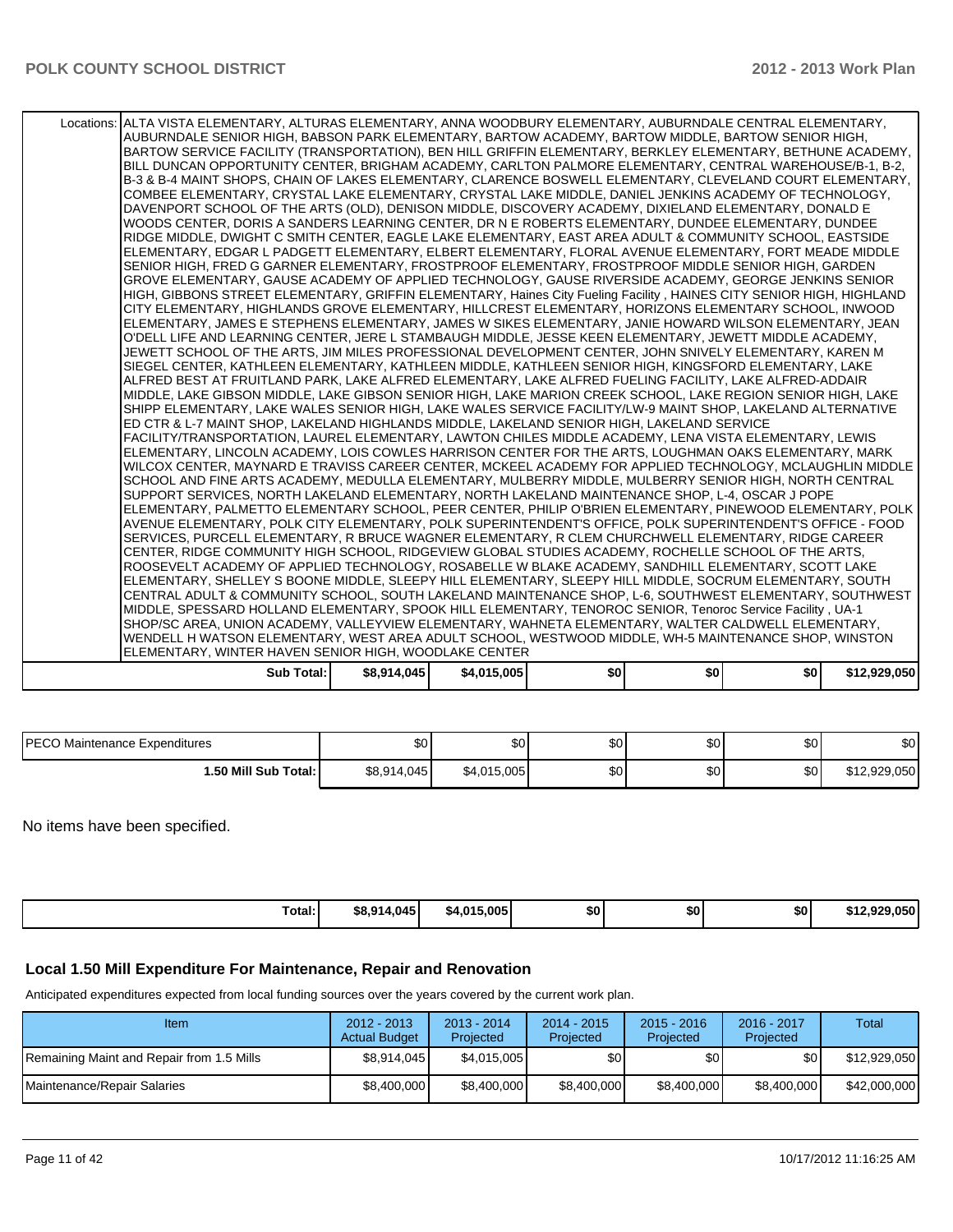| | | | | | | |
|---|---|---|---|---|---|---|
| Locations: ALTA VISTA ELEMENTARY, ALTURAS ELEMENTARY, ANNA WOODBURY ELEMENTARY, AUBURNDALE CENTRAL ELEMENTARY, AUBURNDALE SENIOR HIGH, BABSON PARK ELEMENTARY, BARTOW ACADEMY, BARTOW MIDDLE, BARTOW SENIOR HIGH, BARTOW SERVICE FACILITY (TRANSPORTATION), BEN HILL GRIFFIN ELEMENTARY, BERKLEY ELEMENTARY, BETHUNE ACADEMY, BILL DUNCAN OPPORTUNITY CENTER, BRIGHAM ACADEMY, CARLTON PALMORE ELEMENTARY, CENTRAL WAREHOUSE/B-1, B-2, B-3 & B-4 MAINT SHOPS, CHAIN OF LAKES ELEMENTARY, CLARENCE BOSWELL ELEMENTARY, CLEVELAND COURT ELEMENTARY, COMBEE ELEMENTARY, CRYSTAL LAKE ELEMENTARY, CRYSTAL LAKE MIDDLE, DANIEL JENKINS ACADEMY OF TECHNOLOGY, DAVENPORT SCHOOL OF THE ARTS (OLD), DENISON MIDDLE, DISCOVERY ACADEMY, DIXIELAND ELEMENTARY, DONALD E WOODS CENTER, DORIS A SANDERS LEARNING CENTER, DR N E ROBERTS ELEMENTARY, DUNDEE ELEMENTARY, DUNDEE RIDGE MIDDLE, DWIGHT C SMITH CENTER, EAGLE LAKE ELEMENTARY, EAST AREA ADULT & COMMUNITY SCHOOL, EASTSIDE ELEMENTARY, EDGAR L PADGETT ELEMENTARY, ELBERT ELEMENTARY, FLORAL AVENUE ELEMENTARY, FORT MEADE MIDDLE SENIOR HIGH, FRED G GARNER ELEMENTARY, FROSTPROOF ELEMENTARY, FROSTPROOF MIDDLE SENIOR HIGH, GARDEN GROVE ELEMENTARY, GAUSE ACADEMY OF APPLIED TECHNOLOGY, GAUSE RIVERSIDE ACADEMY, GEORGE JENKINS SENIOR HIGH, GIBBONS STREET ELEMENTARY, GRIFFIN ELEMENTARY, Haines City Fueling Facility , HAINES CITY SENIOR HIGH, HIGHLAND CITY ELEMENTARY, HIGHLANDS GROVE ELEMENTARY, HILLCREST ELEMENTARY, HORIZONS ELEMENTARY SCHOOL, INWOOD ELEMENTARY, JAMES E STEPHENS ELEMENTARY, JAMES W SIKES ELEMENTARY, JANIE HOWARD WILSON ELEMENTARY, JEAN O'DELL LIFE AND LEARNING CENTER, JERE L STAMBAUGH MIDDLE, JESSE KEEN ELEMENTARY, JEWETT MIDDLE ACADEMY, JEWETT SCHOOL OF THE ARTS, JIM MILES PROFESSIONAL DEVELOPMENT CENTER, JOHN SNIVELY ELEMENTARY, KAREN M SIEGEL CENTER, KATHLEEN ELEMENTARY, KATHLEEN MIDDLE, KATHLEEN SENIOR HIGH, KINGSFORD ELEMENTARY, LAKE ALFRED BEST AT FRUITLAND PARK, LAKE ALFRED ELEMENTARY, LAKE ALFRED FUELING FACILITY, LAKE ALFRED-ADDAIR MIDDLE, LAKE GIBSON MIDDLE, LAKE GIBSON SENIOR HIGH, LAKE MARION CREEK SCHOOL, LAKE REGION SENIOR HIGH, LAKE SHIPP ELEMENTARY, LAKE WALES SENIOR HIGH, LAKE WALES SERVICE FACILITY/LW-9 MAINT SHOP, LAKELAND ALTERNATIVE ED CTR & L-7 MAINT SHOP, LAKELAND HIGHLANDS MIDDLE, LAKELAND SENIOR HIGH, LAKELAND SERVICE FACILITY/TRANSPORTATION, LAUREL ELEMENTARY, LAWTON CHILES MIDDLE ACADEMY, LENA VISTA ELEMENTARY, LEWIS ELEMENTARY, LINCOLN ACADEMY, LOIS COWLES HARRISON CENTER FOR THE ARTS, LOUGHMAN OAKS ELEMENTARY, MARK WILCOX CENTER, MAYNARD E TRAVISS CAREER CENTER, MCKEEL ACADEMY FOR APPLIED TECHNOLOGY, MCLAUGHLIN MIDDLE SCHOOL AND FINE ARTS ACADEMY, MEDULLA ELEMENTARY, MULBERRY MIDDLE, MULBERRY SENIOR HIGH, NORTH CENTRAL SUPPORT SERVICES, NORTH LAKELAND ELEMENTARY, NORTH LAKELAND MAINTENANCE SHOP, L-4, OSCAR J POPE ELEMENTARY, PALMETTO ELEMENTARY SCHOOL, PEER CENTER, PHILIP O'BRIEN ELEMENTARY, PINEWOOD ELEMENTARY, POLK AVENUE ELEMENTARY, POLK CITY ELEMENTARY, POLK SUPERINTENDENT'S OFFICE, POLK SUPERINTENDENT'S OFFICE - FOOD SERVICES, PURCELL ELEMENTARY, R BRUCE WAGNER ELEMENTARY, R CLEM CHURCHWELL ELEMENTARY, RIDGE CAREER CENTER, RIDGE COMMUNITY HIGH SCHOOL, RIDGEVIEW GLOBAL STUDIES ACADEMY, ROCHELLE SCHOOL OF THE ARTS, ROOSEVELT ACADEMY OF APPLIED TECHNOLOGY, ROSABELLE W BLAKE ACADEMY, SANDHILL ELEMENTARY, SCOTT LAKE ELEMENTARY, SHELLEY S BOONE MIDDLE, SLEEPY HILL ELEMENTARY, SLEEPY HILL MIDDLE, SOCRUM ELEMENTARY, SOUTH CENTRAL ADULT & COMMUNITY SCHOOL, SOUTH LAKELAND MAINTENANCE SHOP, L-6, SOUTHWEST ELEMENTARY, SOUTHWEST MIDDLE, SPESSARD HOLLAND ELEMENTARY, SPOOK HILL ELEMENTARY, TENOROC SENIOR, Tenoroc Service Facility , UA-1 SHOP/SC AREA, UNION ACADEMY, VALLEYVIEW ELEMENTARY, WAHNETA ELEMENTARY, WALTER CALDWELL ELEMENTARY, WENDELL H WATSON ELEMENTARY, WEST AREA ADULT SCHOOL, WESTWOOD MIDDLE, WH-5 MAINTENANCE SHOP, WINSTON ELEMENTARY, WINTER HAVEN SENIOR HIGH, WOODLAKE CENTER | | | | | | |
| Sub Total: | $8,914,045 | $4,015,005 | $0 | $0 | $0 | $12,929,050 |

| | | | | | | |
|---|---|---|---|---|---|---|
| PECO Maintenance Expenditures | $0 | $0 | $0 | $0 | $0 | $0 |
| 1.50 Mill Sub Total: | $8,914,045 | $4,015,005 | $0 | $0 | $0 | $12,929,050 |

No items have been specified.

| | | | | | | |
|---|---|---|---|---|---|---|
| Total: | $8,914,045 | $4,015,005 | $0 | $0 | $0 | $12,929,050 |

## Local 1.50 Mill Expenditure For Maintenance, Repair and Renovation

Anticipated expenditures expected from local funding sources over the years covered by the current work plan.

| Item | 2012 - 2013 Actual Budget | 2013 - 2014 Projected | 2014 - 2015 Projected | 2015 - 2016 Projected | 2016 - 2017 Projected | Total |
|---|---|---|---|---|---|---|
| Remaining Maint and Repair from 1.5 Mills | $8,914,045 | $4,015,005 | $0 | $0 | $0 | $12,929,050 |
| Maintenance/Repair Salaries | $8,400,000 | $8,400,000 | $8,400,000 | $8,400,000 | $8,400,000 | $42,000,000 |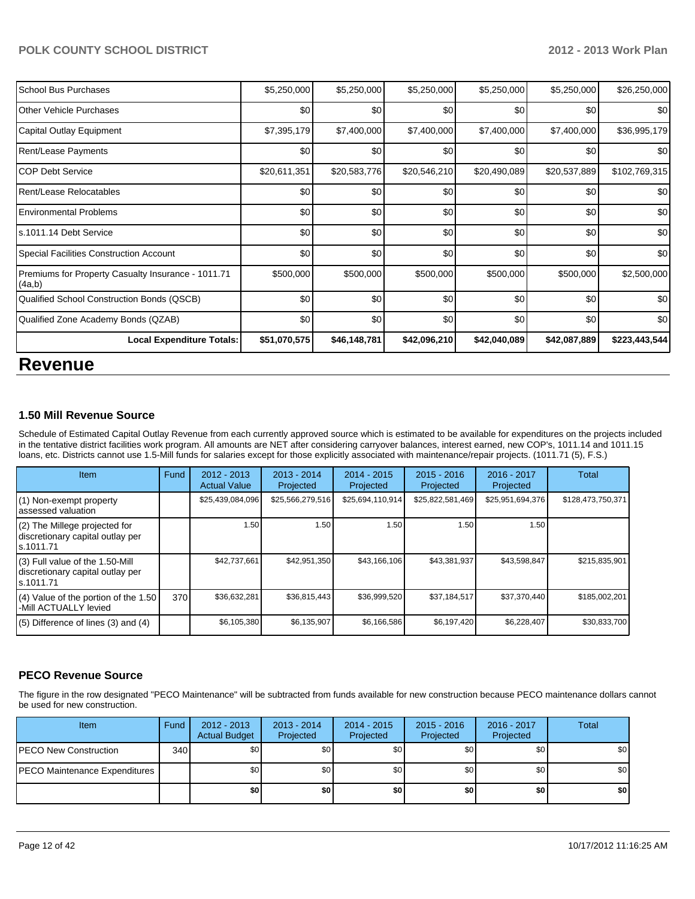| | | | | | | |
|---|---|---|---|---|---|---|
| School Bus Purchases | $5,250,000 | $5,250,000 | $5,250,000 | $5,250,000 | $5,250,000 | $26,250,000 |
| Other Vehicle Purchases | $0 | $0 | $0 | $0 | $0 | $0 |
| Capital Outlay Equipment | $7,395,179 | $7,400,000 | $7,400,000 | $7,400,000 | $7,400,000 | $36,995,179 |
| Rent/Lease Payments | $0 | $0 | $0 | $0 | $0 | $0 |
| COP Debt Service | $20,611,351 | $20,583,776 | $20,546,210 | $20,490,089 | $20,537,889 | $102,769,315 |
| Rent/Lease Relocatables | $0 | $0 | $0 | $0 | $0 | $0 |
| Environmental Problems | $0 | $0 | $0 | $0 | $0 | $0 |
| s.1011.14 Debt Service | $0 | $0 | $0 | $0 | $0 | $0 |
| Special Facilities Construction Account | $0 | $0 | $0 | $0 | $0 | $0 |
| Premiums for Property Casualty Insurance - 1011.71 (4a,b) | $500,000 | $500,000 | $500,000 | $500,000 | $500,000 | $2,500,000 |
| Qualified School Construction Bonds (QSCB) | $0 | $0 | $0 | $0 | $0 | $0 |
| Qualified Zone Academy Bonds (QZAB) | $0 | $0 | $0 | $0 | $0 | $0 |
| **Local Expenditure Totals:** | **$51,070,575** | **$46,148,781** | **$42,096,210** | **$42,040,089** | **$42,087,889** | **$223,443,544** |

# Revenue

### 1.50 Mill Revenue Source

Schedule of Estimated Capital Outlay Revenue from each currently approved source which is estimated to be available for expenditures on the projects included in the tentative district facilities work program. All amounts are NET after considering carryover balances, interest earned, new COP's, 1011.14 and 1011.15 loans, etc. Districts cannot use 1.5-Mill funds for salaries except for those explicitly associated with maintenance/repair projects. (1011.71 (5), F.S.)

| Item | Fund | 2012 - 2013 Actual Value | 2013 - 2014 Projected | 2014 - 2015 Projected | 2015 - 2016 Projected | 2016 - 2017 Projected | Total |
|---|---|---|---|---|---|---|---|
| (1) Non-exempt property assessed valuation | | $25,439,084,096 | $25,566,279,516 | $25,694,110,914 | $25,822,581,469 | $25,951,694,376 | $128,473,750,371 |
| (2) The Millege projected for discretionary capital outlay per s.1011.71 | | 1.50 | 1.50 | 1.50 | 1.50 | 1.50 | |
| (3) Full value of the 1.50-Mill discretionary capital outlay per s.1011.71 | | $42,737,661 | $42,951,350 | $43,166,106 | $43,381,937 | $43,598,847 | $215,835,901 |
| (4) Value of the portion of the 1.50 -Mill ACTUALLY levied | 370 | $36,632,281 | $36,815,443 | $36,999,520 | $37,184,517 | $37,370,440 | $185,002,201 |
| (5) Difference of lines (3) and (4) | | $6,105,380 | $6,135,907 | $6,166,586 | $6,197,420 | $6,228,407 | $30,833,700 |

### PECO Revenue Source

The figure in the row designated "PECO Maintenance" will be subtracted from funds available for new construction because PECO maintenance dollars cannot be used for new construction.

| Item | Fund | 2012 - 2013 Actual Budget | 2013 - 2014 Projected | 2014 - 2015 Projected | 2015 - 2016 Projected | 2016 - 2017 Projected | Total |
|---|---|---|---|---|---|---|---|
| PECO New Construction | 340 | $0 | $0 | $0 | $0 | $0 | $0 |
| PECO Maintenance Expenditures | | $0 | $0 | $0 | $0 | $0 | $0 |
| | | **$0** | **$0** | **$0** | **$0** | **$0** | **$0** |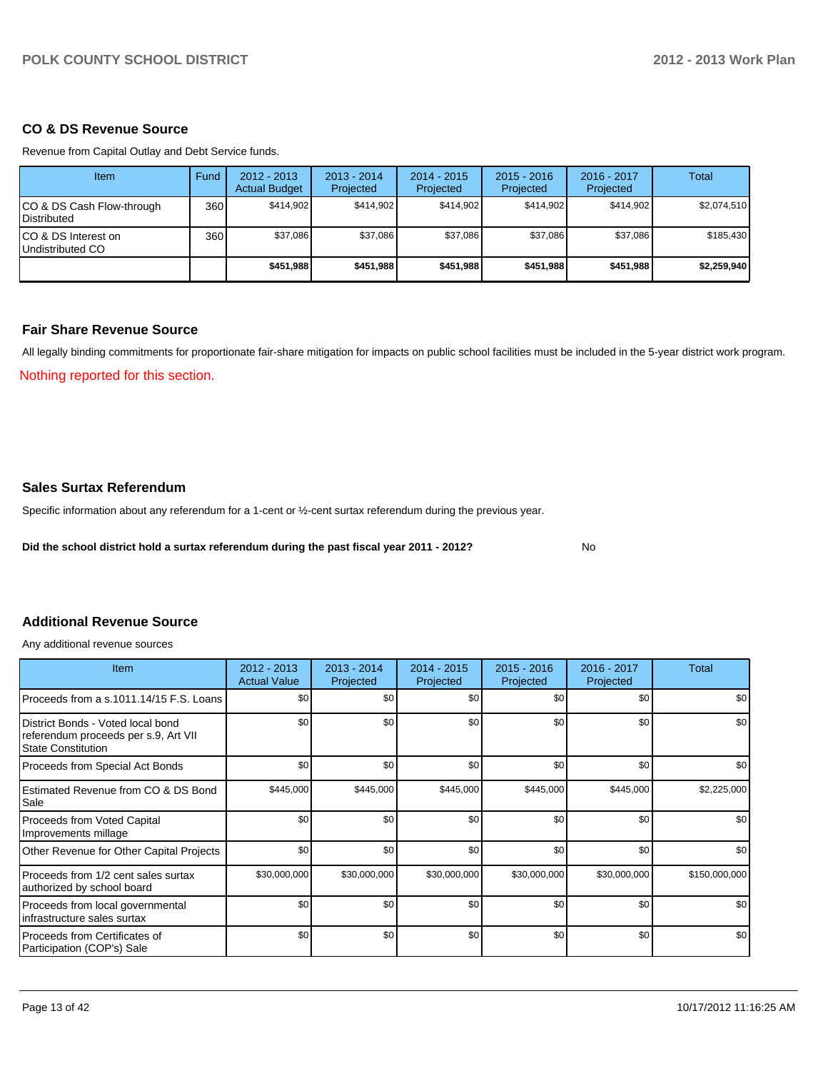## CO & DS Revenue Source

Revenue from Capital Outlay and Debt Service funds.

| Item | Fund | 2012 - 2013 Actual Budget | 2013 - 2014 Projected | 2014 - 2015 Projected | 2015 - 2016 Projected | 2016 - 2017 Projected | Total |
|---|---|---|---|---|---|---|---|
| CO & DS Cash Flow-through Distributed | 360 | $414,902 | $414,902 | $414,902 | $414,902 | $414,902 | $2,074,510 |
| CO & DS Interest on Undistributed CO | 360 | $37,086 | $37,086 | $37,086 | $37,086 | $37,086 | $185,430 |
| | | **$451,988** | **$451,988** | **$451,988** | **$451,988** | **$451,988** | **$2,259,940** |

## Fair Share Revenue Source

All legally binding commitments for proportionate fair-share mitigation for impacts on public school facilities must be included in the 5-year district work program.

Nothing reported for this section.

## Sales Surtax Referendum

Specific information about any referendum for a 1-cent or ½-cent surtax referendum during the previous year.

**Did the school district hold a surtax referendum during the past fiscal year 2011 - 2012?** No

## Additional Revenue Source

Any additional revenue sources

| Item | 2012 - 2013 Actual Value | 2013 - 2014 Projected | 2014 - 2015 Projected | 2015 - 2016 Projected | 2016 - 2017 Projected | Total |
|---|---|---|---|---|---|---|
| Proceeds from a s.1011.14/15 F.S. Loans | $0 | $0 | $0 | $0 | $0 | $0 |
| District Bonds - Voted local bond referendum proceeds per s.9, Art VII State Constitution | $0 | $0 | $0 | $0 | $0 | $0 |
| Proceeds from Special Act Bonds | $0 | $0 | $0 | $0 | $0 | $0 |
| Estimated Revenue from CO & DS Bond Sale | $445,000 | $445,000 | $445,000 | $445,000 | $445,000 | $2,225,000 |
| Proceeds from Voted Capital Improvements millage | $0 | $0 | $0 | $0 | $0 | $0 |
| Other Revenue for Other Capital Projects | $0 | $0 | $0 | $0 | $0 | $0 |
| Proceeds from 1/2 cent sales surtax authorized by school board | $30,000,000 | $30,000,000 | $30,000,000 | $30,000,000 | $30,000,000 | $150,000,000 |
| Proceeds from local governmental infrastructure sales surtax | $0 | $0 | $0 | $0 | $0 | $0 |
| Proceeds from Certificates of Participation (COP's) Sale | $0 | $0 | $0 | $0 | $0 | $0 |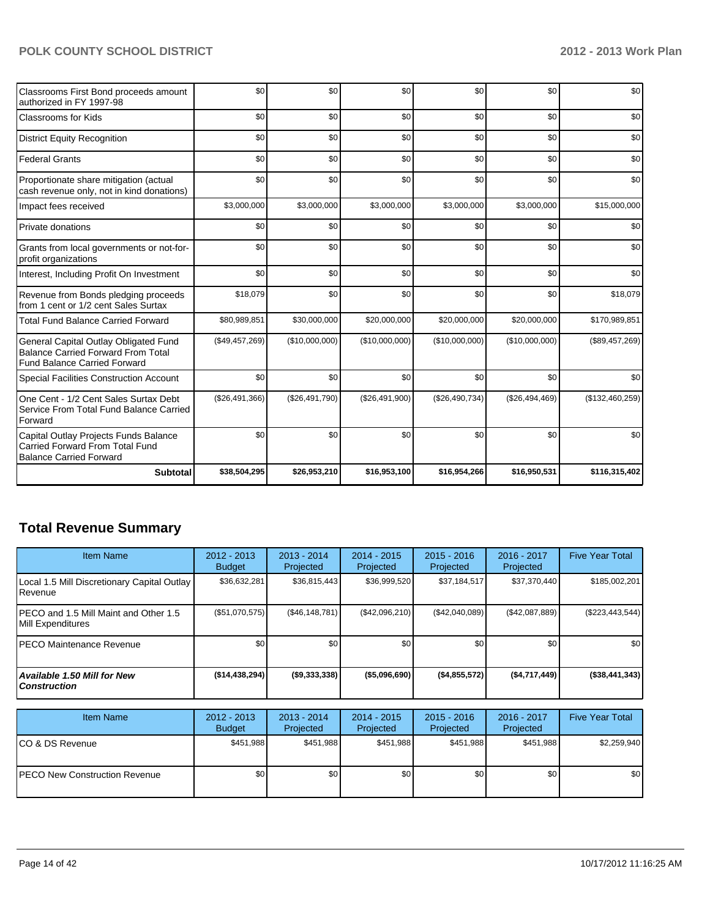| | | | | | | |
|---|---|---|---|---|---|---|
| Classrooms First Bond proceeds amount authorized in FY 1997-98 | $0 | $0 | $0 | $0 | $0 | $0 |
| Classrooms for Kids | $0 | $0 | $0 | $0 | $0 | $0 |
| District Equity Recognition | $0 | $0 | $0 | $0 | $0 | $0 |
| Federal Grants | $0 | $0 | $0 | $0 | $0 | $0 |
| Proportionate share mitigation (actual cash revenue only, not in kind donations) | $0 | $0 | $0 | $0 | $0 | $0 |
| Impact fees received | $3,000,000 | $3,000,000 | $3,000,000 | $3,000,000 | $3,000,000 | $15,000,000 |
| Private donations | $0 | $0 | $0 | $0 | $0 | $0 |
| Grants from local governments or not-for-profit organizations | $0 | $0 | $0 | $0 | $0 | $0 |
| Interest, Including Profit On Investment | $0 | $0 | $0 | $0 | $0 | $0 |
| Revenue from Bonds pledging proceeds from 1 cent or 1/2 cent Sales Surtax | $18,079 | $0 | $0 | $0 | $0 | $18,079 |
| Total Fund Balance Carried Forward | $80,989,851 | $30,000,000 | $20,000,000 | $20,000,000 | $20,000,000 | $170,989,851 |
| General Capital Outlay Obligated Fund Balance Carried Forward From Total Fund Balance Carried Forward | ($49,457,269) | ($10,000,000) | ($10,000,000) | ($10,000,000) | ($10,000,000) | ($89,457,269) |
| Special Facilities Construction Account | $0 | $0 | $0 | $0 | $0 | $0 |
| One Cent - 1/2 Cent Sales Surtax Debt Service From Total Fund Balance Carried Forward | ($26,491,366) | ($26,491,790) | ($26,491,900) | ($26,490,734) | ($26,494,469) | ($132,460,259) |
| Capital Outlay Projects Funds Balance Carried Forward From Total Fund Balance Carried Forward | $0 | $0 | $0 | $0 | $0 | $0 |
| **Subtotal** | **$38,504,295** | **$26,953,210** | **$16,953,100** | **$16,954,266** | **$16,950,531** | **$116,315,402** |

## Total Revenue Summary

| Item Name | 2012 - 2013 Budget | 2013 - 2014 Projected | 2014 - 2015 Projected | 2015 - 2016 Projected | 2016 - 2017 Projected | Five Year Total |
|---|---|---|---|---|---|---|
| Local 1.5 Mill Discretionary Capital Outlay Revenue | $36,632,281 | $36,815,443 | $36,999,520 | $37,184,517 | $37,370,440 | $185,002,201 |
| PECO and 1.5 Mill Maint and Other 1.5 Mill Expenditures | ($51,070,575) | ($46,148,781) | ($42,096,210) | ($42,040,089) | ($42,087,889) | ($223,443,544) |
| PECO Maintenance Revenue | $0 | $0 | $0 | $0 | $0 | $0 |
| ***Available 1.50 Mill for New Construction*** | **($14,438,294)** | **($9,333,338)** | **($5,096,690)** | **($4,855,572)** | **($4,717,449)** | **($38,441,343)** |

| Item Name | 2012 - 2013 Budget | 2013 - 2014 Projected | 2014 - 2015 Projected | 2015 - 2016 Projected | 2016 - 2017 Projected | Five Year Total |
|---|---|---|---|---|---|---|
| CO & DS Revenue | $451,988 | $451,988 | $451,988 | $451,988 | $451,988 | $2,259,940 |
| PECO New Construction Revenue | $0 | $0 | $0 | $0 | $0 | $0 |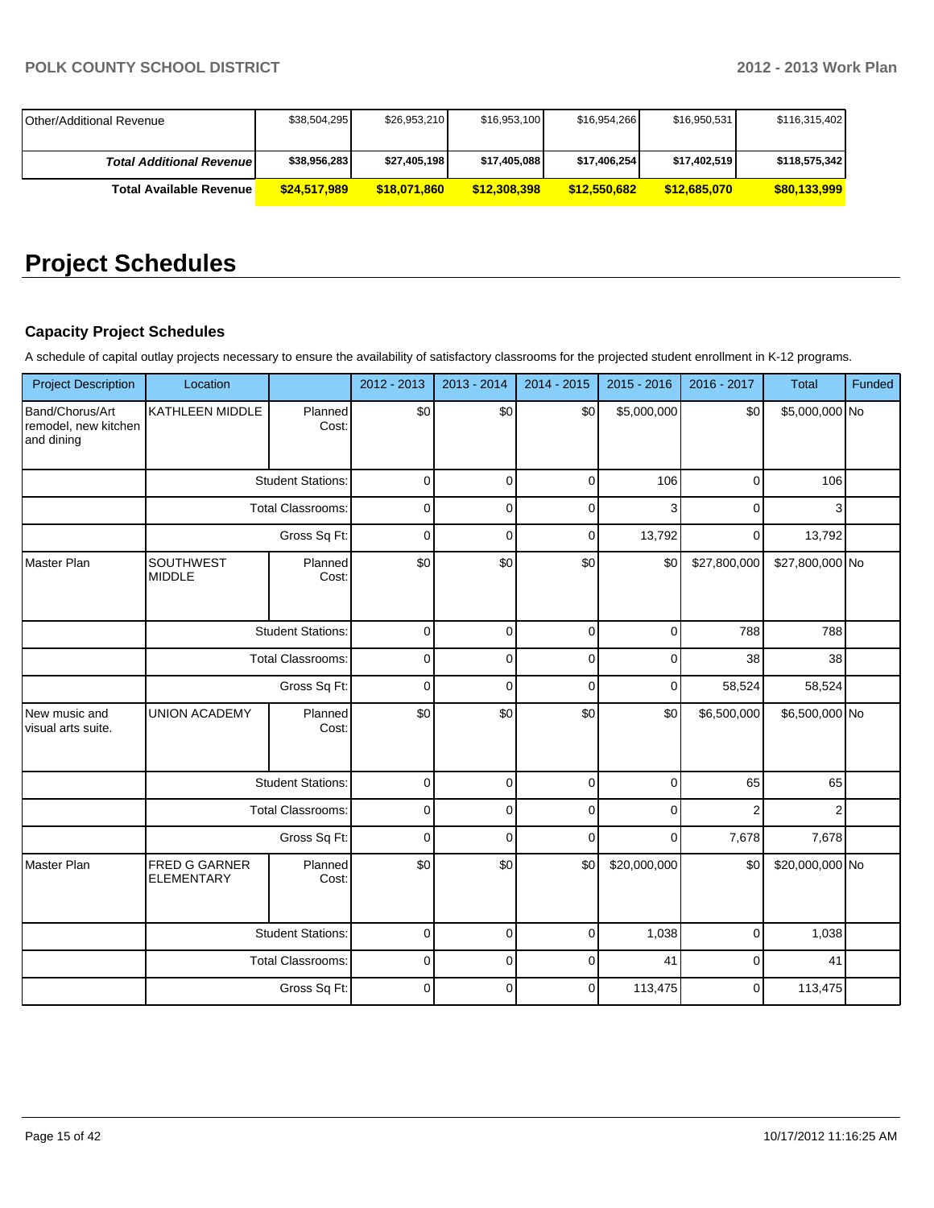| | | | | | | |
|---|---|---|---|---|---|---|
| Other/Additional Revenue | $38,504,295 | $26,953,210 | $16,953,100 | $16,954,266 | $16,950,531 | $116,315,402 |
| ***Total Additional Revenue*** | **$38,956,283** | **$27,405,198** | **$17,405,088** | **$17,406,254** | **$17,402,519** | **$118,575,342** |
| **Total Available Revenue** | **$24,517,989** | **$18,071,860** | **$12,308,398** | **$12,550,682** | **$12,685,070** | **$80,133,999** |

# Project Schedules

### Capacity Project Schedules

A schedule of capital outlay projects necessary to ensure the availability of satisfactory classrooms for the projected student enrollment in K-12 programs.

| Project Description | Location | | 2012 - 2013 | 2013 - 2014 | 2014 - 2015 | 2015 - 2016 | 2016 - 2017 | Total | Funded |
|---|---|---|---|---|---|---|---|---|---|
| Band/Chorus/Art remodel, new kitchen and dining | KATHLEEN MIDDLE | Planned Cost: | $0 | $0 | $0 | $5,000,000 | $0 | $5,000,000 | No |
| | | Student Stations: | 0 | 0 | 0 | 106 | 0 | 106 | |
| | | Total Classrooms: | 0 | 0 | 0 | 3 | 0 | 3 | |
| | | Gross Sq Ft: | 0 | 0 | 0 | 13,792 | 0 | 13,792 | |
| Master Plan | SOUTHWEST MIDDLE | Planned Cost: | $0 | $0 | $0 | $0 | $27,800,000 | $27,800,000 | No |
| | | Student Stations: | 0 | 0 | 0 | 0 | 788 | 788 | |
| | | Total Classrooms: | 0 | 0 | 0 | 0 | 38 | 38 | |
| | | Gross Sq Ft: | 0 | 0 | 0 | 0 | 58,524 | 58,524 | |
| New music and visual arts suite. | UNION ACADEMY | Planned Cost: | $0 | $0 | $0 | $0 | $6,500,000 | $6,500,000 | No |
| | | Student Stations: | 0 | 0 | 0 | 0 | 65 | 65 | |
| | | Total Classrooms: | 0 | 0 | 0 | 0 | 2 | 2 | |
| | | Gross Sq Ft: | 0 | 0 | 0 | 0 | 7,678 | 7,678 | |
| Master Plan | FRED G GARNER ELEMENTARY | Planned Cost: | $0 | $0 | $0 | $20,000,000 | $0 | $20,000,000 | No |
| | | Student Stations: | 0 | 0 | 0 | 1,038 | 0 | 1,038 | |
| | | Total Classrooms: | 0 | 0 | 0 | 41 | 0 | 41 | |
| | | Gross Sq Ft: | 0 | 0 | 0 | 113,475 | 0 | 113,475 | |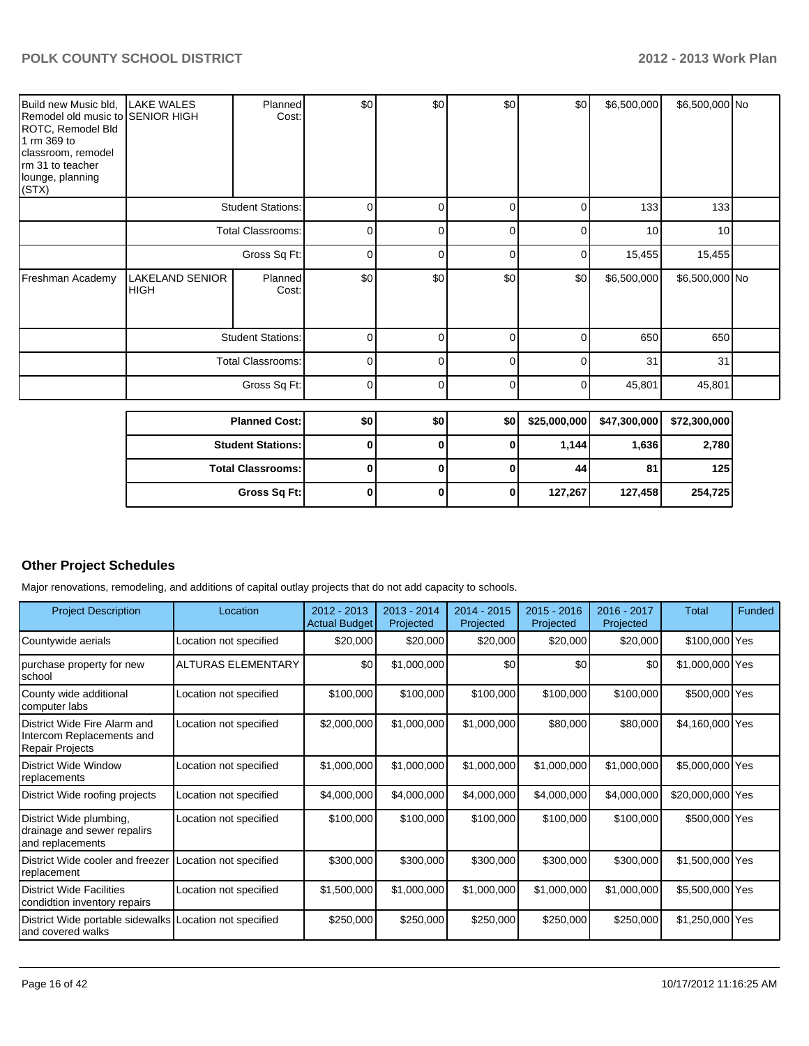| | | | | | | | | | |
|---|---|---|---|---|---|---|---|---|---|
| Build new Music bld, Remodel old music to ROTC, Remodel Bld 1 rm 369 to classroom, remodel rm 31 to teacher lounge, planning (STX) | LAKE WALES SENIOR HIGH | Planned Cost: | $0 | $0 | $0 | $0 | $6,500,000 | $6,500,000 | No |
| | | Student Stations: | 0 | 0 | 0 | 0 | 133 | 133 | |
| | | Total Classrooms: | 0 | 0 | 0 | 0 | 10 | 10 | |
| | | Gross Sq Ft: | 0 | 0 | 0 | 0 | 15,455 | 15,455 | |
| Freshman Academy | LAKELAND SENIOR HIGH | Planned Cost: | $0 | $0 | $0 | $0 | $6,500,000 | $6,500,000 | No |
| | | Student Stations: | 0 | 0 | 0 | 0 | 650 | 650 | |
| | | Total Classrooms: | 0 | 0 | 0 | 0 | 31 | 31 | |
| | | Gross Sq Ft: | 0 | 0 | 0 | 0 | 45,801 | 45,801 | |

| | | | | | | |
|---|---|---|---|---|---|---|
| **Planned Cost:** | **$0** | **$0** | **$0** | **$25,000,000** | **$47,300,000** | **$72,300,000** |
| **Student Stations:** | **0** | **0** | **0** | **1,144** | **1,636** | **2,780** |
| **Total Classrooms:** | **0** | **0** | **0** | **44** | **81** | **125** |
| **Gross Sq Ft:** | **0** | **0** | **0** | **127,267** | **127,458** | **254,725** |

## Other Project Schedules

Major renovations, remodeling, and additions of capital outlay projects that do not add capacity to schools.

| Project Description | Location | 2012 - 2013 Actual Budget | 2013 - 2014 Projected | 2014 - 2015 Projected | 2015 - 2016 Projected | 2016 - 2017 Projected | Total | Funded |
|---|---|---|---|---|---|---|---|---|
| Countywide aerials | Location not specified | $20,000 | $20,000 | $20,000 | $20,000 | $20,000 | $100,000 | Yes |
| purchase property for new school | ALTURAS ELEMENTARY | $0 | $1,000,000 | $0 | $0 | $0 | $1,000,000 | Yes |
| County wide additional computer labs | Location not specified | $100,000 | $100,000 | $100,000 | $100,000 | $100,000 | $500,000 | Yes |
| District Wide Fire Alarm and Intercom Replacements and Repair Projects | Location not specified | $2,000,000 | $1,000,000 | $1,000,000 | $80,000 | $80,000 | $4,160,000 | Yes |
| District Wide Window replacements | Location not specified | $1,000,000 | $1,000,000 | $1,000,000 | $1,000,000 | $1,000,000 | $5,000,000 | Yes |
| District Wide roofing projects | Location not specified | $4,000,000 | $4,000,000 | $4,000,000 | $4,000,000 | $4,000,000 | $20,000,000 | Yes |
| District Wide plumbing, drainage and sewer repairs and replacements | Location not specified | $100,000 | $100,000 | $100,000 | $100,000 | $100,000 | $500,000 | Yes |
| District Wide cooler and freezer replacement | Location not specified | $300,000 | $300,000 | $300,000 | $300,000 | $300,000 | $1,500,000 | Yes |
| District Wide Facilities condidtion inventory repairs | Location not specified | $1,500,000 | $1,000,000 | $1,000,000 | $1,000,000 | $1,000,000 | $5,500,000 | Yes |
| District Wide portable sidewalks and covered walks | Location not specified | $250,000 | $250,000 | $250,000 | $250,000 | $250,000 | $1,250,000 | Yes |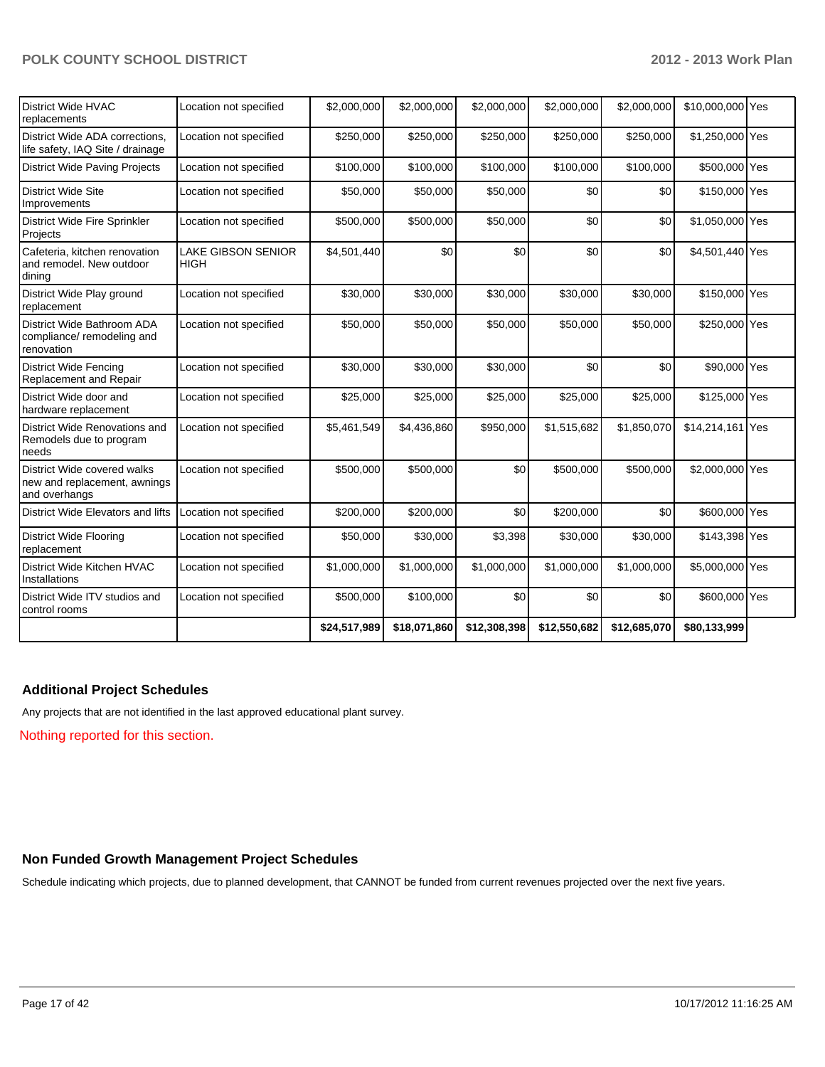| | | | | | | | | |
|---|---|---|---|---|---|---|---|---|
| District Wide HVAC replacements | Location not specified | $2,000,000 | $2,000,000 | $2,000,000 | $2,000,000 | $2,000,000 | $10,000,000 | Yes |
| District Wide ADA corrections, life safety, IAQ Site / drainage | Location not specified | $250,000 | $250,000 | $250,000 | $250,000 | $250,000 | $1,250,000 | Yes |
| District Wide Paving Projects | Location not specified | $100,000 | $100,000 | $100,000 | $100,000 | $100,000 | $500,000 | Yes |
| District Wide Site Improvements | Location not specified | $50,000 | $50,000 | $50,000 | $0 | $0 | $150,000 | Yes |
| District Wide Fire Sprinkler Projects | Location not specified | $500,000 | $500,000 | $50,000 | $0 | $0 | $1,050,000 | Yes |
| Cafeteria, kitchen renovation and remodel. New outdoor dining | LAKE GIBSON SENIOR HIGH | $4,501,440 | $0 | $0 | $0 | $0 | $4,501,440 | Yes |
| District Wide Play ground replacement | Location not specified | $30,000 | $30,000 | $30,000 | $30,000 | $30,000 | $150,000 | Yes |
| District Wide Bathroom ADA compliance/ remodeling and renovation | Location not specified | $50,000 | $50,000 | $50,000 | $50,000 | $50,000 | $250,000 | Yes |
| District Wide Fencing Replacement and Repair | Location not specified | $30,000 | $30,000 | $30,000 | $0 | $0 | $90,000 | Yes |
| District Wide door and hardware replacement | Location not specified | $25,000 | $25,000 | $25,000 | $25,000 | $25,000 | $125,000 | Yes |
| District Wide Renovations and Remodels due to program needs | Location not specified | $5,461,549 | $4,436,860 | $950,000 | $1,515,682 | $1,850,070 | $14,214,161 | Yes |
| District Wide covered walks new and replacement, awnings and overhangs | Location not specified | $500,000 | $500,000 | $0 | $500,000 | $500,000 | $2,000,000 | Yes |
| District Wide Elevators and lifts | Location not specified | $200,000 | $200,000 | $0 | $200,000 | $0 | $600,000 | Yes |
| District Wide Flooring replacement | Location not specified | $50,000 | $30,000 | $3,398 | $30,000 | $30,000 | $143,398 | Yes |
| District Wide Kitchen HVAC Installations | Location not specified | $1,000,000 | $1,000,000 | $1,000,000 | $1,000,000 | $1,000,000 | $5,000,000 | Yes |
| District Wide ITV studios and control rooms | Location not specified | $500,000 | $100,000 | $0 | $0 | $0 | $600,000 | Yes |
| | | **$24,517,989** | **$18,071,860** | **$12,308,398** | **$12,550,682** | **$12,685,070** | **$80,133,999** | |

### Additional Project Schedules

Any projects that are not identified in the last approved educational plant survey.

Nothing reported for this section.

### Non Funded Growth Management Project Schedules

Schedule indicating which projects, due to planned development, that CANNOT be funded from current revenues projected over the next five years.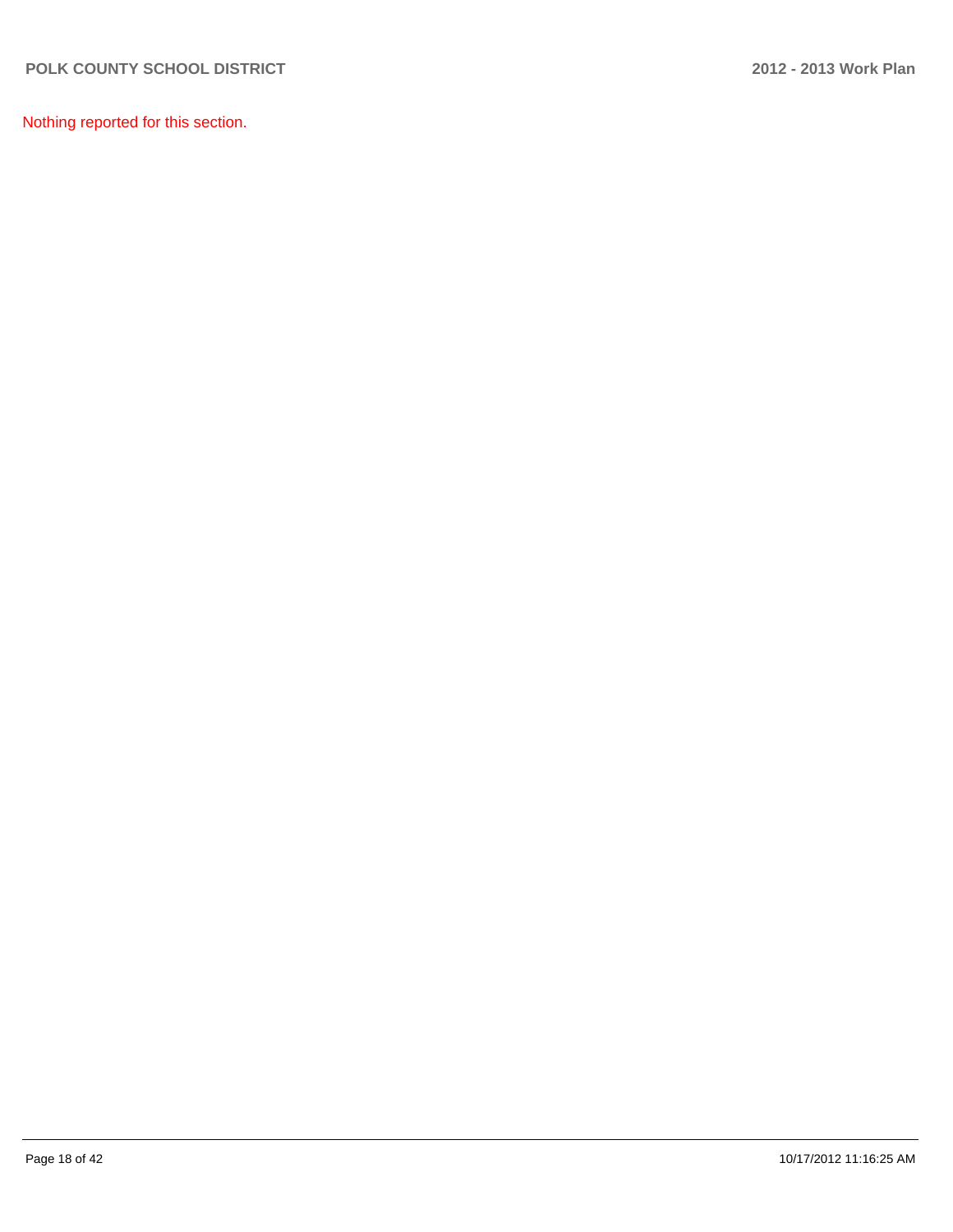Nothing reported for this section.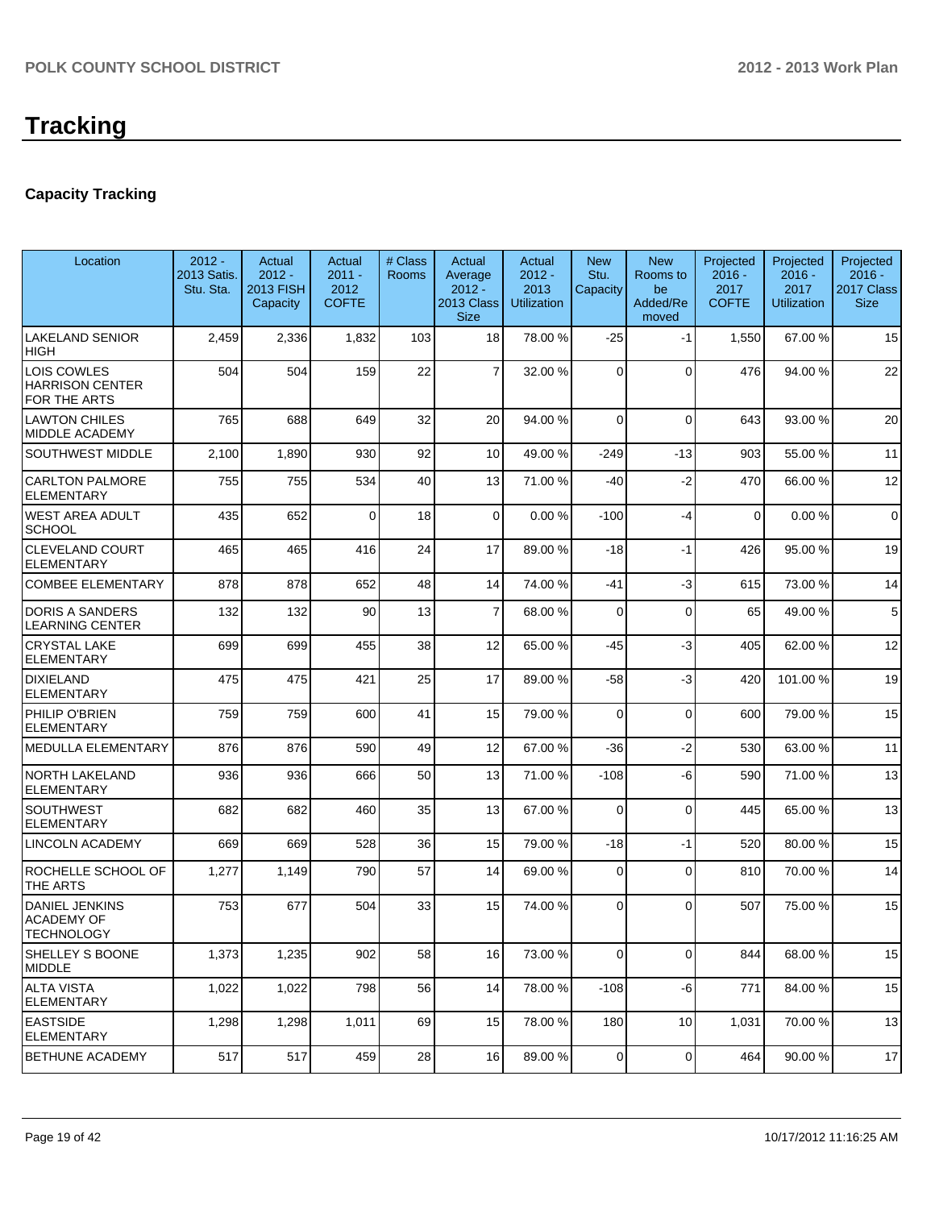# Tracking

### Capacity Tracking

| Location | 2012 - 2013 Satis. Stu. Sta. | Actual 2012 - 2013 FISH Capacity | Actual 2011 - 2012 COFTE | # Class Rooms | Actual Average 2012 - 2013 Class Size | Actual 2012 - 2013 Utilization | New Stu. Capacity | New Rooms to be Added/Removed | Projected 2016 - 2017 COFTE | Projected 2016 - 2017 Utilization | Projected 2016 - 2017 Class Size |
|---|---|---|---|---|---|---|---|---|---|---|---|
| LAKELAND SENIOR HIGH | 2,459 | 2,336 | 1,832 | 103 | 18 | 78.00 % | -25 | -1 | 1,550 | 67.00 % | 15 |
| LOIS COWLES HARRISON CENTER FOR THE ARTS | 504 | 504 | 159 | 22 | 7 | 32.00 % | 0 | 0 | 476 | 94.00 % | 22 |
| LAWTON CHILES MIDDLE ACADEMY | 765 | 688 | 649 | 32 | 20 | 94.00 % | 0 | 0 | 643 | 93.00 % | 20 |
| SOUTHWEST MIDDLE | 2,100 | 1,890 | 930 | 92 | 10 | 49.00 % | -249 | -13 | 903 | 55.00 % | 11 |
| CARLTON PALMORE ELEMENTARY | 755 | 755 | 534 | 40 | 13 | 71.00 % | -40 | -2 | 470 | 66.00 % | 12 |
| WEST AREA ADULT SCHOOL | 435 | 652 | 0 | 18 | 0 | 0.00 % | -100 | -4 | 0 | 0.00 % | 0 |
| CLEVELAND COURT ELEMENTARY | 465 | 465 | 416 | 24 | 17 | 89.00 % | -18 | -1 | 426 | 95.00 % | 19 |
| COMBEE ELEMENTARY | 878 | 878 | 652 | 48 | 14 | 74.00 % | -41 | -3 | 615 | 73.00 % | 14 |
| DORIS A SANDERS LEARNING CENTER | 132 | 132 | 90 | 13 | 7 | 68.00 % | 0 | 0 | 65 | 49.00 % | 5 |
| CRYSTAL LAKE ELEMENTARY | 699 | 699 | 455 | 38 | 12 | 65.00 % | -45 | -3 | 405 | 62.00 % | 12 |
| DIXIELAND ELEMENTARY | 475 | 475 | 421 | 25 | 17 | 89.00 % | -58 | -3 | 420 | 101.00 % | 19 |
| PHILIP O'BRIEN ELEMENTARY | 759 | 759 | 600 | 41 | 15 | 79.00 % | 0 | 0 | 600 | 79.00 % | 15 |
| MEDULLA ELEMENTARY | 876 | 876 | 590 | 49 | 12 | 67.00 % | -36 | -2 | 530 | 63.00 % | 11 |
| NORTH LAKELAND ELEMENTARY | 936 | 936 | 666 | 50 | 13 | 71.00 % | -108 | -6 | 590 | 71.00 % | 13 |
| SOUTHWEST ELEMENTARY | 682 | 682 | 460 | 35 | 13 | 67.00 % | 0 | 0 | 445 | 65.00 % | 13 |
| LINCOLN ACADEMY | 669 | 669 | 528 | 36 | 15 | 79.00 % | -18 | -1 | 520 | 80.00 % | 15 |
| ROCHELLE SCHOOL OF THE ARTS | 1,277 | 1,149 | 790 | 57 | 14 | 69.00 % | 0 | 0 | 810 | 70.00 % | 14 |
| DANIEL JENKINS ACADEMY OF TECHNOLOGY | 753 | 677 | 504 | 33 | 15 | 74.00 % | 0 | 0 | 507 | 75.00 % | 15 |
| SHELLEY S BOONE MIDDLE | 1,373 | 1,235 | 902 | 58 | 16 | 73.00 % | 0 | 0 | 844 | 68.00 % | 15 |
| ALTA VISTA ELEMENTARY | 1,022 | 1,022 | 798 | 56 | 14 | 78.00 % | -108 | -6 | 771 | 84.00 % | 15 |
| EASTSIDE ELEMENTARY | 1,298 | 1,298 | 1,011 | 69 | 15 | 78.00 % | 180 | 10 | 1,031 | 70.00 % | 13 |
| BETHUNE ACADEMY | 517 | 517 | 459 | 28 | 16 | 89.00 % | 0 | 0 | 464 | 90.00 % | 17 |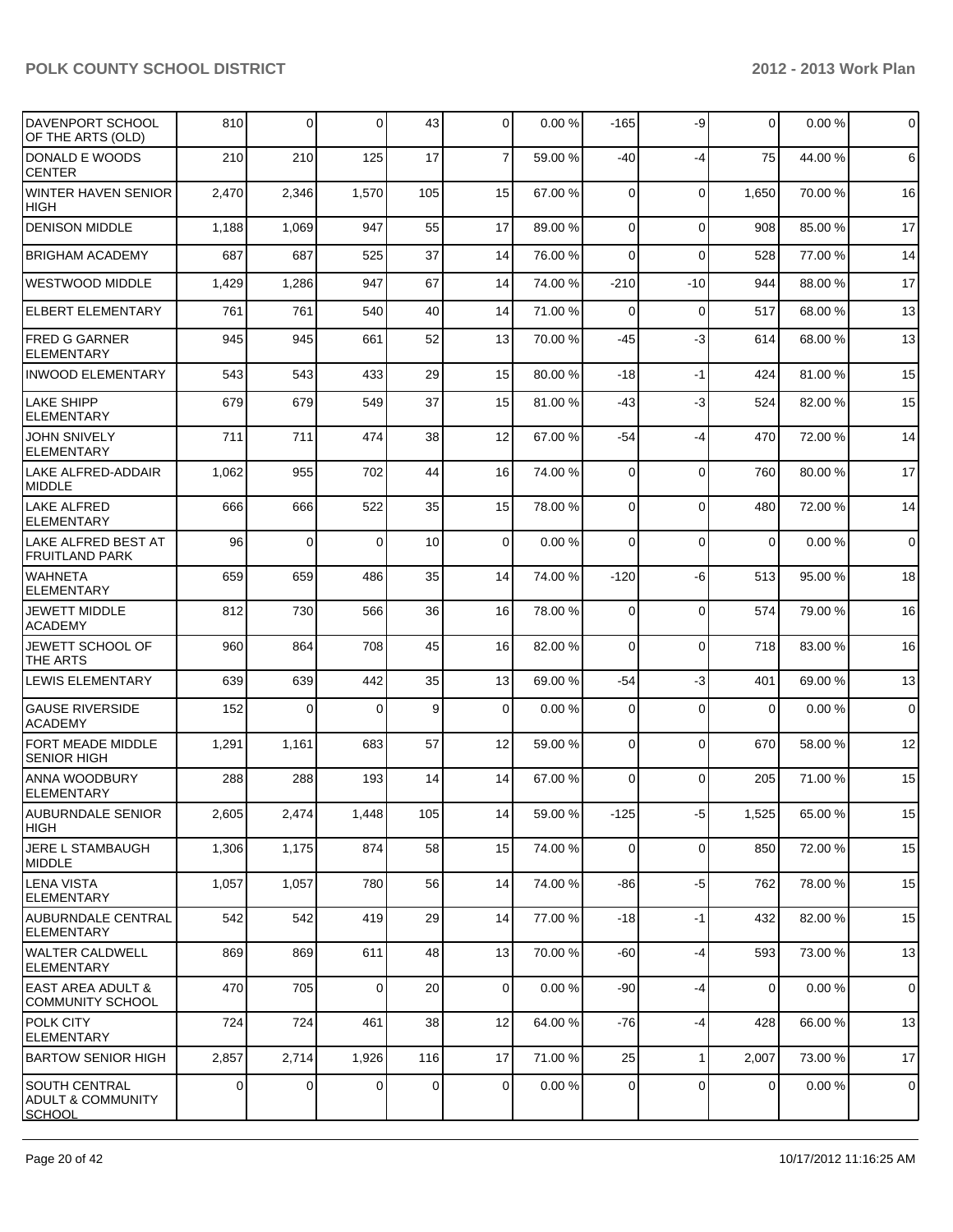| | | | | | | | | | | |
|---|---|---|---|---|---|---|---|---|---|---|
| DAVENPORT SCHOOL OF THE ARTS (OLD) | 810 | 0 | 0 | 43 | 0 | 0.00 % | -165 | -9 | 0 | 0.00 % | 0 |
| DONALD E WOODS CENTER | 210 | 210 | 125 | 17 | 7 | 59.00 % | -40 | -4 | 75 | 44.00 % | 6 |
| WINTER HAVEN SENIOR HIGH | 2,470 | 2,346 | 1,570 | 105 | 15 | 67.00 % | 0 | 0 | 1,650 | 70.00 % | 16 |
| DENISON MIDDLE | 1,188 | 1,069 | 947 | 55 | 17 | 89.00 % | 0 | 0 | 908 | 85.00 % | 17 |
| BRIGHAM ACADEMY | 687 | 687 | 525 | 37 | 14 | 76.00 % | 0 | 0 | 528 | 77.00 % | 14 |
| WESTWOOD MIDDLE | 1,429 | 1,286 | 947 | 67 | 14 | 74.00 % | -210 | -10 | 944 | 88.00 % | 17 |
| ELBERT ELEMENTARY | 761 | 761 | 540 | 40 | 14 | 71.00 % | 0 | 0 | 517 | 68.00 % | 13 |
| FRED G GARNER ELEMENTARY | 945 | 945 | 661 | 52 | 13 | 70.00 % | -45 | -3 | 614 | 68.00 % | 13 |
| INWOOD ELEMENTARY | 543 | 543 | 433 | 29 | 15 | 80.00 % | -18 | -1 | 424 | 81.00 % | 15 |
| LAKE SHIPP ELEMENTARY | 679 | 679 | 549 | 37 | 15 | 81.00 % | -43 | -3 | 524 | 82.00 % | 15 |
| JOHN SNIVELY ELEMENTARY | 711 | 711 | 474 | 38 | 12 | 67.00 % | -54 | -4 | 470 | 72.00 % | 14 |
| LAKE ALFRED-ADDAIR MIDDLE | 1,062 | 955 | 702 | 44 | 16 | 74.00 % | 0 | 0 | 760 | 80.00 % | 17 |
| LAKE ALFRED ELEMENTARY | 666 | 666 | 522 | 35 | 15 | 78.00 % | 0 | 0 | 480 | 72.00 % | 14 |
| LAKE ALFRED BEST AT FRUITLAND PARK | 96 | 0 | 0 | 10 | 0 | 0.00 % | 0 | 0 | 0 | 0.00 % | 0 |
| WAHNETA ELEMENTARY | 659 | 659 | 486 | 35 | 14 | 74.00 % | -120 | -6 | 513 | 95.00 % | 18 |
| JEWETT MIDDLE ACADEMY | 812 | 730 | 566 | 36 | 16 | 78.00 % | 0 | 0 | 574 | 79.00 % | 16 |
| JEWETT SCHOOL OF THE ARTS | 960 | 864 | 708 | 45 | 16 | 82.00 % | 0 | 0 | 718 | 83.00 % | 16 |
| LEWIS ELEMENTARY | 639 | 639 | 442 | 35 | 13 | 69.00 % | -54 | -3 | 401 | 69.00 % | 13 |
| GAUSE RIVERSIDE ACADEMY | 152 | 0 | 0 | 9 | 0 | 0.00 % | 0 | 0 | 0 | 0.00 % | 0 |
| FORT MEADE MIDDLE SENIOR HIGH | 1,291 | 1,161 | 683 | 57 | 12 | 59.00 % | 0 | 0 | 670 | 58.00 % | 12 |
| ANNA WOODBURY ELEMENTARY | 288 | 288 | 193 | 14 | 14 | 67.00 % | 0 | 0 | 205 | 71.00 % | 15 |
| AUBURNDALE SENIOR HIGH | 2,605 | 2,474 | 1,448 | 105 | 14 | 59.00 % | -125 | -5 | 1,525 | 65.00 % | 15 |
| JERE L STAMBAUGH MIDDLE | 1,306 | 1,175 | 874 | 58 | 15 | 74.00 % | 0 | 0 | 850 | 72.00 % | 15 |
| LENA VISTA ELEMENTARY | 1,057 | 1,057 | 780 | 56 | 14 | 74.00 % | -86 | -5 | 762 | 78.00 % | 15 |
| AUBURNDALE CENTRAL ELEMENTARY | 542 | 542 | 419 | 29 | 14 | 77.00 % | -18 | -1 | 432 | 82.00 % | 15 |
| WALTER CALDWELL ELEMENTARY | 869 | 869 | 611 | 48 | 13 | 70.00 % | -60 | -4 | 593 | 73.00 % | 13 |
| EAST AREA ADULT & COMMUNITY SCHOOL | 470 | 705 | 0 | 20 | 0 | 0.00 % | -90 | -4 | 0 | 0.00 % | 0 |
| POLK CITY ELEMENTARY | 724 | 724 | 461 | 38 | 12 | 64.00 % | -76 | -4 | 428 | 66.00 % | 13 |
| BARTOW SENIOR HIGH | 2,857 | 2,714 | 1,926 | 116 | 17 | 71.00 % | 25 | 1 | 2,007 | 73.00 % | 17 |
| SOUTH CENTRAL ADULT & COMMUNITY SCHOOL | 0 | 0 | 0 | 0 | 0 | 0.00 % | 0 | 0 | 0 | 0.00 % | 0 |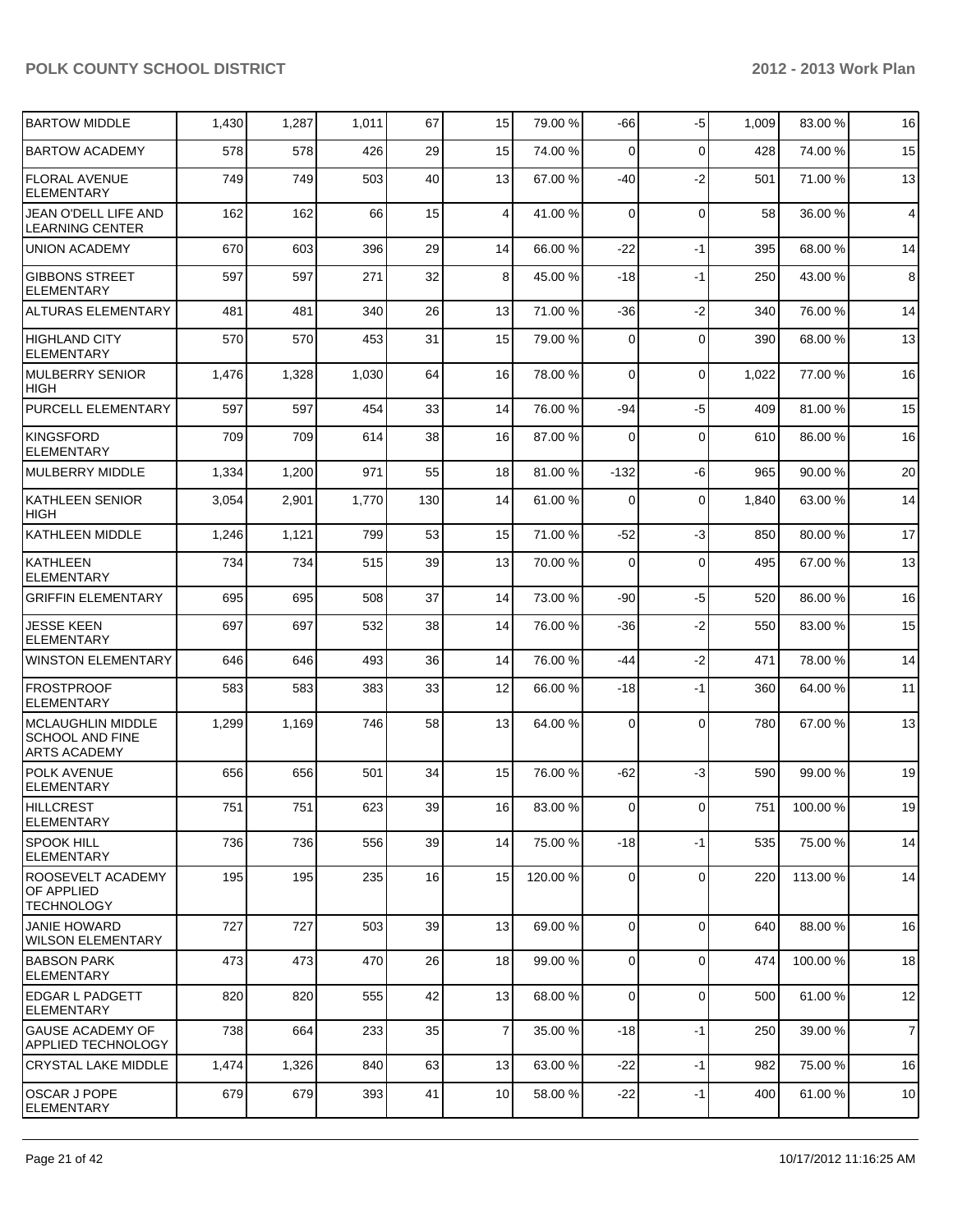| | | | | | | | | | | |
|---|---|---|---|---|---|---|---|---|---|---|
| BARTOW MIDDLE | 1,430 | 1,287 | 1,011 | 67 | 15 | 79.00 % | -66 | -5 | 1,009 | 83.00 % | 16 |
| BARTOW ACADEMY | 578 | 578 | 426 | 29 | 15 | 74.00 % | 0 | 0 | 428 | 74.00 % | 15 |
| FLORAL AVENUE ELEMENTARY | 749 | 749 | 503 | 40 | 13 | 67.00 % | -40 | -2 | 501 | 71.00 % | 13 |
| JEAN O'DELL LIFE AND LEARNING CENTER | 162 | 162 | 66 | 15 | 4 | 41.00 % | 0 | 0 | 58 | 36.00 % | 4 |
| UNION ACADEMY | 670 | 603 | 396 | 29 | 14 | 66.00 % | -22 | -1 | 395 | 68.00 % | 14 |
| GIBBONS STREET ELEMENTARY | 597 | 597 | 271 | 32 | 8 | 45.00 % | -18 | -1 | 250 | 43.00 % | 8 |
| ALTURAS ELEMENTARY | 481 | 481 | 340 | 26 | 13 | 71.00 % | -36 | -2 | 340 | 76.00 % | 14 |
| HIGHLAND CITY ELEMENTARY | 570 | 570 | 453 | 31 | 15 | 79.00 % | 0 | 0 | 390 | 68.00 % | 13 |
| MULBERRY SENIOR HIGH | 1,476 | 1,328 | 1,030 | 64 | 16 | 78.00 % | 0 | 0 | 1,022 | 77.00 % | 16 |
| PURCELL ELEMENTARY | 597 | 597 | 454 | 33 | 14 | 76.00 % | -94 | -5 | 409 | 81.00 % | 15 |
| KINGSFORD ELEMENTARY | 709 | 709 | 614 | 38 | 16 | 87.00 % | 0 | 0 | 610 | 86.00 % | 16 |
| MULBERRY MIDDLE | 1,334 | 1,200 | 971 | 55 | 18 | 81.00 % | -132 | -6 | 965 | 90.00 % | 20 |
| KATHLEEN SENIOR HIGH | 3,054 | 2,901 | 1,770 | 130 | 14 | 61.00 % | 0 | 0 | 1,840 | 63.00 % | 14 |
| KATHLEEN MIDDLE | 1,246 | 1,121 | 799 | 53 | 15 | 71.00 % | -52 | -3 | 850 | 80.00 % | 17 |
| KATHLEEN ELEMENTARY | 734 | 734 | 515 | 39 | 13 | 70.00 % | 0 | 0 | 495 | 67.00 % | 13 |
| GRIFFIN ELEMENTARY | 695 | 695 | 508 | 37 | 14 | 73.00 % | -90 | -5 | 520 | 86.00 % | 16 |
| JESSE KEEN ELEMENTARY | 697 | 697 | 532 | 38 | 14 | 76.00 % | -36 | -2 | 550 | 83.00 % | 15 |
| WINSTON ELEMENTARY | 646 | 646 | 493 | 36 | 14 | 76.00 % | -44 | -2 | 471 | 78.00 % | 14 |
| FROSTPROOF ELEMENTARY | 583 | 583 | 383 | 33 | 12 | 66.00 % | -18 | -1 | 360 | 64.00 % | 11 |
| MCLAUGHLIN MIDDLE SCHOOL AND FINE ARTS ACADEMY | 1,299 | 1,169 | 746 | 58 | 13 | 64.00 % | 0 | 0 | 780 | 67.00 % | 13 |
| POLK AVENUE ELEMENTARY | 656 | 656 | 501 | 34 | 15 | 76.00 % | -62 | -3 | 590 | 99.00 % | 19 |
| HILLCREST ELEMENTARY | 751 | 751 | 623 | 39 | 16 | 83.00 % | 0 | 0 | 751 | 100.00 % | 19 |
| SPOOK HILL ELEMENTARY | 736 | 736 | 556 | 39 | 14 | 75.00 % | -18 | -1 | 535 | 75.00 % | 14 |
| ROOSEVELT ACADEMY OF APPLIED TECHNOLOGY | 195 | 195 | 235 | 16 | 15 | 120.00 % | 0 | 0 | 220 | 113.00 % | 14 |
| JANIE HOWARD WILSON ELEMENTARY | 727 | 727 | 503 | 39 | 13 | 69.00 % | 0 | 0 | 640 | 88.00 % | 16 |
| BABSON PARK ELEMENTARY | 473 | 473 | 470 | 26 | 18 | 99.00 % | 0 | 0 | 474 | 100.00 % | 18 |
| EDGAR L PADGETT ELEMENTARY | 820 | 820 | 555 | 42 | 13 | 68.00 % | 0 | 0 | 500 | 61.00 % | 12 |
| GAUSE ACADEMY OF APPLIED TECHNOLOGY | 738 | 664 | 233 | 35 | 7 | 35.00 % | -18 | -1 | 250 | 39.00 % | 7 |
| CRYSTAL LAKE MIDDLE | 1,474 | 1,326 | 840 | 63 | 13 | 63.00 % | -22 | -1 | 982 | 75.00 % | 16 |
| OSCAR J POPE ELEMENTARY | 679 | 679 | 393 | 41 | 10 | 58.00 % | -22 | -1 | 400 | 61.00 % | 10 |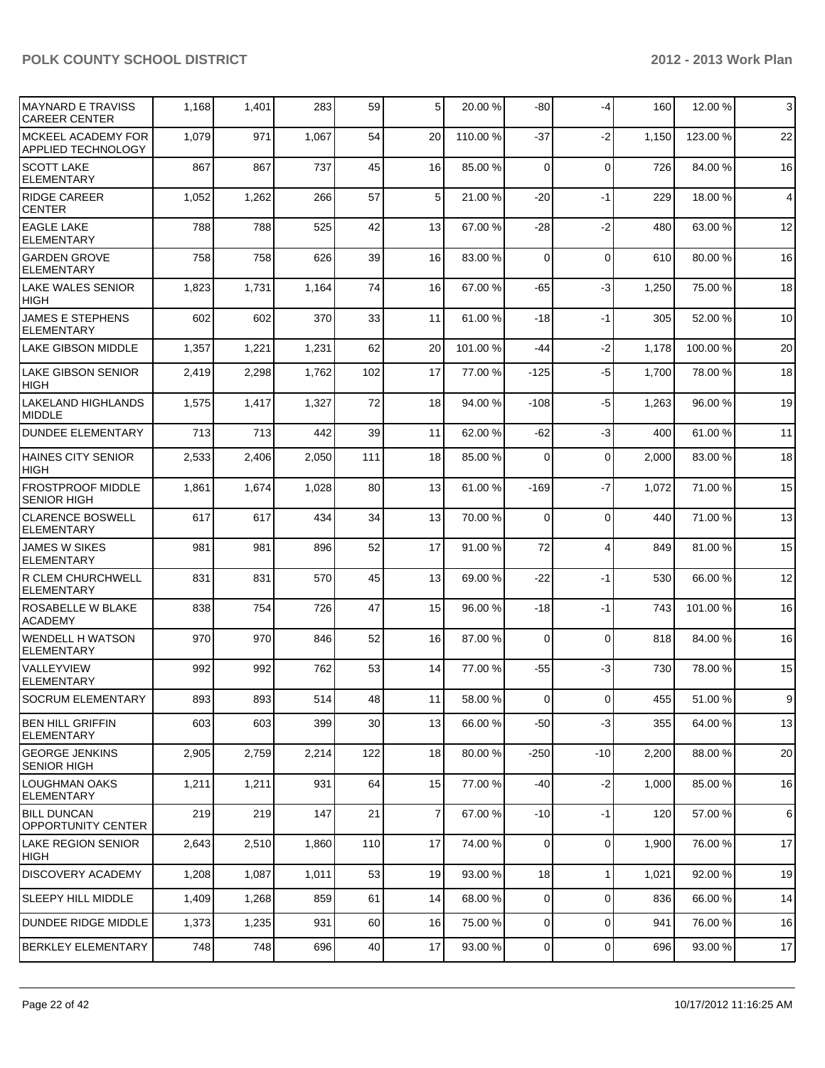| | | | | | | | | | | |
|---|---|---|---|---|---|---|---|---|---|---|
| MAYNARD E TRAVISS CAREER CENTER | 1,168 | 1,401 | 283 | 59 | 5 | 20.00 % | -80 | -4 | 160 | 12.00 % | 3 |
| MCKEEL ACADEMY FOR APPLIED TECHNOLOGY | 1,079 | 971 | 1,067 | 54 | 20 | 110.00 % | -37 | -2 | 1,150 | 123.00 % | 22 |
| SCOTT LAKE ELEMENTARY | 867 | 867 | 737 | 45 | 16 | 85.00 % | 0 | 0 | 726 | 84.00 % | 16 |
| RIDGE CAREER CENTER | 1,052 | 1,262 | 266 | 57 | 5 | 21.00 % | -20 | -1 | 229 | 18.00 % | 4 |
| EAGLE LAKE ELEMENTARY | 788 | 788 | 525 | 42 | 13 | 67.00 % | -28 | -2 | 480 | 63.00 % | 12 |
| GARDEN GROVE ELEMENTARY | 758 | 758 | 626 | 39 | 16 | 83.00 % | 0 | 0 | 610 | 80.00 % | 16 |
| LAKE WALES SENIOR HIGH | 1,823 | 1,731 | 1,164 | 74 | 16 | 67.00 % | -65 | -3 | 1,250 | 75.00 % | 18 |
| JAMES E STEPHENS ELEMENTARY | 602 | 602 | 370 | 33 | 11 | 61.00 % | -18 | -1 | 305 | 52.00 % | 10 |
| LAKE GIBSON MIDDLE | 1,357 | 1,221 | 1,231 | 62 | 20 | 101.00 % | -44 | -2 | 1,178 | 100.00 % | 20 |
| LAKE GIBSON SENIOR HIGH | 2,419 | 2,298 | 1,762 | 102 | 17 | 77.00 % | -125 | -5 | 1,700 | 78.00 % | 18 |
| LAKELAND HIGHLANDS MIDDLE | 1,575 | 1,417 | 1,327 | 72 | 18 | 94.00 % | -108 | -5 | 1,263 | 96.00 % | 19 |
| DUNDEE ELEMENTARY | 713 | 713 | 442 | 39 | 11 | 62.00 % | -62 | -3 | 400 | 61.00 % | 11 |
| HAINES CITY SENIOR HIGH | 2,533 | 2,406 | 2,050 | 111 | 18 | 85.00 % | 0 | 0 | 2,000 | 83.00 % | 18 |
| FROSTPROOF MIDDLE SENIOR HIGH | 1,861 | 1,674 | 1,028 | 80 | 13 | 61.00 % | -169 | -7 | 1,072 | 71.00 % | 15 |
| CLARENCE BOSWELL ELEMENTARY | 617 | 617 | 434 | 34 | 13 | 70.00 % | 0 | 0 | 440 | 71.00 % | 13 |
| JAMES W SIKES ELEMENTARY | 981 | 981 | 896 | 52 | 17 | 91.00 % | 72 | 4 | 849 | 81.00 % | 15 |
| R CLEM CHURCHWELL ELEMENTARY | 831 | 831 | 570 | 45 | 13 | 69.00 % | -22 | -1 | 530 | 66.00 % | 12 |
| ROSABELLE W BLAKE ACADEMY | 838 | 754 | 726 | 47 | 15 | 96.00 % | -18 | -1 | 743 | 101.00 % | 16 |
| WENDELL H WATSON ELEMENTARY | 970 | 970 | 846 | 52 | 16 | 87.00 % | 0 | 0 | 818 | 84.00 % | 16 |
| VALLEYVIEW ELEMENTARY | 992 | 992 | 762 | 53 | 14 | 77.00 % | -55 | -3 | 730 | 78.00 % | 15 |
| SOCRUM ELEMENTARY | 893 | 893 | 514 | 48 | 11 | 58.00 % | 0 | 0 | 455 | 51.00 % | 9 |
| BEN HILL GRIFFIN ELEMENTARY | 603 | 603 | 399 | 30 | 13 | 66.00 % | -50 | -3 | 355 | 64.00 % | 13 |
| GEORGE JENKINS SENIOR HIGH | 2,905 | 2,759 | 2,214 | 122 | 18 | 80.00 % | -250 | -10 | 2,200 | 88.00 % | 20 |
| LOUGHMAN OAKS ELEMENTARY | 1,211 | 1,211 | 931 | 64 | 15 | 77.00 % | -40 | -2 | 1,000 | 85.00 % | 16 |
| BILL DUNCAN OPPORTUNITY CENTER | 219 | 219 | 147 | 21 | 7 | 67.00 % | -10 | -1 | 120 | 57.00 % | 6 |
| LAKE REGION SENIOR HIGH | 2,643 | 2,510 | 1,860 | 110 | 17 | 74.00 % | 0 | 0 | 1,900 | 76.00 % | 17 |
| DISCOVERY ACADEMY | 1,208 | 1,087 | 1,011 | 53 | 19 | 93.00 % | 18 | 1 | 1,021 | 92.00 % | 19 |
| SLEEPY HILL MIDDLE | 1,409 | 1,268 | 859 | 61 | 14 | 68.00 % | 0 | 0 | 836 | 66.00 % | 14 |
| DUNDEE RIDGE MIDDLE | 1,373 | 1,235 | 931 | 60 | 16 | 75.00 % | 0 | 0 | 941 | 76.00 % | 16 |
| BERKLEY ELEMENTARY | 748 | 748 | 696 | 40 | 17 | 93.00 % | 0 | 0 | 696 | 93.00 % | 17 |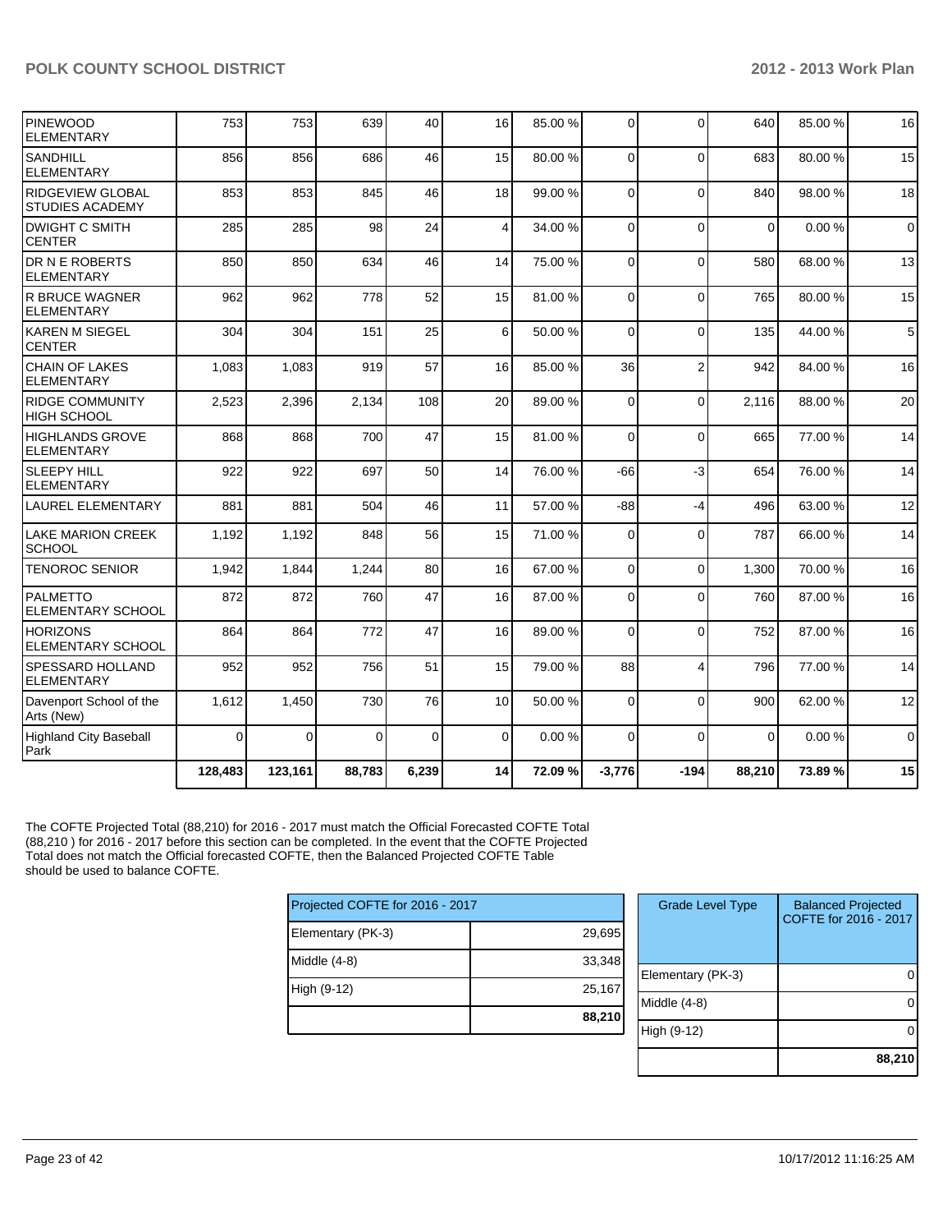| | | | | | | | | | | | |
|---|---|---|---|---|---|---|---|---|---|---|---|
| PINEWOOD ELEMENTARY | 753 | 753 | 639 | 40 | 16 | 85.00 % | 0 | 0 | 640 | 85.00 % | 16 |
| SANDHILL ELEMENTARY | 856 | 856 | 686 | 46 | 15 | 80.00 % | 0 | 0 | 683 | 80.00 % | 15 |
| RIDGEVIEW GLOBAL STUDIES ACADEMY | 853 | 853 | 845 | 46 | 18 | 99.00 % | 0 | 0 | 840 | 98.00 % | 18 |
| DWIGHT C SMITH CENTER | 285 | 285 | 98 | 24 | 4 | 34.00 % | 0 | 0 | 0 | 0.00 % | 0 |
| DR N E ROBERTS ELEMENTARY | 850 | 850 | 634 | 46 | 14 | 75.00 % | 0 | 0 | 580 | 68.00 % | 13 |
| R BRUCE WAGNER ELEMENTARY | 962 | 962 | 778 | 52 | 15 | 81.00 % | 0 | 0 | 765 | 80.00 % | 15 |
| KAREN M SIEGEL CENTER | 304 | 304 | 151 | 25 | 6 | 50.00 % | 0 | 0 | 135 | 44.00 % | 5 |
| CHAIN OF LAKES ELEMENTARY | 1,083 | 1,083 | 919 | 57 | 16 | 85.00 % | 36 | 2 | 942 | 84.00 % | 16 |
| RIDGE COMMUNITY HIGH SCHOOL | 2,523 | 2,396 | 2,134 | 108 | 20 | 89.00 % | 0 | 0 | 2,116 | 88.00 % | 20 |
| HIGHLANDS GROVE ELEMENTARY | 868 | 868 | 700 | 47 | 15 | 81.00 % | 0 | 0 | 665 | 77.00 % | 14 |
| SLEEPY HILL ELEMENTARY | 922 | 922 | 697 | 50 | 14 | 76.00 % | -66 | -3 | 654 | 76.00 % | 14 |
| LAUREL ELEMENTARY | 881 | 881 | 504 | 46 | 11 | 57.00 % | -88 | -4 | 496 | 63.00 % | 12 |
| LAKE MARION CREEK SCHOOL | 1,192 | 1,192 | 848 | 56 | 15 | 71.00 % | 0 | 0 | 787 | 66.00 % | 14 |
| TENOROC SENIOR | 1,942 | 1,844 | 1,244 | 80 | 16 | 67.00 % | 0 | 0 | 1,300 | 70.00 % | 16 |
| PALMETTO ELEMENTARY SCHOOL | 872 | 872 | 760 | 47 | 16 | 87.00 % | 0 | 0 | 760 | 87.00 % | 16 |
| HORIZONS ELEMENTARY SCHOOL | 864 | 864 | 772 | 47 | 16 | 89.00 % | 0 | 0 | 752 | 87.00 % | 16 |
| SPESSARD HOLLAND ELEMENTARY | 952 | 952 | 756 | 51 | 15 | 79.00 % | 88 | 4 | 796 | 77.00 % | 14 |
| Davenport School of the Arts (New) | 1,612 | 1,450 | 730 | 76 | 10 | 50.00 % | 0 | 0 | 900 | 62.00 % | 12 |
| Highland City Baseball Park | 0 | 0 | 0 | 0 | 0 | 0.00 % | 0 | 0 | 0 | 0.00 % | 0 |
| | **128,483** | **123,161** | **88,783** | **6,239** | **14** | **72.09 %** | **-3,776** | **-194** | **88,210** | **73.89 %** | **15** |

The COFTE Projected Total (88,210) for 2016 - 2017 must match the Official Forecasted COFTE Total (88,210 ) for 2016 - 2017 before this section can be completed. In the event that the COFTE Projected Total does not match the Official forecasted COFTE, then the Balanced Projected COFTE Table should be used to balance COFTE.

| Projected COFTE for 2016 - 2017 | |
|---|---|
| Elementary (PK-3) | 29,695 |
| Middle (4-8) | 33,348 |
| High (9-12) | 25,167 |
| | **88,210** |

| Grade Level Type | Balanced Projected COFTE for 2016 - 2017 |
|---|---|
| Elementary (PK-3) | 0 |
| Middle (4-8) | 0 |
| High (9-12) | 0 |
| | **88,210** |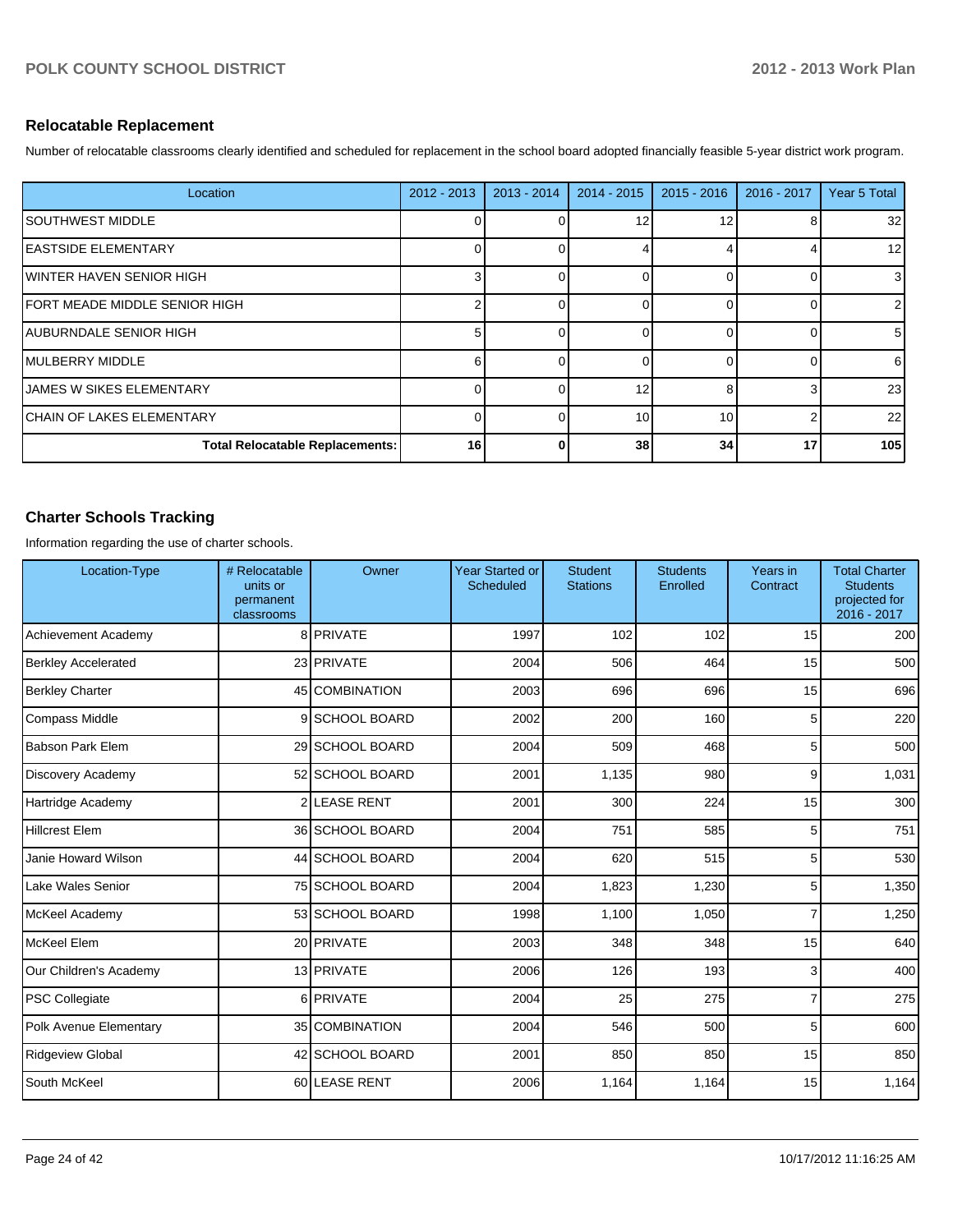## Relocatable Replacement

Number of relocatable classrooms clearly identified and scheduled for replacement in the school board adopted financially feasible 5-year district work program.

| Location | 2012 - 2013 | 2013 - 2014 | 2014 - 2015 | 2015 - 2016 | 2016 - 2017 | Year 5 Total |
|---|---|---|---|---|---|---|
| SOUTHWEST MIDDLE | 0 | 0 | 12 | 12 | 8 | 32 |
| EASTSIDE ELEMENTARY | 0 | 0 | 4 | 4 | 4 | 12 |
| WINTER HAVEN SENIOR HIGH | 3 | 0 | 0 | 0 | 0 | 3 |
| FORT MEADE MIDDLE SENIOR HIGH | 2 | 0 | 0 | 0 | 0 | 2 |
| AUBURNDALE SENIOR HIGH | 5 | 0 | 0 | 0 | 0 | 5 |
| MULBERRY MIDDLE | 6 | 0 | 0 | 0 | 0 | 6 |
| JAMES W SIKES ELEMENTARY | 0 | 0 | 12 | 8 | 3 | 23 |
| CHAIN OF LAKES ELEMENTARY | 0 | 0 | 10 | 10 | 2 | 22 |
| **Total Relocatable Replacements:** | **16** | **0** | **38** | **34** | **17** | **105** |

## Charter Schools Tracking

Information regarding the use of charter schools.

| Location-Type | # Relocatable units or permanent classrooms | Owner | Year Started or Scheduled | Student Stations | Students Enrolled | Years in Contract | Total Charter Students projected for 2016 - 2017 |
|---|---|---|---|---|---|---|---|
| Achievement Academy | 8 | PRIVATE | 1997 | 102 | 102 | 15 | 200 |
| Berkley Accelerated | 23 | PRIVATE | 2004 | 506 | 464 | 15 | 500 |
| Berkley Charter | 45 | COMBINATION | 2003 | 696 | 696 | 15 | 696 |
| Compass Middle | 9 | SCHOOL BOARD | 2002 | 200 | 160 | 5 | 220 |
| Babson Park Elem | 29 | SCHOOL BOARD | 2004 | 509 | 468 | 5 | 500 |
| Discovery Academy | 52 | SCHOOL BOARD | 2001 | 1,135 | 980 | 9 | 1,031 |
| Hartridge Academy | 2 | LEASE RENT | 2001 | 300 | 224 | 15 | 300 |
| Hillcrest Elem | 36 | SCHOOL BOARD | 2004 | 751 | 585 | 5 | 751 |
| Janie Howard Wilson | 44 | SCHOOL BOARD | 2004 | 620 | 515 | 5 | 530 |
| Lake Wales Senior | 75 | SCHOOL BOARD | 2004 | 1,823 | 1,230 | 5 | 1,350 |
| McKeel Academy | 53 | SCHOOL BOARD | 1998 | 1,100 | 1,050 | 7 | 1,250 |
| McKeel Elem | 20 | PRIVATE | 2003 | 348 | 348 | 15 | 640 |
| Our Children's Academy | 13 | PRIVATE | 2006 | 126 | 193 | 3 | 400 |
| PSC Collegiate | 6 | PRIVATE | 2004 | 25 | 275 | 7 | 275 |
| Polk Avenue Elementary | 35 | COMBINATION | 2004 | 546 | 500 | 5 | 600 |
| Ridgeview Global | 42 | SCHOOL BOARD | 2001 | 850 | 850 | 15 | 850 |
| South McKeel | 60 | LEASE RENT | 2006 | 1,164 | 1,164 | 15 | 1,164 |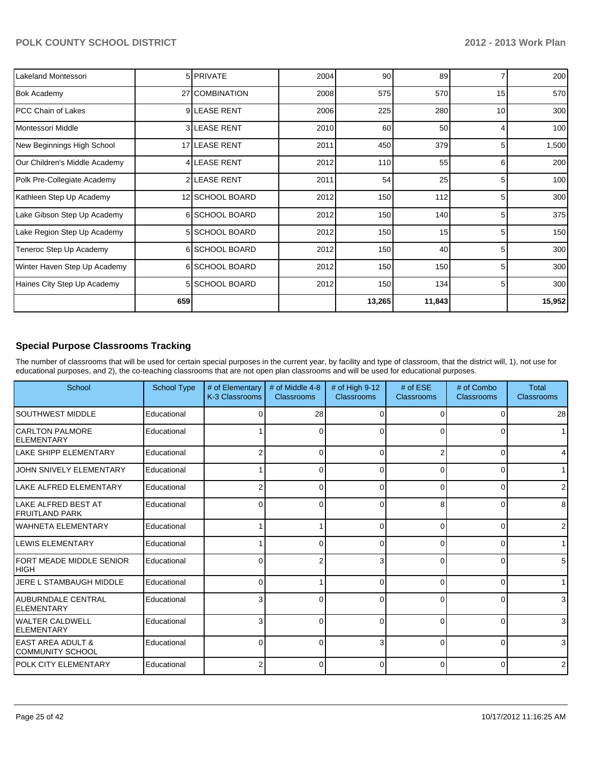| | | | | | | | |
|---|---|---|---|---|---|---|---|
| Lakeland Montessori | 5 | PRIVATE | 2004 | 90 | 89 | 7 | 200 |
| Bok Academy | 27 | COMBINATION | 2008 | 575 | 570 | 15 | 570 |
| PCC Chain of Lakes | 9 | LEASE RENT | 2006 | 225 | 280 | 10 | 300 |
| Montessori Middle | 3 | LEASE RENT | 2010 | 60 | 50 | 4 | 100 |
| New Beginnings High School | 17 | LEASE RENT | 2011 | 450 | 379 | 5 | 1,500 |
| Our Children's Middle Academy | 4 | LEASE RENT | 2012 | 110 | 55 | 6 | 200 |
| Polk Pre-Collegiate Academy | 2 | LEASE RENT | 2011 | 54 | 25 | 5 | 100 |
| Kathleen Step Up Academy | 12 | SCHOOL BOARD | 2012 | 150 | 112 | 5 | 300 |
| Lake Gibson Step Up Academy | 6 | SCHOOL BOARD | 2012 | 150 | 140 | 5 | 375 |
| Lake Region Step Up Academy | 5 | SCHOOL BOARD | 2012 | 150 | 15 | 5 | 150 |
| Teneroc Step Up Academy | 6 | SCHOOL BOARD | 2012 | 150 | 40 | 5 | 300 |
| Winter Haven Step Up Academy | 6 | SCHOOL BOARD | 2012 | 150 | 150 | 5 | 300 |
| Haines City Step Up Academy | 5 | SCHOOL BOARD | 2012 | 150 | 134 | 5 | 300 |
| | 659 | | | 13,265 | 11,843 | | 15,952 |

## Special Purpose Classrooms Tracking

The number of classrooms that will be used for certain special purposes in the current year, by facility and type of classroom, that the district will, 1), not use for educational purposes, and 2), the co-teaching classrooms that are not open plan classrooms and will be used for educational purposes.

| School | School Type | # of Elementary K-3 Classrooms | # of Middle 4-8 Classrooms | # of High 9-12 Classrooms | # of ESE Classrooms | # of Combo Classrooms | Total Classrooms |
|---|---|---|---|---|---|---|---|
| SOUTHWEST MIDDLE | Educational | 0 | 28 | 0 | 0 | 0 | 28 |
| CARLTON PALMORE ELEMENTARY | Educational | 1 | 0 | 0 | 0 | 0 | 1 |
| LAKE SHIPP ELEMENTARY | Educational | 2 | 0 | 0 | 2 | 0 | 4 |
| JOHN SNIVELY ELEMENTARY | Educational | 1 | 0 | 0 | 0 | 0 | 1 |
| LAKE ALFRED ELEMENTARY | Educational | 2 | 0 | 0 | 0 | 0 | 2 |
| LAKE ALFRED BEST AT FRUITLAND PARK | Educational | 0 | 0 | 0 | 8 | 0 | 8 |
| WAHNETA ELEMENTARY | Educational | 1 | 1 | 0 | 0 | 0 | 2 |
| LEWIS ELEMENTARY | Educational | 1 | 0 | 0 | 0 | 0 | 1 |
| FORT MEADE MIDDLE SENIOR HIGH | Educational | 0 | 2 | 3 | 0 | 0 | 5 |
| JERE L STAMBAUGH MIDDLE | Educational | 0 | 1 | 0 | 0 | 0 | 1 |
| AUBURNDALE CENTRAL ELEMENTARY | Educational | 3 | 0 | 0 | 0 | 0 | 3 |
| WALTER CALDWELL ELEMENTARY | Educational | 3 | 0 | 0 | 0 | 0 | 3 |
| EAST AREA ADULT & COMMUNITY SCHOOL | Educational | 0 | 0 | 3 | 0 | 0 | 3 |
| POLK CITY ELEMENTARY | Educational | 2 | 0 | 0 | 0 | 0 | 2 |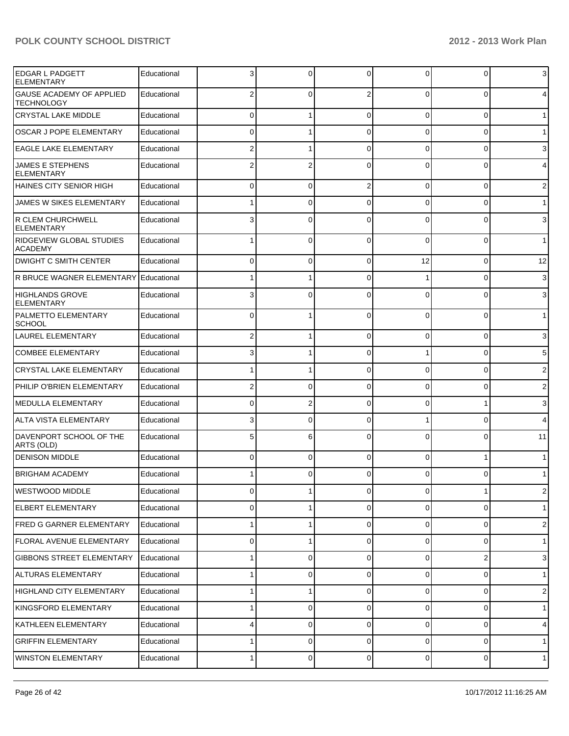| | | | | | | | |
|---|---|---|---|---|---|---|---|
| EDGAR L PADGETT ELEMENTARY | Educational | 3 | 0 | 0 | 0 | 0 | 3 |
| GAUSE ACADEMY OF APPLIED TECHNOLOGY | Educational | 2 | 0 | 2 | 0 | 0 | 4 |
| CRYSTAL LAKE MIDDLE | Educational | 0 | 1 | 0 | 0 | 0 | 1 |
| OSCAR J POPE ELEMENTARY | Educational | 0 | 1 | 0 | 0 | 0 | 1 |
| EAGLE LAKE ELEMENTARY | Educational | 2 | 1 | 0 | 0 | 0 | 3 |
| JAMES E STEPHENS ELEMENTARY | Educational | 2 | 2 | 0 | 0 | 0 | 4 |
| HAINES CITY SENIOR HIGH | Educational | 0 | 0 | 2 | 0 | 0 | 2 |
| JAMES W SIKES ELEMENTARY | Educational | 1 | 0 | 0 | 0 | 0 | 1 |
| R CLEM CHURCHWELL ELEMENTARY | Educational | 3 | 0 | 0 | 0 | 0 | 3 |
| RIDGEVIEW GLOBAL STUDIES ACADEMY | Educational | 1 | 0 | 0 | 0 | 0 | 1 |
| DWIGHT C SMITH CENTER | Educational | 0 | 0 | 0 | 12 | 0 | 12 |
| R BRUCE WAGNER ELEMENTARY | Educational | 1 | 1 | 0 | 1 | 0 | 3 |
| HIGHLANDS GROVE ELEMENTARY | Educational | 3 | 0 | 0 | 0 | 0 | 3 |
| PALMETTO ELEMENTARY SCHOOL | Educational | 0 | 1 | 0 | 0 | 0 | 1 |
| LAUREL ELEMENTARY | Educational | 2 | 1 | 0 | 0 | 0 | 3 |
| COMBEE ELEMENTARY | Educational | 3 | 1 | 0 | 1 | 0 | 5 |
| CRYSTAL LAKE ELEMENTARY | Educational | 1 | 1 | 0 | 0 | 0 | 2 |
| PHILIP O'BRIEN ELEMENTARY | Educational | 2 | 0 | 0 | 0 | 0 | 2 |
| MEDULLA ELEMENTARY | Educational | 0 | 2 | 0 | 0 | 1 | 3 |
| ALTA VISTA ELEMENTARY | Educational | 3 | 0 | 0 | 1 | 0 | 4 |
| DAVENPORT SCHOOL OF THE ARTS (OLD) | Educational | 5 | 6 | 0 | 0 | 0 | 11 |
| DENISON MIDDLE | Educational | 0 | 0 | 0 | 0 | 1 | 1 |
| BRIGHAM ACADEMY | Educational | 1 | 0 | 0 | 0 | 0 | 1 |
| WESTWOOD MIDDLE | Educational | 0 | 1 | 0 | 0 | 1 | 2 |
| ELBERT ELEMENTARY | Educational | 0 | 1 | 0 | 0 | 0 | 1 |
| FRED G GARNER ELEMENTARY | Educational | 1 | 1 | 0 | 0 | 0 | 2 |
| FLORAL AVENUE ELEMENTARY | Educational | 0 | 1 | 0 | 0 | 0 | 1 |
| GIBBONS STREET ELEMENTARY | Educational | 1 | 0 | 0 | 0 | 2 | 3 |
| ALTURAS ELEMENTARY | Educational | 1 | 0 | 0 | 0 | 0 | 1 |
| HIGHLAND CITY ELEMENTARY | Educational | 1 | 1 | 0 | 0 | 0 | 2 |
| KINGSFORD ELEMENTARY | Educational | 1 | 0 | 0 | 0 | 0 | 1 |
| KATHLEEN ELEMENTARY | Educational | 4 | 0 | 0 | 0 | 0 | 4 |
| GRIFFIN ELEMENTARY | Educational | 1 | 0 | 0 | 0 | 0 | 1 |
| WINSTON ELEMENTARY | Educational | 1 | 0 | 0 | 0 | 0 | 1 |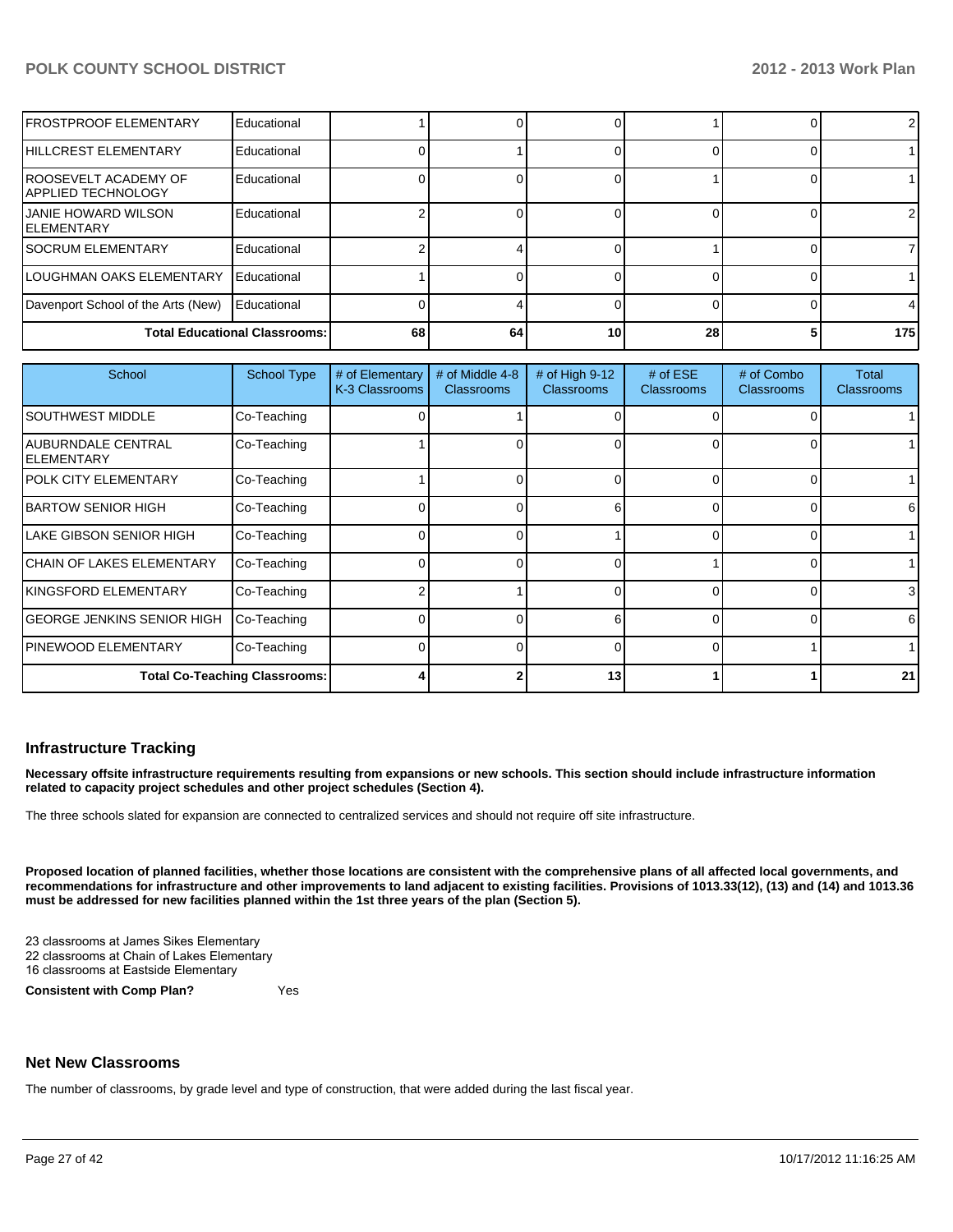| | | | | | | | |
|---|---|---|---|---|---|---|---|
| FROSTPROOF ELEMENTARY | Educational | 1 | 0 | 0 | 1 | 0 | 2 |
| HILLCREST ELEMENTARY | Educational | 0 | 1 | 0 | 0 | 0 | 1 |
| ROOSEVELT ACADEMY OF APPLIED TECHNOLOGY | Educational | 0 | 0 | 0 | 1 | 0 | 1 |
| JANIE HOWARD WILSON ELEMENTARY | Educational | 2 | 0 | 0 | 0 | 0 | 2 |
| SOCRUM ELEMENTARY | Educational | 2 | 4 | 0 | 1 | 0 | 7 |
| LOUGHMAN OAKS ELEMENTARY | Educational | 1 | 0 | 0 | 0 | 0 | 1 |
| Davenport School of the Arts (New) | Educational | 0 | 4 | 0 | 0 | 0 | 4 |
| Total Educational Classrooms: | | 68 | 64 | 10 | 28 | 5 | 175 |

| School | School Type | # of Elementary K-3 Classrooms | # of Middle 4-8 Classrooms | # of High 9-12 Classrooms | # of ESE Classrooms | # of Combo Classrooms | Total Classrooms |
|---|---|---|---|---|---|---|---|
| SOUTHWEST MIDDLE | Co-Teaching | 0 | 1 | 0 | 0 | 0 | 1 |
| AUBURNDALE CENTRAL ELEMENTARY | Co-Teaching | 1 | 0 | 0 | 0 | 0 | 1 |
| POLK CITY ELEMENTARY | Co-Teaching | 1 | 0 | 0 | 0 | 0 | 1 |
| BARTOW SENIOR HIGH | Co-Teaching | 0 | 0 | 6 | 0 | 0 | 6 |
| LAKE GIBSON SENIOR HIGH | Co-Teaching | 0 | 0 | 1 | 0 | 0 | 1 |
| CHAIN OF LAKES ELEMENTARY | Co-Teaching | 0 | 0 | 0 | 1 | 0 | 1 |
| KINGSFORD ELEMENTARY | Co-Teaching | 2 | 1 | 0 | 0 | 0 | 3 |
| GEORGE JENKINS SENIOR HIGH | Co-Teaching | 0 | 0 | 6 | 0 | 0 | 6 |
| PINEWOOD ELEMENTARY | Co-Teaching | 0 | 0 | 0 | 0 | 1 | 1 |
| Total Co-Teaching Classrooms: | | 4 | 2 | 13 | 1 | 1 | 21 |

## Infrastructure Tracking

**Necessary offsite infrastructure requirements resulting from expansions or new schools. This section should include infrastructure information related to capacity project schedules and other project schedules (Section 4).**

The three schools slated for expansion are connected to centralized services and should not require off site infrastructure.

**Proposed location of planned facilities, whether those locations are consistent with the comprehensive plans of all affected local governments, and recommendations for infrastructure and other improvements to land adjacent to existing facilities. Provisions of 1013.33(12), (13) and (14) and 1013.36 must be addressed for new facilities planned within the 1st three years of the plan (Section 5).**

23 classrooms at James Sikes Elementary
22 classrooms at Chain of Lakes Elementary
16 classrooms at Eastside Elementary

**Consistent with Comp Plan?** Yes

## Net New Classrooms

The number of classrooms, by grade level and type of construction, that were added during the last fiscal year.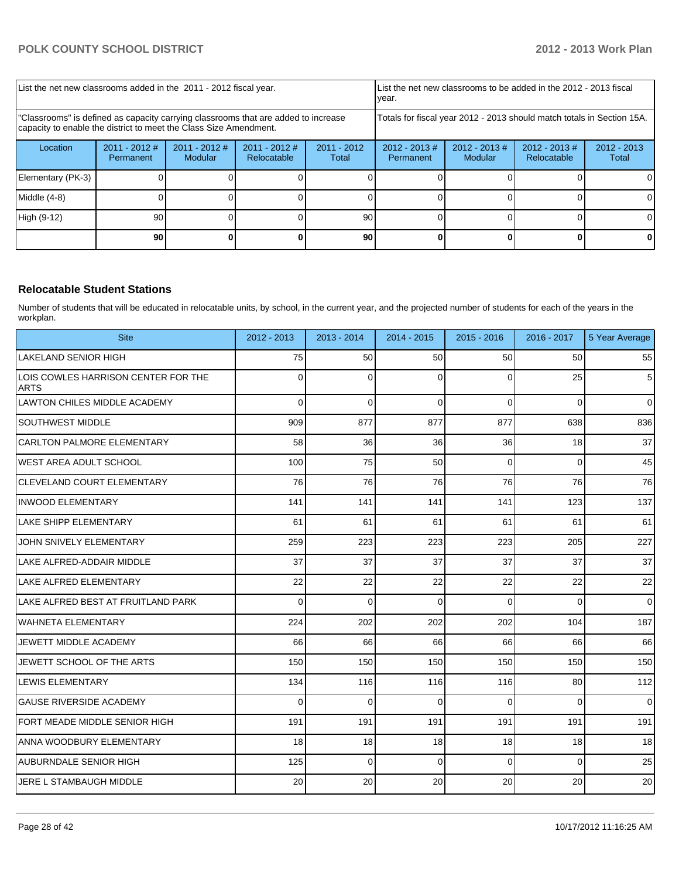| List the net new classrooms added in the 2011 - 2012 fiscal year. | | | | List the net new classrooms to be added in the 2012 - 2013 fiscal year. | | | |
|---|---|---|---|---|---|---|---|
| "Classrooms" is defined as capacity carrying classrooms that are added to increase capacity to enable the district to meet the Class Size Amendment. | | | | Totals for fiscal year 2012 - 2013 should match totals in Section 15A. | | | |
| Location | 2011 - 2012 # Permanent | 2011 - 2012 # Modular | 2011 - 2012 # Relocatable | 2011 - 2012 Total | 2012 - 2013 # Permanent | 2012 - 2013 # Modular | 2012 - 2013 # Relocatable | 2012 - 2013 Total |
| Elementary (PK-3) | 0 | 0 | 0 | 0 | 0 | 0 | 0 | 0 |
| Middle (4-8) | 0 | 0 | 0 | 0 | 0 | 0 | 0 | 0 |
| High (9-12) | 90 | 0 | 0 | 90 | 0 | 0 | 0 | 0 |
| | **90** | **0** | **0** | **90** | **0** | **0** | **0** | **0** |

## Relocatable Student Stations

Number of students that will be educated in relocatable units, by school, in the current year, and the projected number of students for each of the years in the workplan.

| Site | 2012 - 2013 | 2013 - 2014 | 2014 - 2015 | 2015 - 2016 | 2016 - 2017 | 5 Year Average |
|---|---|---|---|---|---|---|
| LAKELAND SENIOR HIGH | 75 | 50 | 50 | 50 | 50 | 55 |
| LOIS COWLES HARRISON CENTER FOR THE ARTS | 0 | 0 | 0 | 0 | 25 | 5 |
| LAWTON CHILES MIDDLE ACADEMY | 0 | 0 | 0 | 0 | 0 | 0 |
| SOUTHWEST MIDDLE | 909 | 877 | 877 | 877 | 638 | 836 |
| CARLTON PALMORE ELEMENTARY | 58 | 36 | 36 | 36 | 18 | 37 |
| WEST AREA ADULT SCHOOL | 100 | 75 | 50 | 0 | 0 | 45 |
| CLEVELAND COURT ELEMENTARY | 76 | 76 | 76 | 76 | 76 | 76 |
| INWOOD ELEMENTARY | 141 | 141 | 141 | 141 | 123 | 137 |
| LAKE SHIPP ELEMENTARY | 61 | 61 | 61 | 61 | 61 | 61 |
| JOHN SNIVELY ELEMENTARY | 259 | 223 | 223 | 223 | 205 | 227 |
| LAKE ALFRED-ADDAIR MIDDLE | 37 | 37 | 37 | 37 | 37 | 37 |
| LAKE ALFRED ELEMENTARY | 22 | 22 | 22 | 22 | 22 | 22 |
| LAKE ALFRED BEST AT FRUITLAND PARK | 0 | 0 | 0 | 0 | 0 | 0 |
| WAHNETA ELEMENTARY | 224 | 202 | 202 | 202 | 104 | 187 |
| JEWETT MIDDLE ACADEMY | 66 | 66 | 66 | 66 | 66 | 66 |
| JEWETT SCHOOL OF THE ARTS | 150 | 150 | 150 | 150 | 150 | 150 |
| LEWIS ELEMENTARY | 134 | 116 | 116 | 116 | 80 | 112 |
| GAUSE RIVERSIDE ACADEMY | 0 | 0 | 0 | 0 | 0 | 0 |
| FORT MEADE MIDDLE SENIOR HIGH | 191 | 191 | 191 | 191 | 191 | 191 |
| ANNA WOODBURY ELEMENTARY | 18 | 18 | 18 | 18 | 18 | 18 |
| AUBURNDALE SENIOR HIGH | 125 | 0 | 0 | 0 | 0 | 25 |
| JERE L STAMBAUGH MIDDLE | 20 | 20 | 20 | 20 | 20 | 20 |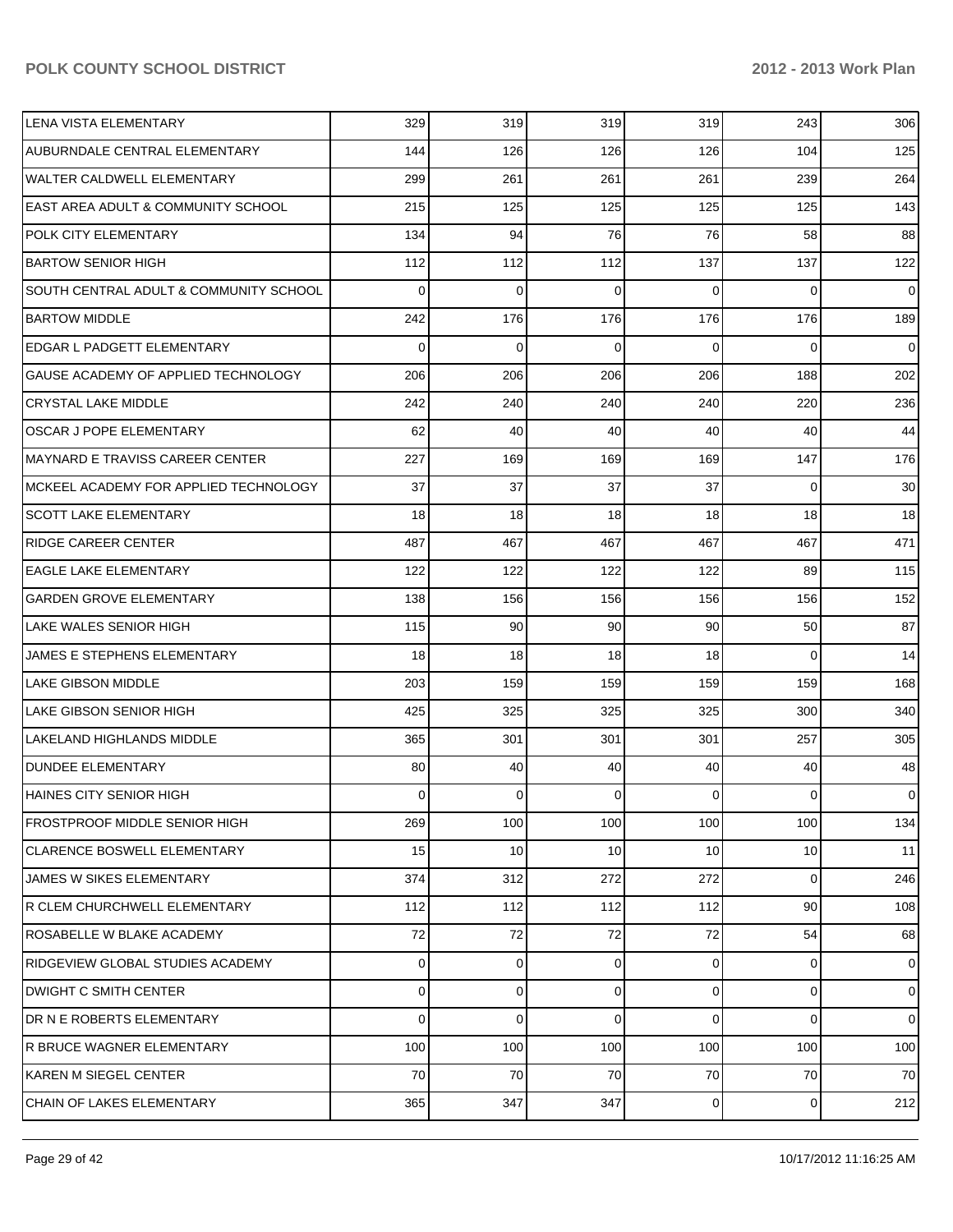| | | | | | | |
|---|---|---|---|---|---|---|
| LENA VISTA ELEMENTARY | 329 | 319 | 319 | 319 | 243 | 306 |
| AUBURNDALE CENTRAL ELEMENTARY | 144 | 126 | 126 | 126 | 104 | 125 |
| WALTER CALDWELL ELEMENTARY | 299 | 261 | 261 | 261 | 239 | 264 |
| EAST AREA ADULT & COMMUNITY SCHOOL | 215 | 125 | 125 | 125 | 125 | 143 |
| POLK CITY ELEMENTARY | 134 | 94 | 76 | 76 | 58 | 88 |
| BARTOW SENIOR HIGH | 112 | 112 | 112 | 137 | 137 | 122 |
| SOUTH CENTRAL ADULT & COMMUNITY SCHOOL | 0 | 0 | 0 | 0 | 0 | 0 |
| BARTOW MIDDLE | 242 | 176 | 176 | 176 | 176 | 189 |
| EDGAR L PADGETT ELEMENTARY | 0 | 0 | 0 | 0 | 0 | 0 |
| GAUSE ACADEMY OF APPLIED TECHNOLOGY | 206 | 206 | 206 | 206 | 188 | 202 |
| CRYSTAL LAKE MIDDLE | 242 | 240 | 240 | 240 | 220 | 236 |
| OSCAR J POPE ELEMENTARY | 62 | 40 | 40 | 40 | 40 | 44 |
| MAYNARD E TRAVISS CAREER CENTER | 227 | 169 | 169 | 169 | 147 | 176 |
| MCKEEL ACADEMY FOR APPLIED TECHNOLOGY | 37 | 37 | 37 | 37 | 0 | 30 |
| SCOTT LAKE ELEMENTARY | 18 | 18 | 18 | 18 | 18 | 18 |
| RIDGE CAREER CENTER | 487 | 467 | 467 | 467 | 467 | 471 |
| EAGLE LAKE ELEMENTARY | 122 | 122 | 122 | 122 | 89 | 115 |
| GARDEN GROVE ELEMENTARY | 138 | 156 | 156 | 156 | 156 | 152 |
| LAKE WALES SENIOR HIGH | 115 | 90 | 90 | 90 | 50 | 87 |
| JAMES E STEPHENS ELEMENTARY | 18 | 18 | 18 | 18 | 0 | 14 |
| LAKE GIBSON MIDDLE | 203 | 159 | 159 | 159 | 159 | 168 |
| LAKE GIBSON SENIOR HIGH | 425 | 325 | 325 | 325 | 300 | 340 |
| LAKELAND HIGHLANDS MIDDLE | 365 | 301 | 301 | 301 | 257 | 305 |
| DUNDEE ELEMENTARY | 80 | 40 | 40 | 40 | 40 | 48 |
| HAINES CITY SENIOR HIGH | 0 | 0 | 0 | 0 | 0 | 0 |
| FROSTPROOF MIDDLE SENIOR HIGH | 269 | 100 | 100 | 100 | 100 | 134 |
| CLARENCE BOSWELL ELEMENTARY | 15 | 10 | 10 | 10 | 10 | 11 |
| JAMES W SIKES ELEMENTARY | 374 | 312 | 272 | 272 | 0 | 246 |
| R CLEM CHURCHWELL ELEMENTARY | 112 | 112 | 112 | 112 | 90 | 108 |
| ROSABELLE W BLAKE ACADEMY | 72 | 72 | 72 | 72 | 54 | 68 |
| RIDGEVIEW GLOBAL STUDIES ACADEMY | 0 | 0 | 0 | 0 | 0 | 0 |
| DWIGHT C SMITH CENTER | 0 | 0 | 0 | 0 | 0 | 0 |
| DR N E ROBERTS ELEMENTARY | 0 | 0 | 0 | 0 | 0 | 0 |
| R BRUCE WAGNER ELEMENTARY | 100 | 100 | 100 | 100 | 100 | 100 |
| KAREN M SIEGEL CENTER | 70 | 70 | 70 | 70 | 70 | 70 |
| CHAIN OF LAKES ELEMENTARY | 365 | 347 | 347 | 0 | 0 | 212 |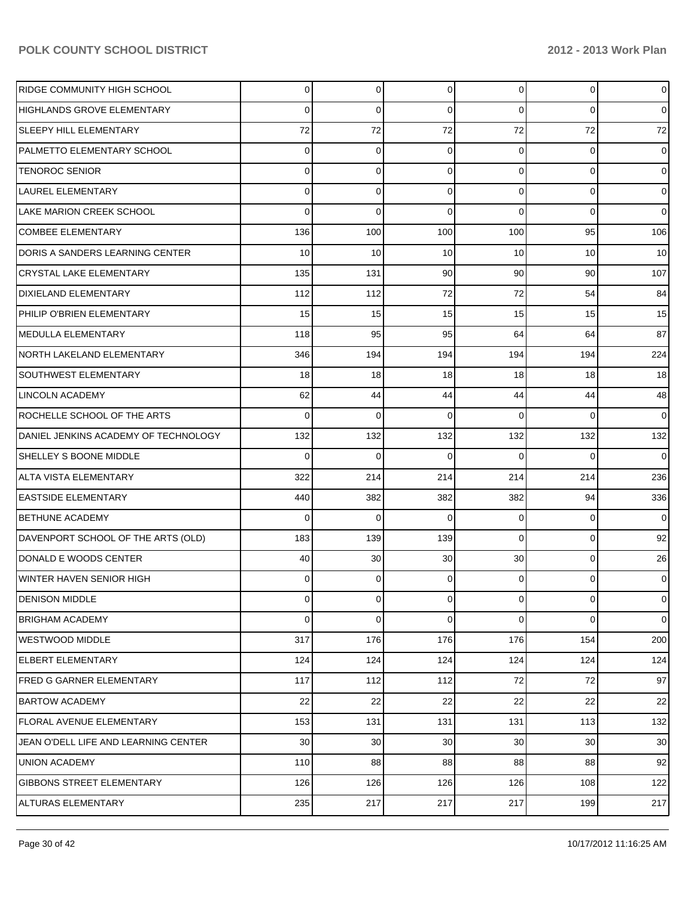| | | | | | | |
|---|---|---|---|---|---|---|
| RIDGE COMMUNITY HIGH SCHOOL | 0 | 0 | 0 | 0 | 0 | 0 |
| HIGHLANDS GROVE ELEMENTARY | 0 | 0 | 0 | 0 | 0 | 0 |
| SLEEPY HILL ELEMENTARY | 72 | 72 | 72 | 72 | 72 | 72 |
| PALMETTO ELEMENTARY SCHOOL | 0 | 0 | 0 | 0 | 0 | 0 |
| TENOROC SENIOR | 0 | 0 | 0 | 0 | 0 | 0 |
| LAUREL ELEMENTARY | 0 | 0 | 0 | 0 | 0 | 0 |
| LAKE MARION CREEK SCHOOL | 0 | 0 | 0 | 0 | 0 | 0 |
| COMBEE ELEMENTARY | 136 | 100 | 100 | 100 | 95 | 106 |
| DORIS A SANDERS LEARNING CENTER | 10 | 10 | 10 | 10 | 10 | 10 |
| CRYSTAL LAKE ELEMENTARY | 135 | 131 | 90 | 90 | 90 | 107 |
| DIXIELAND ELEMENTARY | 112 | 112 | 72 | 72 | 54 | 84 |
| PHILIP O'BRIEN ELEMENTARY | 15 | 15 | 15 | 15 | 15 | 15 |
| MEDULLA ELEMENTARY | 118 | 95 | 95 | 64 | 64 | 87 |
| NORTH LAKELAND ELEMENTARY | 346 | 194 | 194 | 194 | 194 | 224 |
| SOUTHWEST ELEMENTARY | 18 | 18 | 18 | 18 | 18 | 18 |
| LINCOLN ACADEMY | 62 | 44 | 44 | 44 | 44 | 48 |
| ROCHELLE SCHOOL OF THE ARTS | 0 | 0 | 0 | 0 | 0 | 0 |
| DANIEL JENKINS ACADEMY OF TECHNOLOGY | 132 | 132 | 132 | 132 | 132 | 132 |
| SHELLEY S BOONE MIDDLE | 0 | 0 | 0 | 0 | 0 | 0 |
| ALTA VISTA ELEMENTARY | 322 | 214 | 214 | 214 | 214 | 236 |
| EASTSIDE ELEMENTARY | 440 | 382 | 382 | 382 | 94 | 336 |
| BETHUNE ACADEMY | 0 | 0 | 0 | 0 | 0 | 0 |
| DAVENPORT SCHOOL OF THE ARTS (OLD) | 183 | 139 | 139 | 0 | 0 | 92 |
| DONALD E WOODS CENTER | 40 | 30 | 30 | 30 | 0 | 26 |
| WINTER HAVEN SENIOR HIGH | 0 | 0 | 0 | 0 | 0 | 0 |
| DENISON MIDDLE | 0 | 0 | 0 | 0 | 0 | 0 |
| BRIGHAM ACADEMY | 0 | 0 | 0 | 0 | 0 | 0 |
| WESTWOOD MIDDLE | 317 | 176 | 176 | 176 | 154 | 200 |
| ELBERT ELEMENTARY | 124 | 124 | 124 | 124 | 124 | 124 |
| FRED G GARNER ELEMENTARY | 117 | 112 | 112 | 72 | 72 | 97 |
| BARTOW ACADEMY | 22 | 22 | 22 | 22 | 22 | 22 |
| FLORAL AVENUE ELEMENTARY | 153 | 131 | 131 | 131 | 113 | 132 |
| JEAN O'DELL LIFE AND LEARNING CENTER | 30 | 30 | 30 | 30 | 30 | 30 |
| UNION ACADEMY | 110 | 88 | 88 | 88 | 88 | 92 |
| GIBBONS STREET ELEMENTARY | 126 | 126 | 126 | 126 | 108 | 122 |
| ALTURAS ELEMENTARY | 235 | 217 | 217 | 217 | 199 | 217 |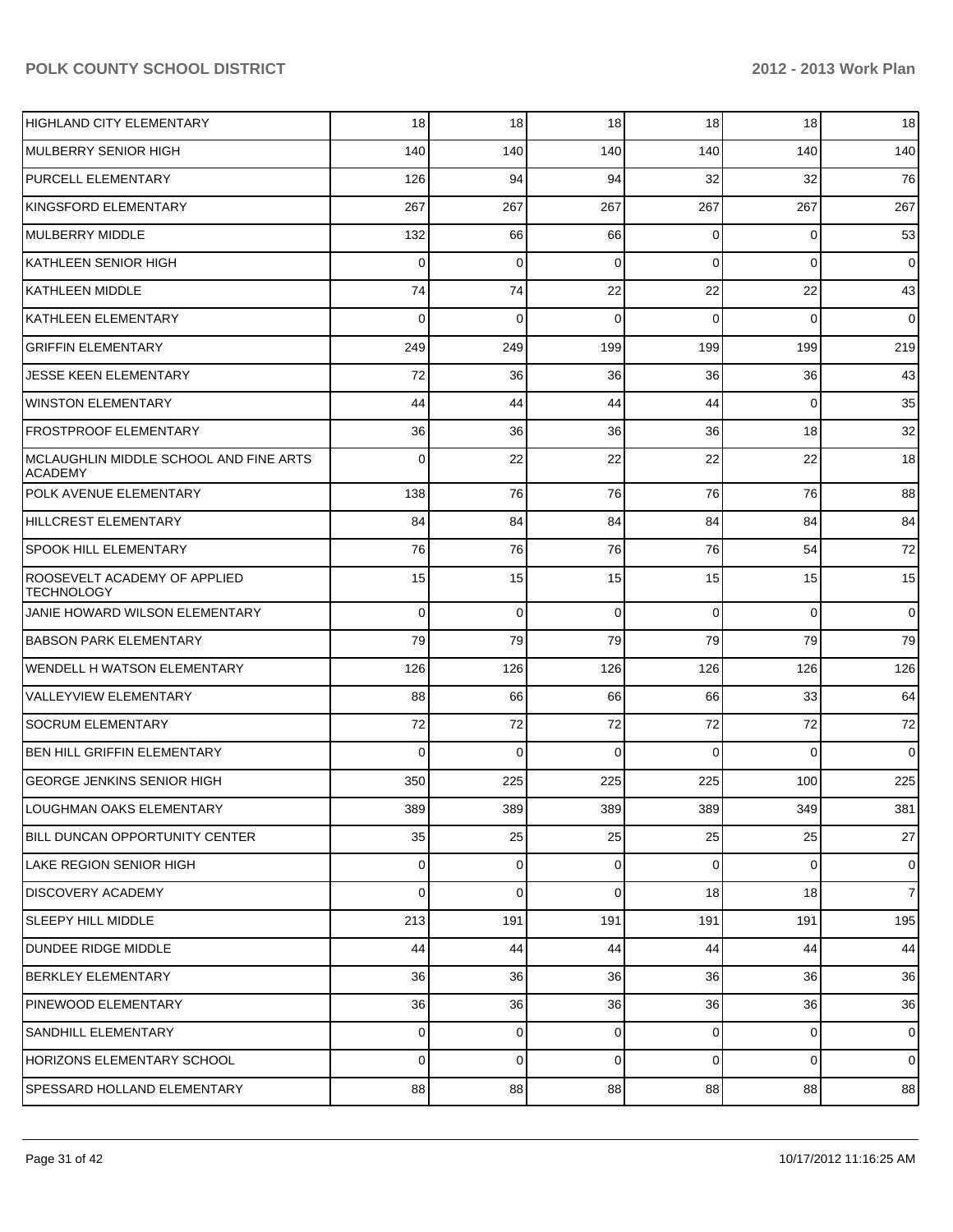| | | | | | | |
|---|---|---|---|---|---|---|
| HIGHLAND CITY ELEMENTARY | 18 | 18 | 18 | 18 | 18 | 18 |
| MULBERRY SENIOR HIGH | 140 | 140 | 140 | 140 | 140 | 140 |
| PURCELL ELEMENTARY | 126 | 94 | 94 | 32 | 32 | 76 |
| KINGSFORD ELEMENTARY | 267 | 267 | 267 | 267 | 267 | 267 |
| MULBERRY MIDDLE | 132 | 66 | 66 | 0 | 0 | 53 |
| KATHLEEN SENIOR HIGH | 0 | 0 | 0 | 0 | 0 | 0 |
| KATHLEEN MIDDLE | 74 | 74 | 22 | 22 | 22 | 43 |
| KATHLEEN ELEMENTARY | 0 | 0 | 0 | 0 | 0 | 0 |
| GRIFFIN ELEMENTARY | 249 | 249 | 199 | 199 | 199 | 219 |
| JESSE KEEN ELEMENTARY | 72 | 36 | 36 | 36 | 36 | 43 |
| WINSTON ELEMENTARY | 44 | 44 | 44 | 44 | 0 | 35 |
| FROSTPROOF ELEMENTARY | 36 | 36 | 36 | 36 | 18 | 32 |
| MCLAUGHLIN MIDDLE SCHOOL AND FINE ARTS ACADEMY | 0 | 22 | 22 | 22 | 22 | 18 |
| POLK AVENUE ELEMENTARY | 138 | 76 | 76 | 76 | 76 | 88 |
| HILLCREST ELEMENTARY | 84 | 84 | 84 | 84 | 84 | 84 |
| SPOOK HILL ELEMENTARY | 76 | 76 | 76 | 76 | 54 | 72 |
| ROOSEVELT ACADEMY OF APPLIED TECHNOLOGY | 15 | 15 | 15 | 15 | 15 | 15 |
| JANIE HOWARD WILSON ELEMENTARY | 0 | 0 | 0 | 0 | 0 | 0 |
| BABSON PARK ELEMENTARY | 79 | 79 | 79 | 79 | 79 | 79 |
| WENDELL H WATSON ELEMENTARY | 126 | 126 | 126 | 126 | 126 | 126 |
| VALLEYVIEW ELEMENTARY | 88 | 66 | 66 | 66 | 33 | 64 |
| SOCRUM ELEMENTARY | 72 | 72 | 72 | 72 | 72 | 72 |
| BEN HILL GRIFFIN ELEMENTARY | 0 | 0 | 0 | 0 | 0 | 0 |
| GEORGE JENKINS SENIOR HIGH | 350 | 225 | 225 | 225 | 100 | 225 |
| LOUGHMAN OAKS ELEMENTARY | 389 | 389 | 389 | 389 | 349 | 381 |
| BILL DUNCAN OPPORTUNITY CENTER | 35 | 25 | 25 | 25 | 25 | 27 |
| LAKE REGION SENIOR HIGH | 0 | 0 | 0 | 0 | 0 | 0 |
| DISCOVERY ACADEMY | 0 | 0 | 0 | 18 | 18 | 7 |
| SLEEPY HILL MIDDLE | 213 | 191 | 191 | 191 | 191 | 195 |
| DUNDEE RIDGE MIDDLE | 44 | 44 | 44 | 44 | 44 | 44 |
| BERKLEY ELEMENTARY | 36 | 36 | 36 | 36 | 36 | 36 |
| PINEWOOD ELEMENTARY | 36 | 36 | 36 | 36 | 36 | 36 |
| SANDHILL ELEMENTARY | 0 | 0 | 0 | 0 | 0 | 0 |
| HORIZONS ELEMENTARY SCHOOL | 0 | 0 | 0 | 0 | 0 | 0 |
| SPESSARD HOLLAND ELEMENTARY | 88 | 88 | 88 | 88 | 88 | 88 |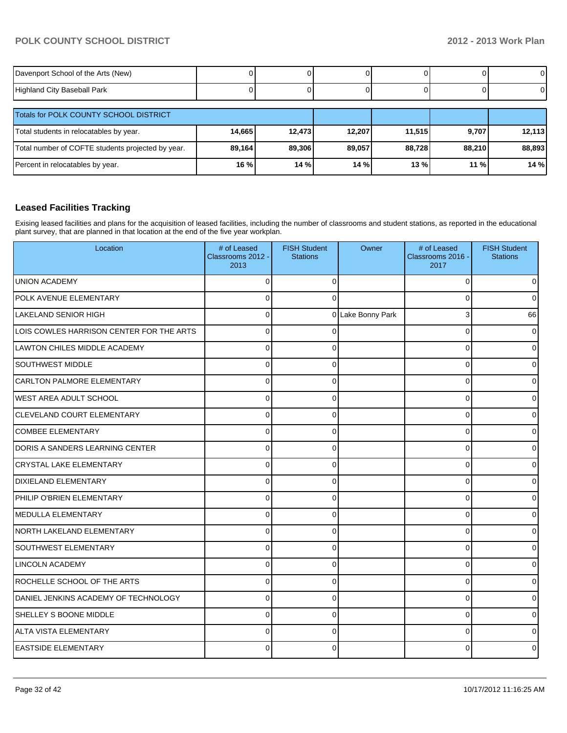| | | | | | | |
|---|---|---|---|---|---|---|
| Davenport School of the Arts (New) | 0 | 0 | 0 | 0 | 0 | 0 |
| Highland City Baseball Park | 0 | 0 | 0 | 0 | 0 | 0 |

| Totals for POLK COUNTY SCHOOL DISTRICT | | | | | | |
|---|---|---|---|---|---|---|
| Total students in relocatables by year. | **14,665** | **12,473** | **12,207** | **11,515** | **9,707** | **12,113** |
| Total number of COFTE students projected by year. | **89,164** | **89,306** | **89,057** | **88,728** | **88,210** | **88,893** |
| Percent in relocatables by year. | **16 %** | **14 %** | **14 %** | **13 %** | **11 %** | **14 %** |

## Leased Facilities Tracking

Exising leased facilities and plans for the acquisition of leased facilities, including the number of classrooms and student stations, as reported in the educational plant survey, that are planned in that location at the end of the five year workplan.

| Location | # of Leased Classrooms 2012 - 2013 | FISH Student Stations | Owner | # of Leased Classrooms 2016 - 2017 | FISH Student Stations |
|---|---|---|---|---|---|
| UNION ACADEMY | 0 | 0 | | 0 | 0 |
| POLK AVENUE ELEMENTARY | 0 | 0 | | 0 | 0 |
| LAKELAND SENIOR HIGH | 0 | 0 | Lake Bonny Park | 3 | 66 |
| LOIS COWLES HARRISON CENTER FOR THE ARTS | 0 | 0 | | 0 | 0 |
| LAWTON CHILES MIDDLE ACADEMY | 0 | 0 | | 0 | 0 |
| SOUTHWEST MIDDLE | 0 | 0 | | 0 | 0 |
| CARLTON PALMORE ELEMENTARY | 0 | 0 | | 0 | 0 |
| WEST AREA ADULT SCHOOL | 0 | 0 | | 0 | 0 |
| CLEVELAND COURT ELEMENTARY | 0 | 0 | | 0 | 0 |
| COMBEE ELEMENTARY | 0 | 0 | | 0 | 0 |
| DORIS A SANDERS LEARNING CENTER | 0 | 0 | | 0 | 0 |
| CRYSTAL LAKE ELEMENTARY | 0 | 0 | | 0 | 0 |
| DIXIELAND ELEMENTARY | 0 | 0 | | 0 | 0 |
| PHILIP O'BRIEN ELEMENTARY | 0 | 0 | | 0 | 0 |
| MEDULLA ELEMENTARY | 0 | 0 | | 0 | 0 |
| NORTH LAKELAND ELEMENTARY | 0 | 0 | | 0 | 0 |
| SOUTHWEST ELEMENTARY | 0 | 0 | | 0 | 0 |
| LINCOLN ACADEMY | 0 | 0 | | 0 | 0 |
| ROCHELLE SCHOOL OF THE ARTS | 0 | 0 | | 0 | 0 |
| DANIEL JENKINS ACADEMY OF TECHNOLOGY | 0 | 0 | | 0 | 0 |
| SHELLEY S BOONE MIDDLE | 0 | 0 | | 0 | 0 |
| ALTA VISTA ELEMENTARY | 0 | 0 | | 0 | 0 |
| EASTSIDE ELEMENTARY | 0 | 0 | | 0 | 0 |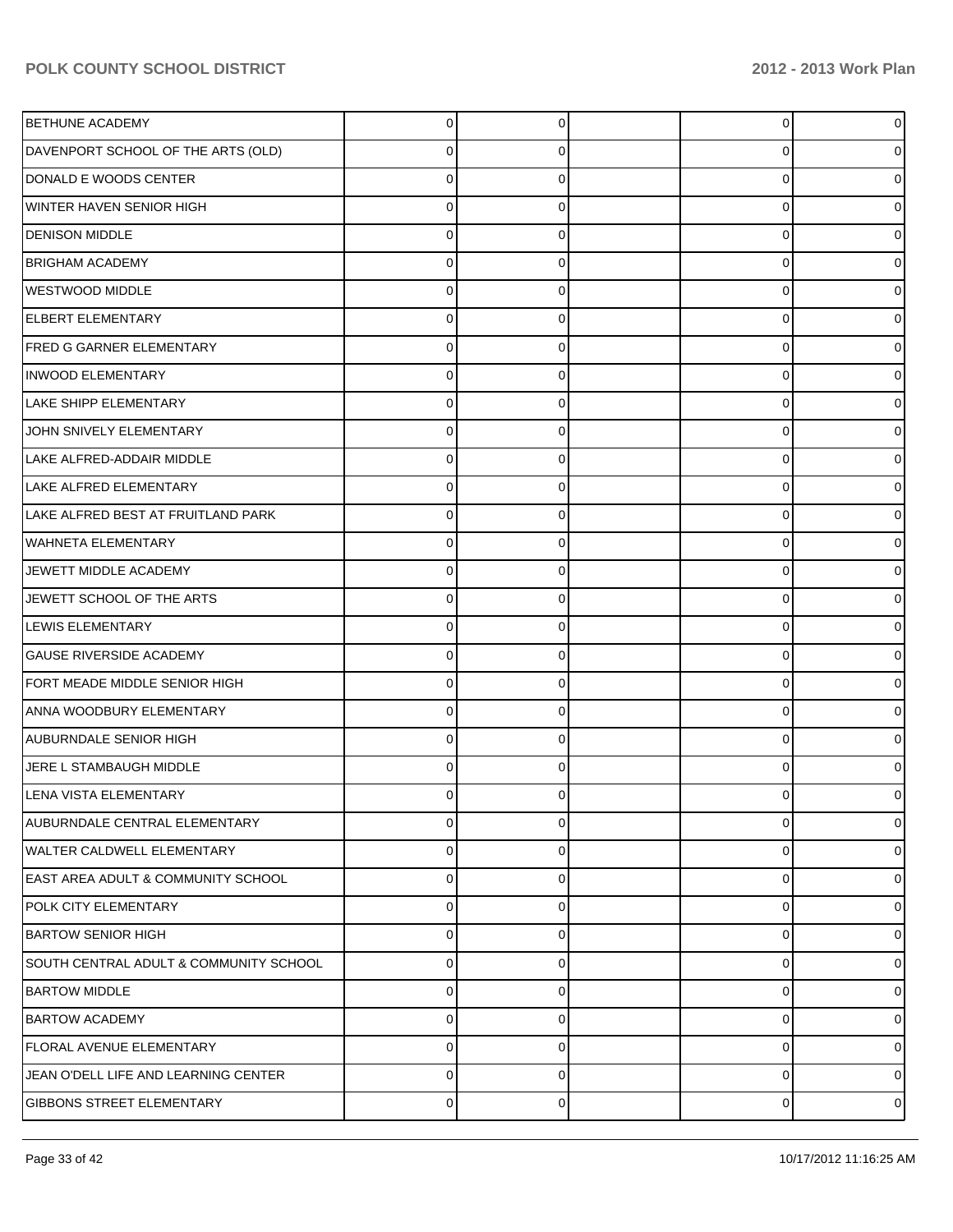| | | | | | |
|---|---|---|---|---|---|
| BETHUNE ACADEMY | 0 | 0 | | 0 | 0 |
| DAVENPORT SCHOOL OF THE ARTS (OLD) | 0 | 0 | | 0 | 0 |
| DONALD E WOODS CENTER | 0 | 0 | | 0 | 0 |
| WINTER HAVEN SENIOR HIGH | 0 | 0 | | 0 | 0 |
| DENISON MIDDLE | 0 | 0 | | 0 | 0 |
| BRIGHAM ACADEMY | 0 | 0 | | 0 | 0 |
| WESTWOOD MIDDLE | 0 | 0 | | 0 | 0 |
| ELBERT ELEMENTARY | 0 | 0 | | 0 | 0 |
| FRED G GARNER ELEMENTARY | 0 | 0 | | 0 | 0 |
| INWOOD ELEMENTARY | 0 | 0 | | 0 | 0 |
| LAKE SHIPP ELEMENTARY | 0 | 0 | | 0 | 0 |
| JOHN SNIVELY ELEMENTARY | 0 | 0 | | 0 | 0 |
| LAKE ALFRED-ADDAIR MIDDLE | 0 | 0 | | 0 | 0 |
| LAKE ALFRED ELEMENTARY | 0 | 0 | | 0 | 0 |
| LAKE ALFRED BEST AT FRUITLAND PARK | 0 | 0 | | 0 | 0 |
| WAHNETA ELEMENTARY | 0 | 0 | | 0 | 0 |
| JEWETT MIDDLE ACADEMY | 0 | 0 | | 0 | 0 |
| JEWETT SCHOOL OF THE ARTS | 0 | 0 | | 0 | 0 |
| LEWIS ELEMENTARY | 0 | 0 | | 0 | 0 |
| GAUSE RIVERSIDE ACADEMY | 0 | 0 | | 0 | 0 |
| FORT MEADE MIDDLE SENIOR HIGH | 0 | 0 | | 0 | 0 |
| ANNA WOODBURY ELEMENTARY | 0 | 0 | | 0 | 0 |
| AUBURNDALE SENIOR HIGH | 0 | 0 | | 0 | 0 |
| JERE L STAMBAUGH MIDDLE | 0 | 0 | | 0 | 0 |
| LENA VISTA ELEMENTARY | 0 | 0 | | 0 | 0 |
| AUBURNDALE CENTRAL ELEMENTARY | 0 | 0 | | 0 | 0 |
| WALTER CALDWELL ELEMENTARY | 0 | 0 | | 0 | 0 |
| EAST AREA ADULT & COMMUNITY SCHOOL | 0 | 0 | | 0 | 0 |
| POLK CITY ELEMENTARY | 0 | 0 | | 0 | 0 |
| BARTOW SENIOR HIGH | 0 | 0 | | 0 | 0 |
| SOUTH CENTRAL ADULT & COMMUNITY SCHOOL | 0 | 0 | | 0 | 0 |
| BARTOW MIDDLE | 0 | 0 | | 0 | 0 |
| BARTOW ACADEMY | 0 | 0 | | 0 | 0 |
| FLORAL AVENUE ELEMENTARY | 0 | 0 | | 0 | 0 |
| JEAN O'DELL LIFE AND LEARNING CENTER | 0 | 0 | | 0 | 0 |
| GIBBONS STREET ELEMENTARY | 0 | 0 | | 0 | 0 |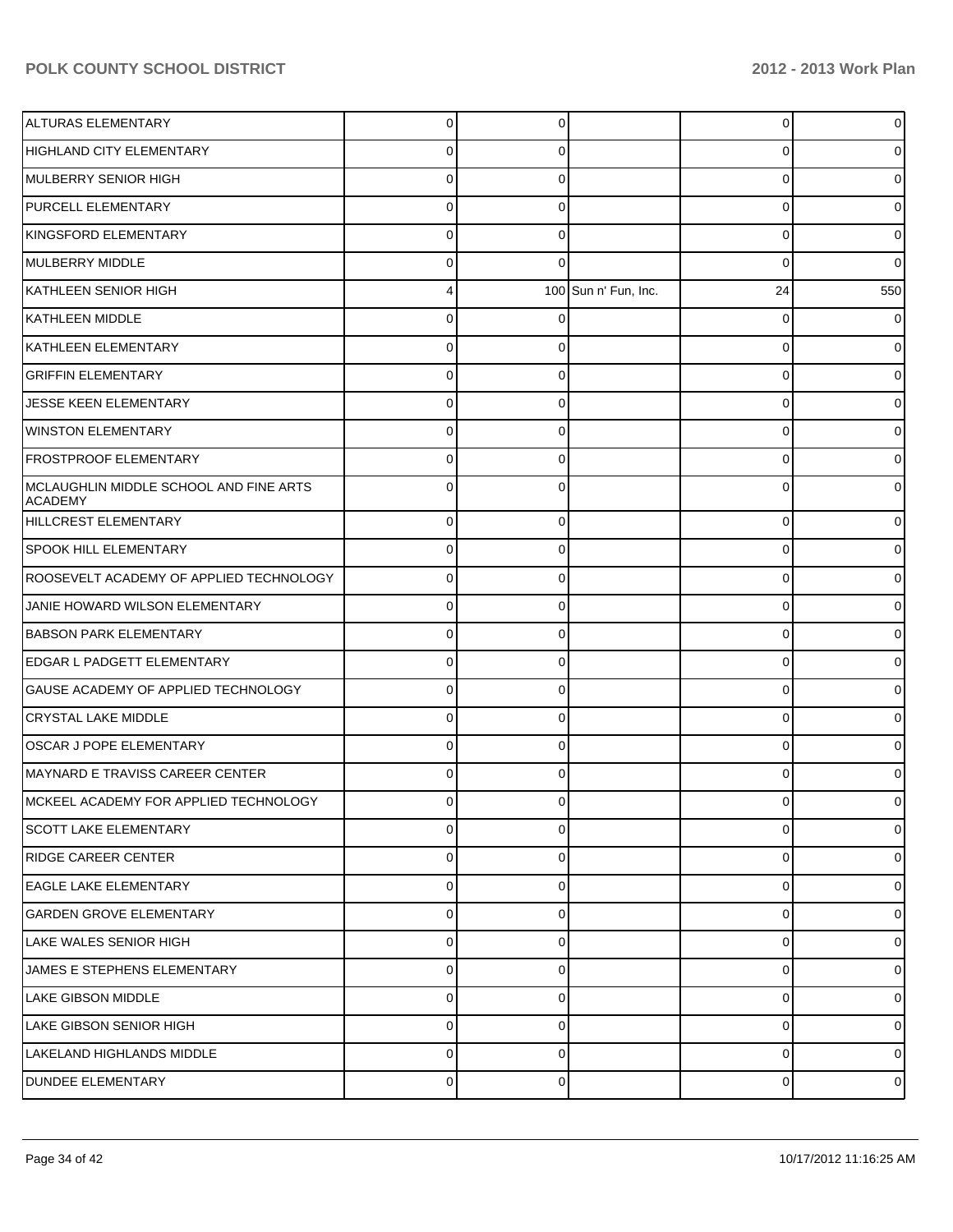| | | | | | |
|---|---|---|---|---|---|
| ALTURAS ELEMENTARY | 0 | 0 | | 0 | 0 |
| HIGHLAND CITY ELEMENTARY | 0 | 0 | | 0 | 0 |
| MULBERRY SENIOR HIGH | 0 | 0 | | 0 | 0 |
| PURCELL ELEMENTARY | 0 | 0 | | 0 | 0 |
| KINGSFORD ELEMENTARY | 0 | 0 | | 0 | 0 |
| MULBERRY MIDDLE | 0 | 0 | | 0 | 0 |
| KATHLEEN SENIOR HIGH | 4 | 100 | Sun n' Fun, Inc. | 24 | 550 |
| KATHLEEN MIDDLE | 0 | 0 | | 0 | 0 |
| KATHLEEN ELEMENTARY | 0 | 0 | | 0 | 0 |
| GRIFFIN ELEMENTARY | 0 | 0 | | 0 | 0 |
| JESSE KEEN ELEMENTARY | 0 | 0 | | 0 | 0 |
| WINSTON ELEMENTARY | 0 | 0 | | 0 | 0 |
| FROSTPROOF ELEMENTARY | 0 | 0 | | 0 | 0 |
| MCLAUGHLIN MIDDLE SCHOOL AND FINE ARTS ACADEMY | 0 | 0 | | 0 | 0 |
| HILLCREST ELEMENTARY | 0 | 0 | | 0 | 0 |
| SPOOK HILL ELEMENTARY | 0 | 0 | | 0 | 0 |
| ROOSEVELT ACADEMY OF APPLIED TECHNOLOGY | 0 | 0 | | 0 | 0 |
| JANIE HOWARD WILSON ELEMENTARY | 0 | 0 | | 0 | 0 |
| BABSON PARK ELEMENTARY | 0 | 0 | | 0 | 0 |
| EDGAR L PADGETT ELEMENTARY | 0 | 0 | | 0 | 0 |
| GAUSE ACADEMY OF APPLIED TECHNOLOGY | 0 | 0 | | 0 | 0 |
| CRYSTAL LAKE MIDDLE | 0 | 0 | | 0 | 0 |
| OSCAR J POPE ELEMENTARY | 0 | 0 | | 0 | 0 |
| MAYNARD E TRAVISS CAREER CENTER | 0 | 0 | | 0 | 0 |
| MCKEEL ACADEMY FOR APPLIED TECHNOLOGY | 0 | 0 | | 0 | 0 |
| SCOTT LAKE ELEMENTARY | 0 | 0 | | 0 | 0 |
| RIDGE CAREER CENTER | 0 | 0 | | 0 | 0 |
| EAGLE LAKE ELEMENTARY | 0 | 0 | | 0 | 0 |
| GARDEN GROVE ELEMENTARY | 0 | 0 | | 0 | 0 |
| LAKE WALES SENIOR HIGH | 0 | 0 | | 0 | 0 |
| JAMES E STEPHENS ELEMENTARY | 0 | 0 | | 0 | 0 |
| LAKE GIBSON MIDDLE | 0 | 0 | | 0 | 0 |
| LAKE GIBSON SENIOR HIGH | 0 | 0 | | 0 | 0 |
| LAKELAND HIGHLANDS MIDDLE | 0 | 0 | | 0 | 0 |
| DUNDEE ELEMENTARY | 0 | 0 | | 0 | 0 |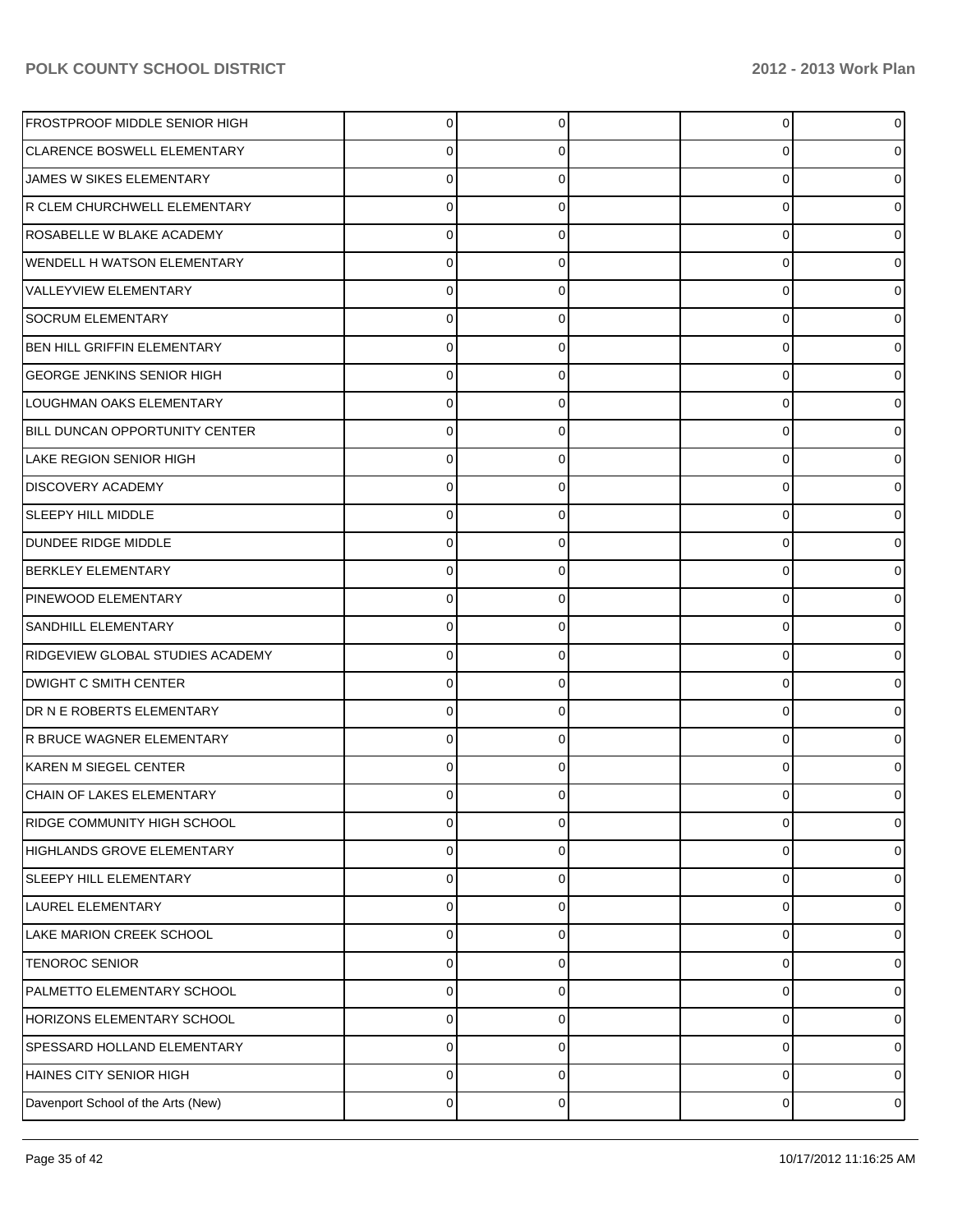| | | | | | |
|---|---|---|---|---|---|
| FROSTPROOF MIDDLE SENIOR HIGH | 0 | 0 | | 0 | 0 |
| CLARENCE BOSWELL ELEMENTARY | 0 | 0 | | 0 | 0 |
| JAMES W SIKES ELEMENTARY | 0 | 0 | | 0 | 0 |
| R CLEM CHURCHWELL ELEMENTARY | 0 | 0 | | 0 | 0 |
| ROSABELLE W BLAKE ACADEMY | 0 | 0 | | 0 | 0 |
| WENDELL H WATSON ELEMENTARY | 0 | 0 | | 0 | 0 |
| VALLEYVIEW ELEMENTARY | 0 | 0 | | 0 | 0 |
| SOCRUM ELEMENTARY | 0 | 0 | | 0 | 0 |
| BEN HILL GRIFFIN ELEMENTARY | 0 | 0 | | 0 | 0 |
| GEORGE JENKINS SENIOR HIGH | 0 | 0 | | 0 | 0 |
| LOUGHMAN OAKS ELEMENTARY | 0 | 0 | | 0 | 0 |
| BILL DUNCAN OPPORTUNITY CENTER | 0 | 0 | | 0 | 0 |
| LAKE REGION SENIOR HIGH | 0 | 0 | | 0 | 0 |
| DISCOVERY ACADEMY | 0 | 0 | | 0 | 0 |
| SLEEPY HILL MIDDLE | 0 | 0 | | 0 | 0 |
| DUNDEE RIDGE MIDDLE | 0 | 0 | | 0 | 0 |
| BERKLEY ELEMENTARY | 0 | 0 | | 0 | 0 |
| PINEWOOD ELEMENTARY | 0 | 0 | | 0 | 0 |
| SANDHILL ELEMENTARY | 0 | 0 | | 0 | 0 |
| RIDGEVIEW GLOBAL STUDIES ACADEMY | 0 | 0 | | 0 | 0 |
| DWIGHT C SMITH CENTER | 0 | 0 | | 0 | 0 |
| DR N E ROBERTS ELEMENTARY | 0 | 0 | | 0 | 0 |
| R BRUCE WAGNER ELEMENTARY | 0 | 0 | | 0 | 0 |
| KAREN M SIEGEL CENTER | 0 | 0 | | 0 | 0 |
| CHAIN OF LAKES ELEMENTARY | 0 | 0 | | 0 | 0 |
| RIDGE COMMUNITY HIGH SCHOOL | 0 | 0 | | 0 | 0 |
| HIGHLANDS GROVE ELEMENTARY | 0 | 0 | | 0 | 0 |
| SLEEPY HILL ELEMENTARY | 0 | 0 | | 0 | 0 |
| LAUREL ELEMENTARY | 0 | 0 | | 0 | 0 |
| LAKE MARION CREEK SCHOOL | 0 | 0 | | 0 | 0 |
| TENOROC SENIOR | 0 | 0 | | 0 | 0 |
| PALMETTO ELEMENTARY SCHOOL | 0 | 0 | | 0 | 0 |
| HORIZONS ELEMENTARY SCHOOL | 0 | 0 | | 0 | 0 |
| SPESSARD HOLLAND ELEMENTARY | 0 | 0 | | 0 | 0 |
| HAINES CITY SENIOR HIGH | 0 | 0 | | 0 | 0 |
| Davenport School of the Arts (New) | 0 | 0 | | 0 | 0 |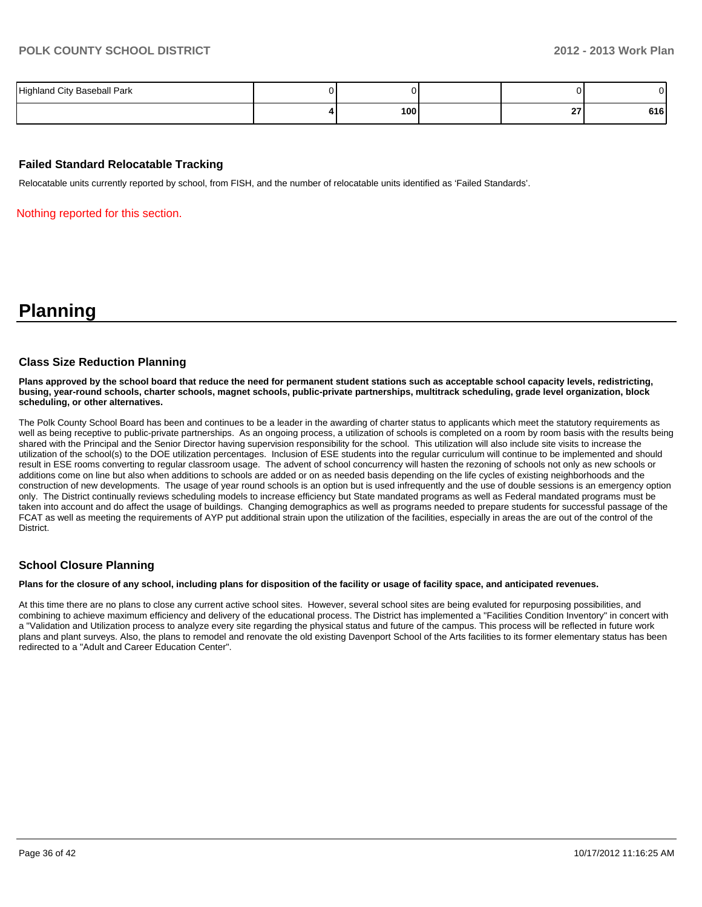| | | | | | |
|---|---|---|---|---|---|
| Highland City Baseball Park | 0 | 0 | | 0 | 0 |
| | **4** | **100** | | **27** | **616** |

### Failed Standard Relocatable Tracking

Relocatable units currently reported by school, from FISH, and the number of relocatable units identified as 'Failed Standards'.

Nothing reported for this section.

# Planning

### Class Size Reduction Planning

**Plans approved by the school board that reduce the need for permanent student stations such as acceptable school capacity levels, redistricting, busing, year-round schools, charter schools, magnet schools, public-private partnerships, multitrack scheduling, grade level organization, block scheduling, or other alternatives.**

The Polk County School Board has been and continues to be a leader in the awarding of charter status to applicants which meet the statutory requirements as well as being receptive to public-private partnerships. As an ongoing process, a utilization of schools is completed on a room by room basis with the results being shared with the Principal and the Senior Director having supervision responsibility for the school. This utilization will also include site visits to increase the utilization of the school(s) to the DOE utilization percentages. Inclusion of ESE students into the regular curriculum will continue to be implemented and should result in ESE rooms converting to regular classroom usage. The advent of school concurrency will hasten the rezoning of schools not only as new schools or additions come on line but also when additions to schools are added or on as needed basis depending on the life cycles of existing neighborhoods and the construction of new developments. The usage of year round schools is an option but is used infrequently and the use of double sessions is an emergency option only. The District continually reviews scheduling models to increase efficiency but State mandated programs as well as Federal mandated programs must be taken into account and do affect the usage of buildings. Changing demographics as well as programs needed to prepare students for successful passage of the FCAT as well as meeting the requirements of AYP put additional strain upon the utilization of the facilities, especially in areas the are out of the control of the District.

### School Closure Planning

**Plans for the closure of any school, including plans for disposition of the facility or usage of facility space, and anticipated revenues.**

At this time there are no plans to close any current active school sites. However, several school sites are being evaluted for repurposing possibilities, and combining to achieve maximum efficiency and delivery of the educational process. The District has implemented a "Facilities Condition Inventory" in concert with a "Validation and Utilization process to analyze every site regarding the physical status and future of the campus. This process will be reflected in future work plans and plant surveys. Also, the plans to remodel and renovate the old existing Davenport School of the Arts facilities to its former elementary status has been redirected to a "Adult and Career Education Center".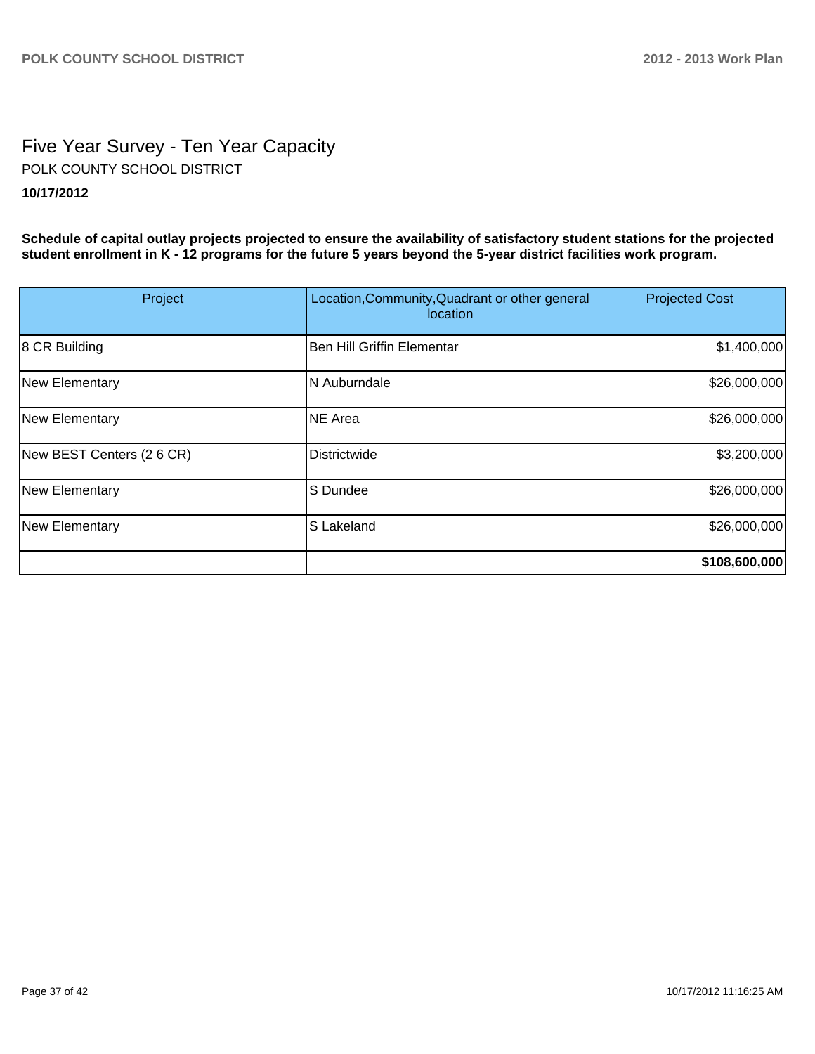# Five Year Survey - Ten Year Capacity

POLK COUNTY SCHOOL DISTRICT

**10/17/2012**

**Schedule of capital outlay projects projected to ensure the availability of satisfactory student stations for the projected student enrollment in K - 12 programs for the future 5 years beyond the 5-year district facilities work program.**

| Project | Location,Community,Quadrant or other general location | Projected Cost |
|---|---|---|
| 8 CR Building | Ben Hill Griffin Elementar | $1,400,000 |
| New Elementary | N Auburndale | $26,000,000 |
| New Elementary | NE Area | $26,000,000 |
| New BEST Centers (2 6 CR) | Districtwide | $3,200,000 |
| New Elementary | S Dundee | $26,000,000 |
| New Elementary | S Lakeland | $26,000,000 |
| | | **$108,600,000** |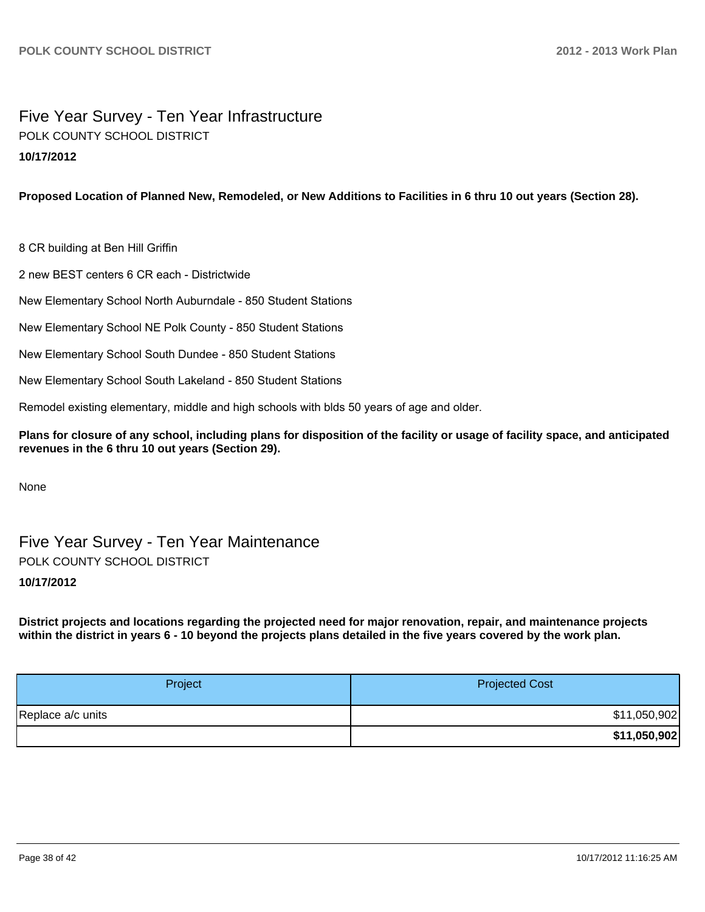# Five Year Survey - Ten Year Infrastructure

POLK COUNTY SCHOOL DISTRICT

**10/17/2012**

**Proposed Location of Planned New, Remodeled, or New Additions to Facilities in 6 thru 10 out years (Section 28).**

8 CR building at Ben Hill Griffin

2 new BEST centers 6 CR each - Districtwide

New Elementary School North Auburndale - 850 Student Stations

New Elementary School NE Polk County - 850 Student Stations

New Elementary School South Dundee - 850 Student Stations

New Elementary School South Lakeland - 850 Student Stations

Remodel existing elementary, middle and high schools with blds 50 years of age and older.

**Plans for closure of any school, including plans for disposition of the facility or usage of facility space, and anticipated revenues in the 6 thru 10 out years (Section 29).**

None

# Five Year Survey - Ten Year Maintenance

POLK COUNTY SCHOOL DISTRICT

**10/17/2012**

**District projects and locations regarding the projected need for major renovation, repair, and maintenance projects within the district in years 6 - 10 beyond the projects plans detailed in the five years covered by the work plan.**

| Project | Projected Cost |
|---|---|
| Replace a/c units | $11,050,902 |
| | **$11,050,902** |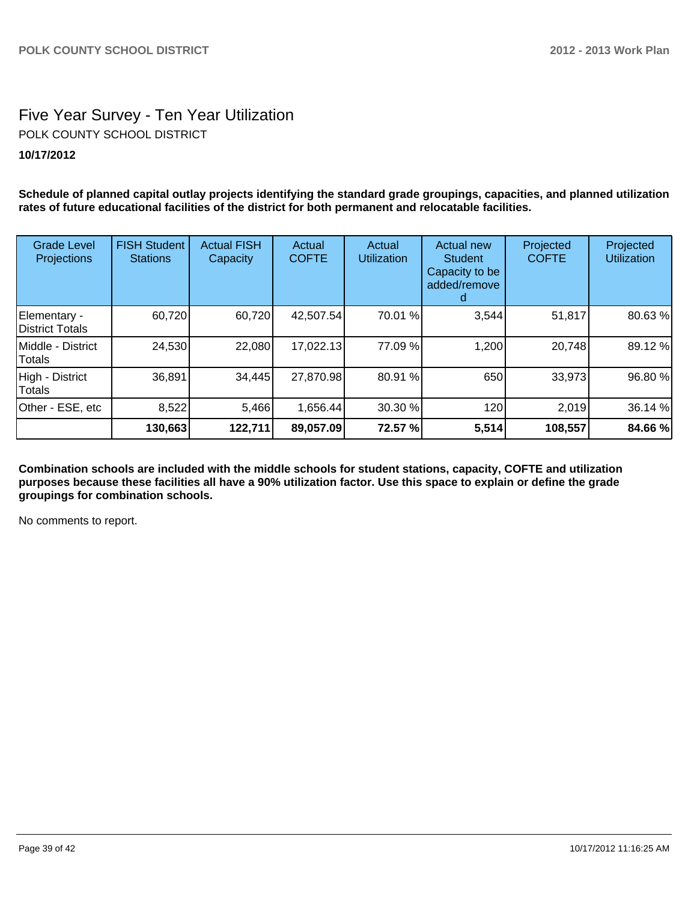# Five Year Survey - Ten Year Utilization

POLK COUNTY SCHOOL DISTRICT

**10/17/2012**

**Schedule of planned capital outlay projects identifying the standard grade groupings, capacities, and planned utilization rates of future educational facilities of the district for both permanent and relocatable facilities.**

| Grade Level Projections | FISH Student Stations | Actual FISH Capacity | Actual COFTE | Actual Utilization | Actual new Student Capacity to be added/removed | Projected COFTE | Projected Utilization |
|---|---|---|---|---|---|---|---|
| Elementary - District Totals | 60,720 | 60,720 | 42,507.54 | 70.01 % | 3,544 | 51,817 | 80.63 % |
| Middle - District Totals | 24,530 | 22,080 | 17,022.13 | 77.09 % | 1,200 | 20,748 | 89.12 % |
| High - District Totals | 36,891 | 34,445 | 27,870.98 | 80.91 % | 650 | 33,973 | 96.80 % |
| Other - ESE, etc | 8,522 | 5,466 | 1,656.44 | 30.30 % | 120 | 2,019 | 36.14 % |
| | **130,663** | **122,711** | **89,057.09** | **72.57 %** | **5,514** | **108,557** | **84.66 %** |

**Combination schools are included with the middle schools for student stations, capacity, COFTE and utilization purposes because these facilities all have a 90% utilization factor. Use this space to explain or define the grade groupings for combination schools.**

No comments to report.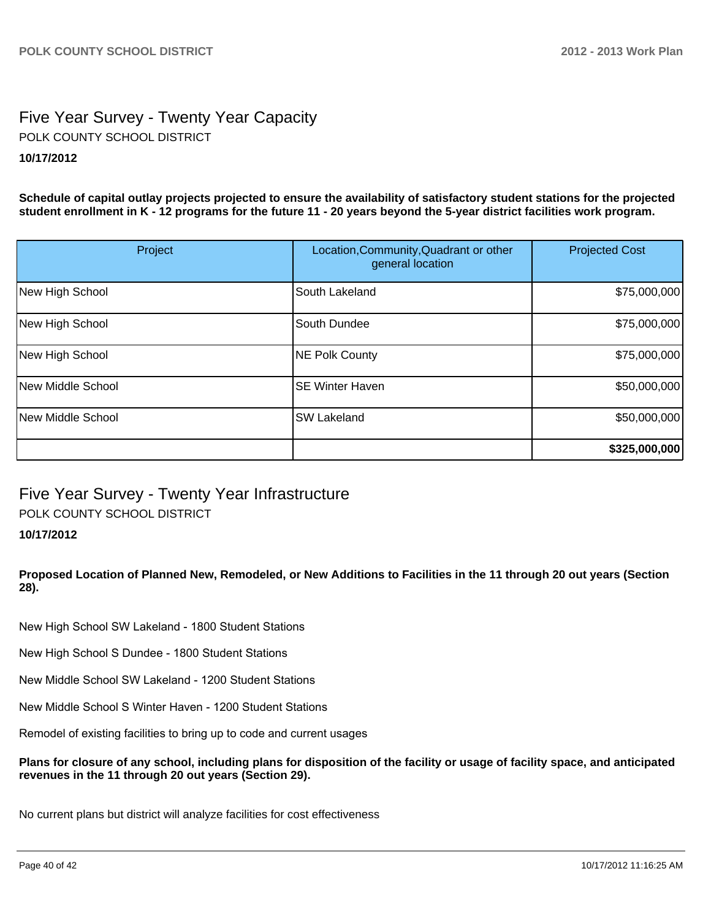## Five Year Survey - Twenty Year Capacity

POLK COUNTY SCHOOL DISTRICT

**10/17/2012**

**Schedule of capital outlay projects projected to ensure the availability of satisfactory student stations for the projected student enrollment in K - 12 programs for the future 11 - 20 years beyond the 5-year district facilities work program.**

| Project | Location,Community,Quadrant or other general location | Projected Cost |
|---|---|---|
| New High School | South Lakeland | $75,000,000 |
| New High School | South Dundee | $75,000,000 |
| New High School | NE Polk County | $75,000,000 |
| New Middle School | SE Winter Haven | $50,000,000 |
| New Middle School | SW Lakeland | $50,000,000 |
| | | **$325,000,000** |

## Five Year Survey - Twenty Year Infrastructure

POLK COUNTY SCHOOL DISTRICT

**10/17/2012**

**Proposed Location of Planned New, Remodeled, or New Additions to Facilities in the 11 through 20 out years (Section 28).**

New High School SW Lakeland - 1800 Student Stations

New High School S Dundee - 1800 Student Stations

New Middle School SW Lakeland - 1200 Student Stations

New Middle School S Winter Haven - 1200 Student Stations

Remodel of existing facilities to bring up to code and current usages

**Plans for closure of any school, including plans for disposition of the facility or usage of facility space, and anticipated revenues in the 11 through 20 out years (Section 29).**

No current plans but district will analyze facilities for cost effectiveness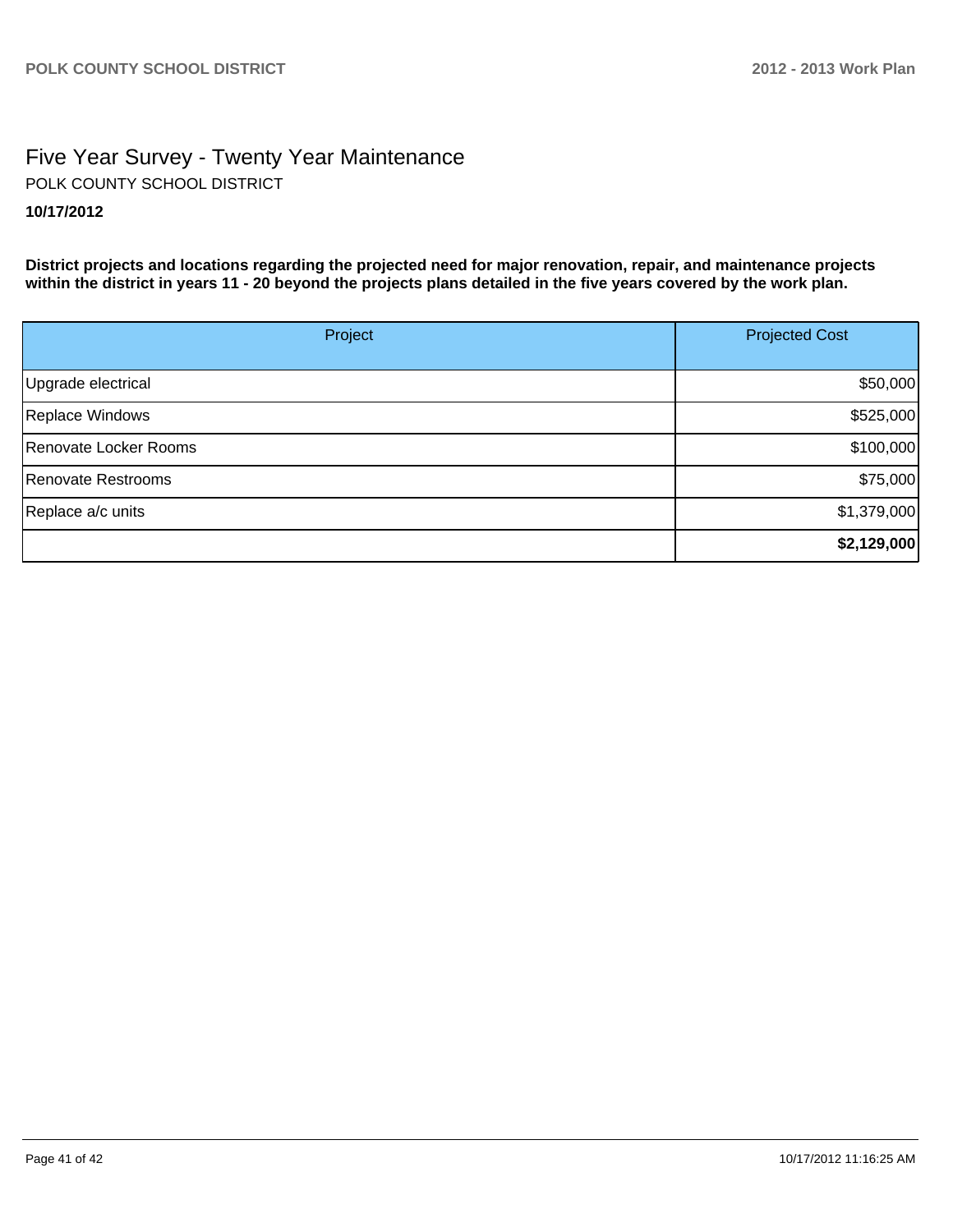# Five Year Survey - Twenty Year Maintenance

POLK COUNTY SCHOOL DISTRICT

**10/17/2012**

**District projects and locations regarding the projected need for major renovation, repair, and maintenance projects within the district in years 11 - 20 beyond the projects plans detailed in the five years covered by the work plan.**

| Project | Projected Cost |
|---|---|
| Upgrade electrical | $50,000 |
| Replace Windows | $525,000 |
| Renovate Locker Rooms | $100,000 |
| Renovate Restrooms | $75,000 |
| Replace a/c units | $1,379,000 |
| | **$2,129,000** |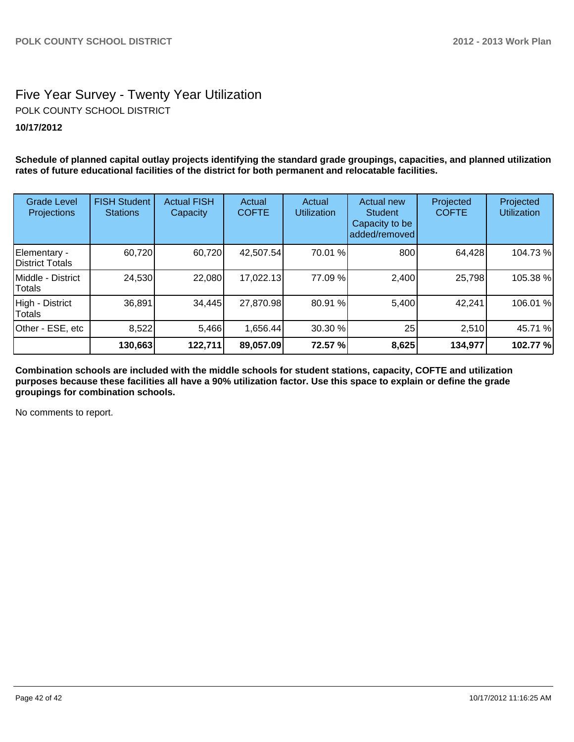# Five Year Survey - Twenty Year Utilization

POLK COUNTY SCHOOL DISTRICT

**10/17/2012**

**Schedule of planned capital outlay projects identifying the standard grade groupings, capacities, and planned utilization rates of future educational facilities of the district for both permanent and relocatable facilities.**

| Grade Level Projections | FISH Student Stations | Actual FISH Capacity | Actual COFTE | Actual Utilization | Actual new Student Capacity to be added/removed | Projected COFTE | Projected Utilization |
|---|---|---|---|---|---|---|---|
| Elementary - District Totals | 60,720 | 60,720 | 42,507.54 | 70.01 % | 800 | 64,428 | 104.73 % |
| Middle - District Totals | 24,530 | 22,080 | 17,022.13 | 77.09 % | 2,400 | 25,798 | 105.38 % |
| High - District Totals | 36,891 | 34,445 | 27,870.98 | 80.91 % | 5,400 | 42,241 | 106.01 % |
| Other - ESE, etc | 8,522 | 5,466 | 1,656.44 | 30.30 % | 25 | 2,510 | 45.71 % |
| | **130,663** | **122,711** | **89,057.09** | **72.57 %** | **8,625** | **134,977** | **102.77 %** |

**Combination schools are included with the middle schools for student stations, capacity, COFTE and utilization purposes because these facilities all have a 90% utilization factor. Use this space to explain or define the grade groupings for combination schools.**

No comments to report.